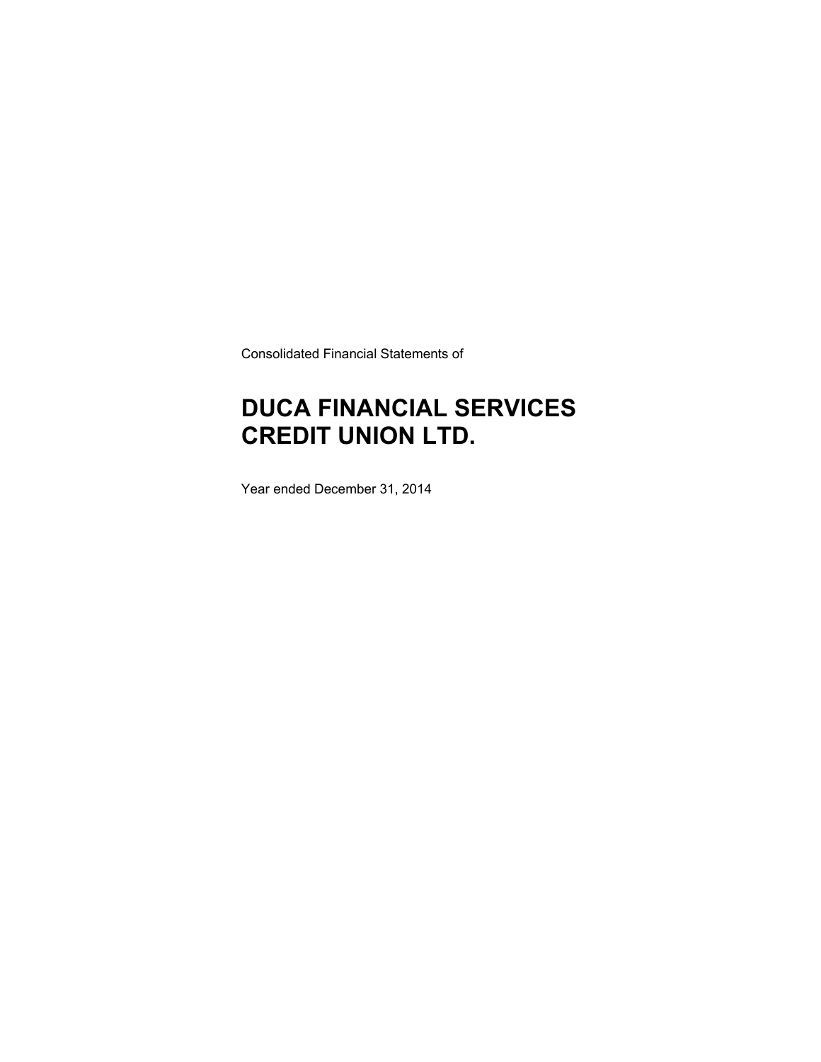Consolidated Financial Statements of

# DUCA FINANCIAL SERVICES CREDIT UNION LTD.

Year ended December 31, 2014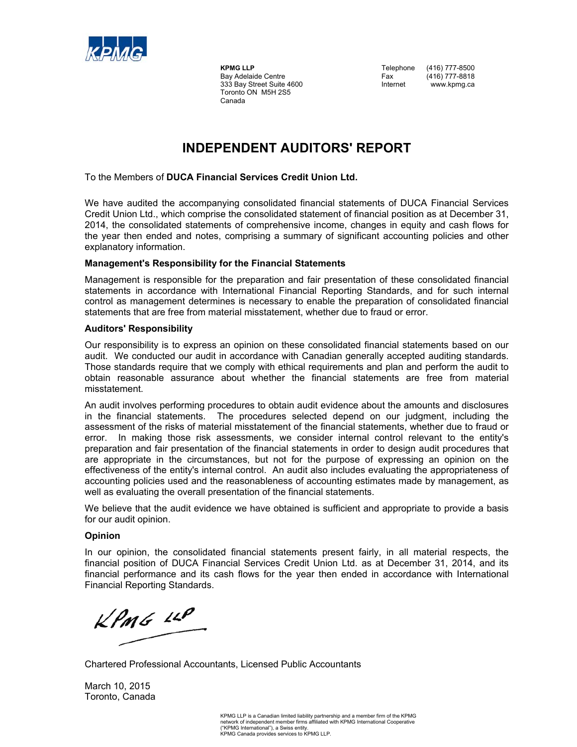**KPMG LLP**
Bay Adelaide Centre
333 Bay Street Suite 4600
Toronto ON M5H 2S5
Canada

Telephone (416) 777-8500
Fax (416) 777-8818
Internet www.kpmg.ca

# INDEPENDENT AUDITORS' REPORT

To the Members of **DUCA Financial Services Credit Union Ltd.**

We have audited the accompanying consolidated financial statements of DUCA Financial Services Credit Union Ltd., which comprise the consolidated statement of financial position as at December 31, 2014, the consolidated statements of comprehensive income, changes in equity and cash flows for the year then ended and notes, comprising a summary of significant accounting policies and other explanatory information.

### Management's Responsibility for the Financial Statements

Management is responsible for the preparation and fair presentation of these consolidated financial statements in accordance with International Financial Reporting Standards, and for such internal control as management determines is necessary to enable the preparation of consolidated financial statements that are free from material misstatement, whether due to fraud or error.

### Auditors' Responsibility

Our responsibility is to express an opinion on these consolidated financial statements based on our audit. We conducted our audit in accordance with Canadian generally accepted auditing standards. Those standards require that we comply with ethical requirements and plan and perform the audit to obtain reasonable assurance about whether the financial statements are free from material misstatement.

An audit involves performing procedures to obtain audit evidence about the amounts and disclosures in the financial statements. The procedures selected depend on our judgment, including the assessment of the risks of material misstatement of the financial statements, whether due to fraud or error. In making those risk assessments, we consider internal control relevant to the entity's preparation and fair presentation of the financial statements in order to design audit procedures that are appropriate in the circumstances, but not for the purpose of expressing an opinion on the effectiveness of the entity's internal control. An audit also includes evaluating the appropriateness of accounting policies used and the reasonableness of accounting estimates made by management, as well as evaluating the overall presentation of the financial statements.

We believe that the audit evidence we have obtained is sufficient and appropriate to provide a basis for our audit opinion.

### Opinion

In our opinion, the consolidated financial statements present fairly, in all material respects, the financial position of DUCA Financial Services Credit Union Ltd. as at December 31, 2014, and its financial performance and its cash flows for the year then ended in accordance with International Financial Reporting Standards.

KPMG LLP

Chartered Professional Accountants, Licensed Public Accountants

March 10, 2015
Toronto, Canada

KPMG LLP is a Canadian limited liability partnership and a member firm of the KPMG network of independent member firms affiliated with KPMG International Cooperative ("KPMG International"), a Swiss entity.
KPMG Canada provides services to KPMG LLP.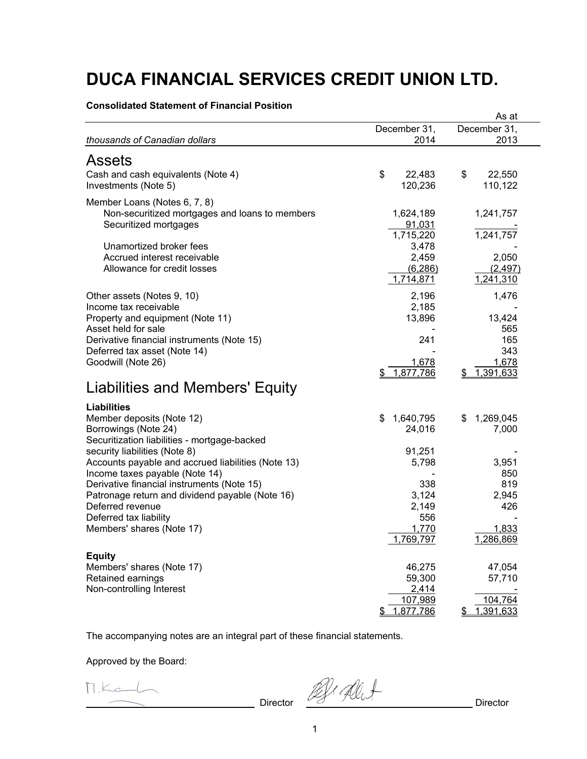# DUCA FINANCIAL SERVICES CREDIT UNION LTD.

**Consolidated Statement of Financial Position**

| *thousands of Canadian dollars* | As at December 31, 2014 | December 31, 2013 |
|---|---|---|
| **Assets** | | |
| Cash and cash equivalents (Note 4) | $ 22,483 | $ 22,550 |
| Investments (Note 5) | 120,236 | 110,122 |
| Member Loans (Notes 6, 7, 8) | | |
| Non-securitized mortgages and loans to members | 1,624,189 | 1,241,757 |
| Securitized mortgages | 91,031 | - |
| | 1,715,220 | 1,241,757 |
| Unamortized broker fees | 3,478 | - |
| Accrued interest receivable | 2,459 | 2,050 |
| Allowance for credit losses | (6,286) | (2,497) |
| | 1,714,871 | 1,241,310 |
| Other assets (Notes 9, 10) | 2,196 | 1,476 |
| Income tax receivable | 2,185 | - |
| Property and equipment (Note 11) | 13,896 | 13,424 |
| Asset held for sale | - | 565 |
| Derivative financial instruments (Note 15) | 241 | 165 |
| Deferred tax asset (Note 14) | - | 343 |
| Goodwill (Note 26) | 1,678 | 1,678 |
| | $ 1,877,786 | $ 1,391,633 |
| **Liabilities and Members' Equity** | | |
| **Liabilities** | | |
| Member deposits (Note 12) | $ 1,640,795 | $ 1,269,045 |
| Borrowings (Note 24) | 24,016 | 7,000 |
| Securitization liabilities - mortgage-backed security liabilities (Note 8) | 91,251 | - |
| Accounts payable and accrued liabilities (Note 13) | 5,798 | 3,951 |
| Income taxes payable (Note 14) | - | 850 |
| Derivative financial instruments (Note 15) | 338 | 819 |
| Patronage return and dividend payable (Note 16) | 3,124 | 2,945 |
| Deferred revenue | 2,149 | 426 |
| Deferred tax liability | 556 | - |
| Members' shares (Note 17) | 1,770 | 1,833 |
| | 1,769,797 | 1,286,869 |
| **Equity** | | |
| Members' shares (Note 17) | 46,275 | 47,054 |
| Retained earnings | 59,300 | 57,710 |
| Non-controlling Interest | 2,414 | - |
| | 107,989 | 104,764 |
| | $ 1,877,786 | $ 1,391,633 |

The accompanying notes are an integral part of these financial statements.

Approved by the Board:

Director

Director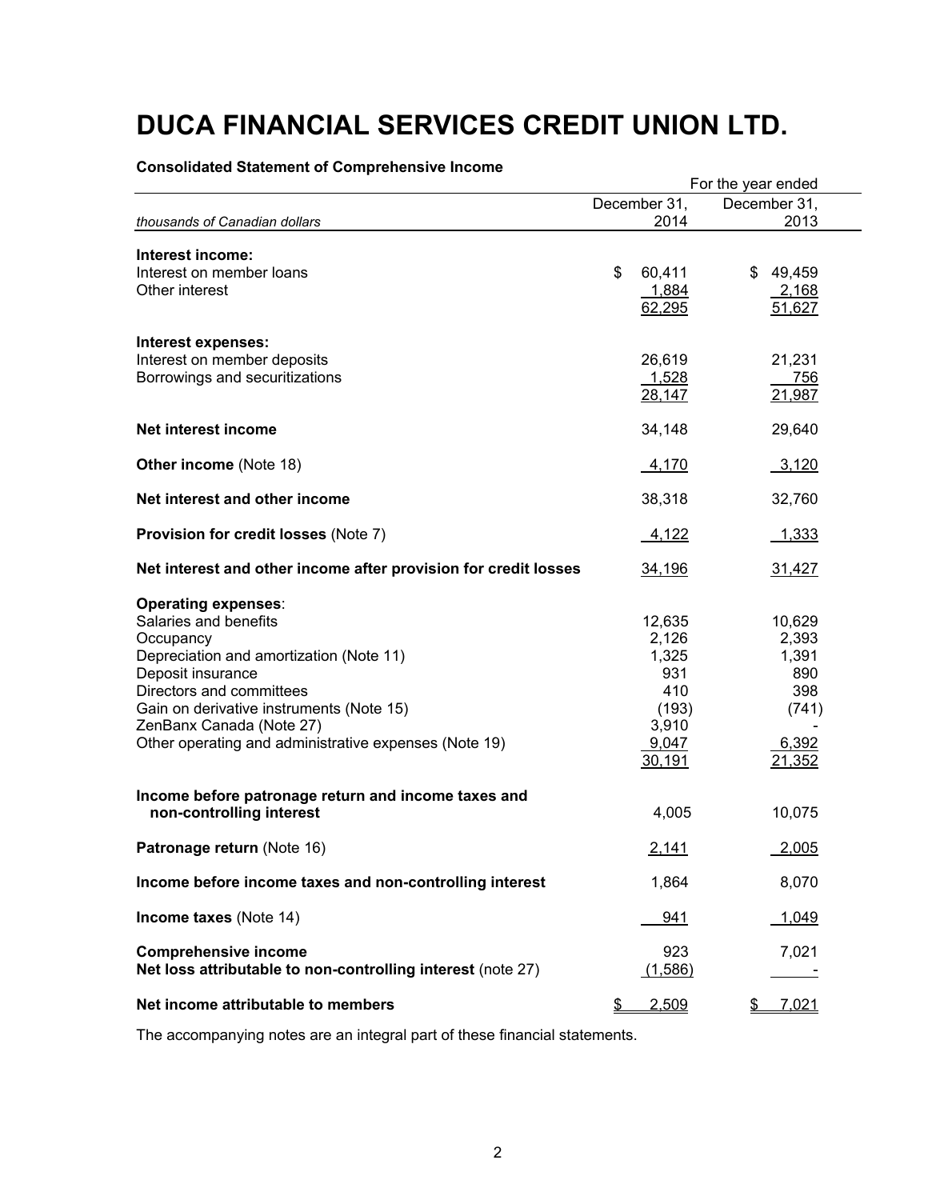# DUCA FINANCIAL SERVICES CREDIT UNION LTD.

**Consolidated Statement of Comprehensive Income**

| *thousands of Canadian dollars* | For the year ended December 31, 2014 | December 31, 2013 |
|---|---|---|
| **Interest income:** | | |
| Interest on member loans | $ 60,411 | $ 49,459 |
| Other interest | 1,884 | 2,168 |
| | 62,295 | 51,627 |
| **Interest expenses:** | | |
| Interest on member deposits | 26,619 | 21,231 |
| Borrowings and securitizations | 1,528 | 756 |
| | 28,147 | 21,987 |
| **Net interest income** | 34,148 | 29,640 |
| **Other income** (Note 18) | 4,170 | 3,120 |
| **Net interest and other income** | 38,318 | 32,760 |
| **Provision for credit losses** (Note 7) | 4,122 | 1,333 |
| **Net interest and other income after provision for credit losses** | 34,196 | 31,427 |
| **Operating expenses**: | | |
| Salaries and benefits | 12,635 | 10,629 |
| Occupancy | 2,126 | 2,393 |
| Depreciation and amortization (Note 11) | 1,325 | 1,391 |
| Deposit insurance | 931 | 890 |
| Directors and committees | 410 | 398 |
| Gain on derivative instruments (Note 15) | (193) | (741) |
| ZenBanx Canada (Note 27) | 3,910 | - |
| Other operating and administrative expenses (Note 19) | 9,047 | 6,392 |
| | 30,191 | 21,352 |
| **Income before patronage return and income taxes and non-controlling interest** | 4,005 | 10,075 |
| **Patronage return** (Note 16) | 2,141 | 2,005 |
| **Income before income taxes and non-controlling interest** | 1,864 | 8,070 |
| **Income taxes** (Note 14) | 941 | 1,049 |
| **Comprehensive income** | 923 | 7,021 |
| **Net loss attributable to non-controlling interest** (note 27) | (1,586) | - |
| **Net income attributable to members** | $ 2,509 | $ 7,021 |

The accompanying notes are an integral part of these financial statements.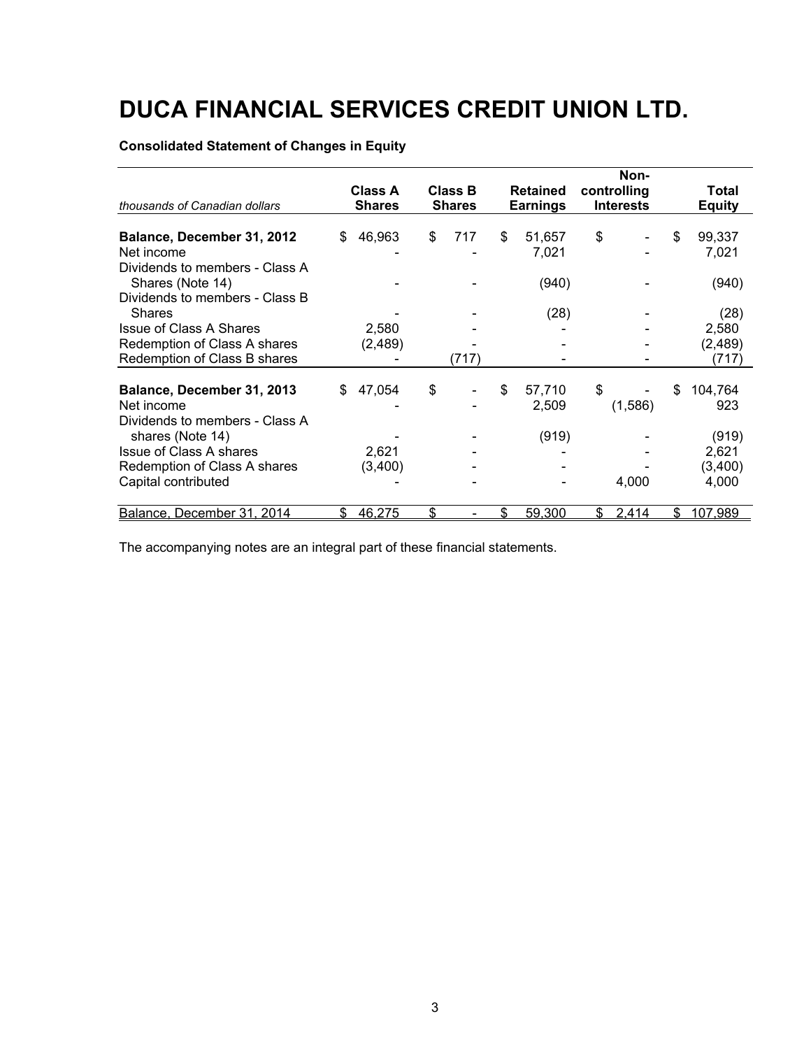# DUCA FINANCIAL SERVICES CREDIT UNION LTD.

**Consolidated Statement of Changes in Equity**

| *thousands of Canadian dollars* | Class A Shares | Class B Shares | Retained Earnings | Non-controlling Interests | Total Equity |
|---|---|---|---|---|---|
| **Balance, December 31, 2012** | $ 46,963 | $ 717 | $ 51,657 | $ - | $ 99,337 |
| Net income | - | - | 7,021 | - | 7,021 |
| Dividends to members - Class A Shares (Note 14) | - | - | (940) | - | (940) |
| Dividends to members - Class B Shares | - | - | (28) | - | (28) |
| Issue of Class A Shares | 2,580 | - | - | - | 2,580 |
| Redemption of Class A shares | (2,489) | - | - | - | (2,489) |
| Redemption of Class B shares | - | (717) | - | - | (717) |
| **Balance, December 31, 2013** | $ 47,054 | $ - | $ 57,710 | $ - | $ 104,764 |
| Net income | - | - | 2,509 | (1,586) | 923 |
| Dividends to members - Class A shares (Note 14) | - | - | (919) | - | (919) |
| Issue of Class A shares | 2,621 | - | - | - | 2,621 |
| Redemption of Class A shares | (3,400) | - | - | - | (3,400) |
| Capital contributed | - | - | - | 4,000 | 4,000 |
| Balance, December 31, 2014 | $ 46,275 | $ - | $ 59,300 | $ 2,414 | $ 107,989 |

The accompanying notes are an integral part of these financial statements.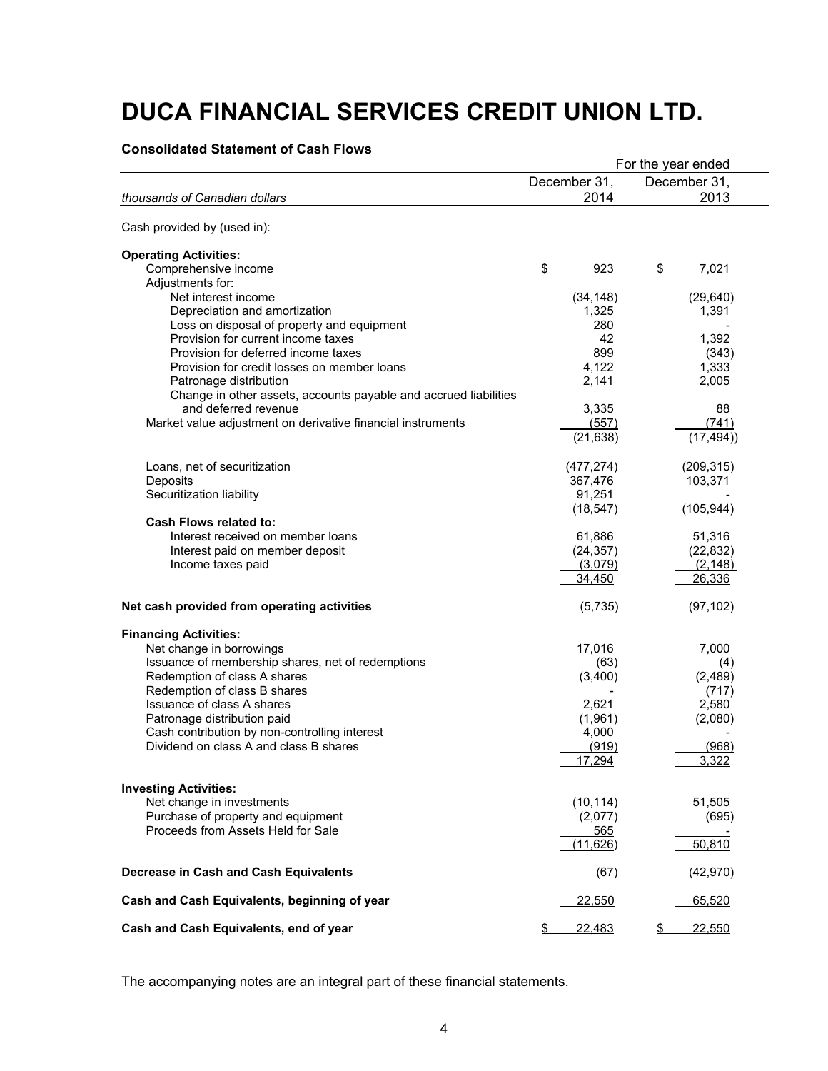# DUCA FINANCIAL SERVICES CREDIT UNION LTD.

**Consolidated Statement of Cash Flows**

| | For the year ended | |
|---|---|---|
| *thousands of Canadian dollars* | December 31, 2014 | December 31, 2013 |
| Cash provided by (used in): | | |
| **Operating Activities:** | | |
| Comprehensive income | $ 923 | $ 7,021 |
| Adjustments for: | | |
| Net interest income | (34,148) | (29,640) |
| Depreciation and amortization | 1,325 | 1,391 |
| Loss on disposal of property and equipment | 280 | - |
| Provision for current income taxes | 42 | 1,392 |
| Provision for deferred income taxes | 899 | (343) |
| Provision for credit losses on member loans | 4,122 | 1,333 |
| Patronage distribution | 2,141 | 2,005 |
| Change in other assets, accounts payable and accrued liabilities and deferred revenue | 3,335 | 88 |
| Market value adjustment on derivative financial instruments | (557) | (741) |
| | (21,638) | (17,494)) |
| Loans, net of securitization | (477,274) | (209,315) |
| Deposits | 367,476 | 103,371 |
| Securitization liability | 91,251 | - |
| | (18,547) | (105,944) |
| **Cash Flows related to:** | | |
| Interest received on member loans | 61,886 | 51,316 |
| Interest paid on member deposit | (24,357) | (22,832) |
| Income taxes paid | (3,079) | (2,148) |
| | 34,450 | 26,336 |
| **Net cash provided from operating activities** | (5,735) | (97,102) |
| **Financing Activities:** | | |
| Net change in borrowings | 17,016 | 7,000 |
| Issuance of membership shares, net of redemptions | (63) | (4) |
| Redemption of class A shares | (3,400) | (2,489) |
| Redemption of class B shares | - | (717) |
| Issuance of class A shares | 2,621 | 2,580 |
| Patronage distribution paid | (1,961) | (2,080) |
| Cash contribution by non-controlling interest | 4,000 | - |
| Dividend on class A and class B shares | (919) | (968) |
| | 17,294 | 3,322 |
| **Investing Activities:** | | |
| Net change in investments | (10,114) | 51,505 |
| Purchase of property and equipment | (2,077) | (695) |
| Proceeds from Assets Held for Sale | 565 | - |
| | (11,626) | 50,810 |
| **Decrease in Cash and Cash Equivalents** | (67) | (42,970) |
| **Cash and Cash Equivalents, beginning of year** | 22,550 | 65,520 |
| **Cash and Cash Equivalents, end of year** | $ 22,483 | $ 22,550 |

The accompanying notes are an integral part of these financial statements.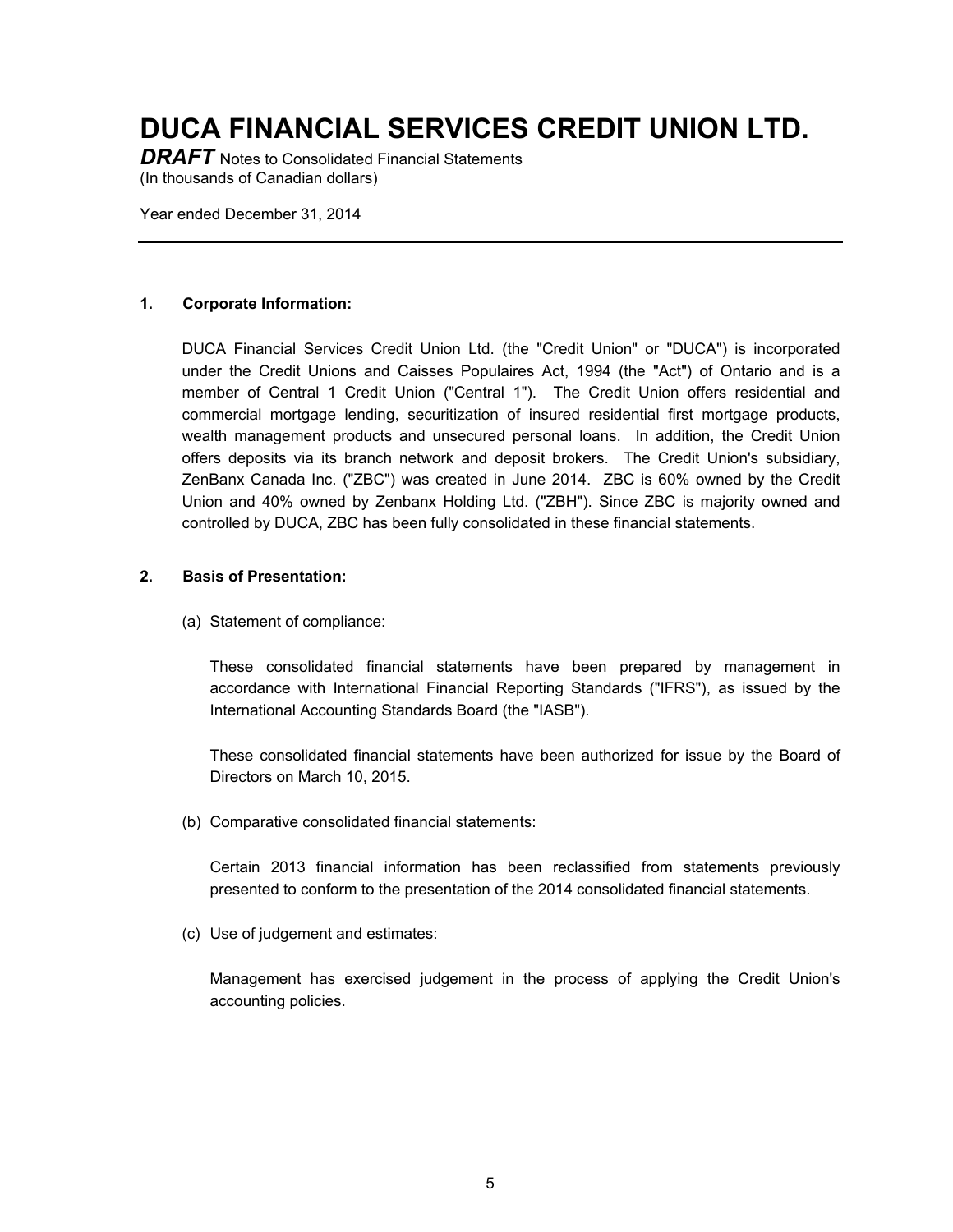# DUCA FINANCIAL SERVICES CREDIT UNION LTD.

***DRAFT*** Notes to Consolidated Financial Statements
(In thousands of Canadian dollars)

Year ended December 31, 2014

---

**1. Corporate Information:**

DUCA Financial Services Credit Union Ltd. (the "Credit Union" or "DUCA") is incorporated under the Credit Unions and Caisses Populaires Act, 1994 (the "Act") of Ontario and is a member of Central 1 Credit Union ("Central 1"). The Credit Union offers residential and commercial mortgage lending, securitization of insured residential first mortgage products, wealth management products and unsecured personal loans. In addition, the Credit Union offers deposits via its branch network and deposit brokers. The Credit Union's subsidiary, ZenBanx Canada Inc. ("ZBC") was created in June 2014. ZBC is 60% owned by the Credit Union and 40% owned by Zenbanx Holding Ltd. ("ZBH"). Since ZBC is majority owned and controlled by DUCA, ZBC has been fully consolidated in these financial statements.

**2. Basis of Presentation:**

(a) Statement of compliance:

These consolidated financial statements have been prepared by management in accordance with International Financial Reporting Standards ("IFRS"), as issued by the International Accounting Standards Board (the "IASB").

These consolidated financial statements have been authorized for issue by the Board of Directors on March 10, 2015.

(b) Comparative consolidated financial statements:

Certain 2013 financial information has been reclassified from statements previously presented to conform to the presentation of the 2014 consolidated financial statements.

(c) Use of judgement and estimates:

Management has exercised judgement in the process of applying the Credit Union's accounting policies.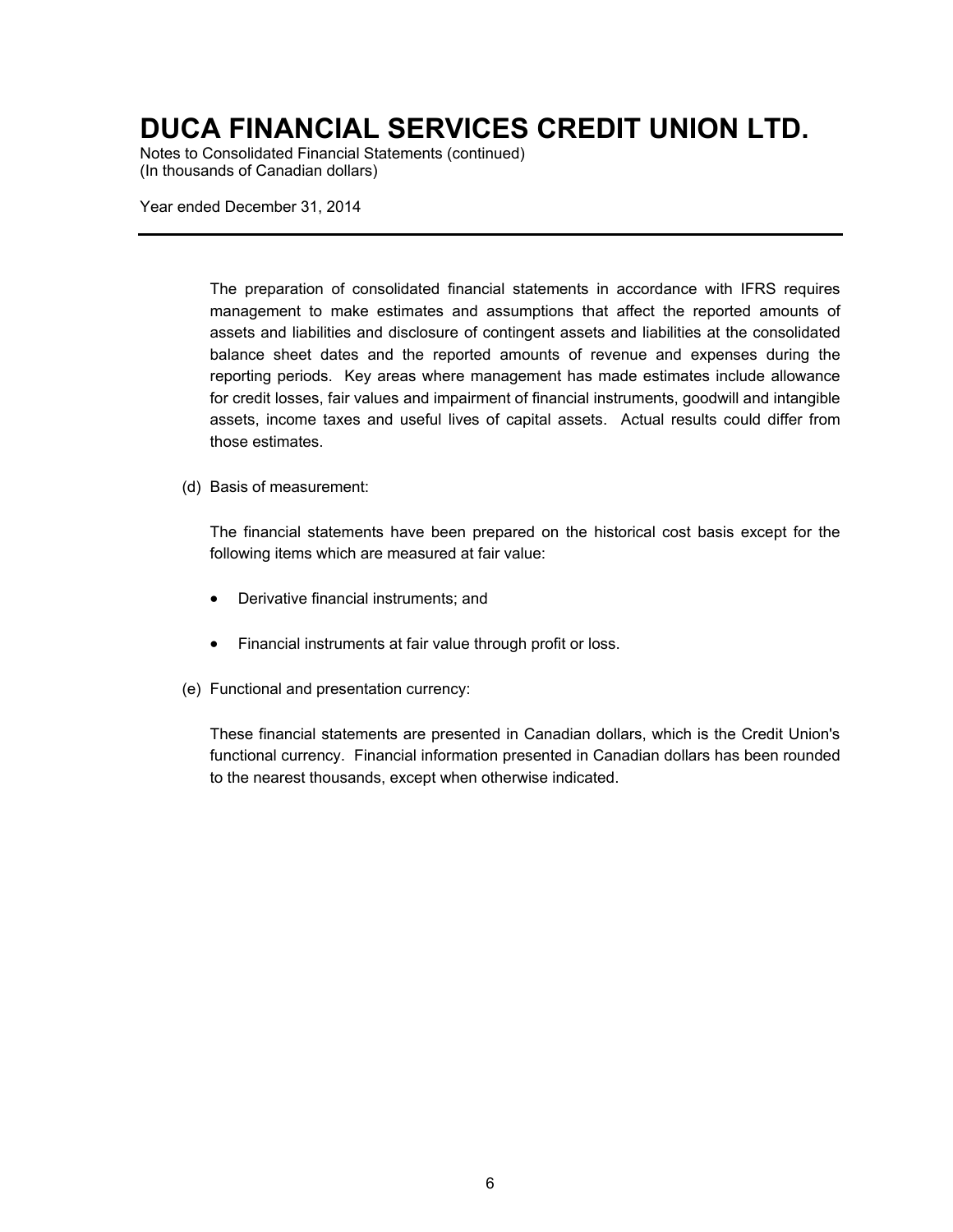The preparation of consolidated financial statements in accordance with IFRS requires management to make estimates and assumptions that affect the reported amounts of assets and liabilities and disclosure of contingent assets and liabilities at the consolidated balance sheet dates and the reported amounts of revenue and expenses during the reporting periods. Key areas where management has made estimates include allowance for credit losses, fair values and impairment of financial instruments, goodwill and intangible assets, income taxes and useful lives of capital assets. Actual results could differ from those estimates.

(d) Basis of measurement:

The financial statements have been prepared on the historical cost basis except for the following items which are measured at fair value:

- Derivative financial instruments; and
- Financial instruments at fair value through profit or loss.

(e) Functional and presentation currency:

These financial statements are presented in Canadian dollars, which is the Credit Union's functional currency. Financial information presented in Canadian dollars has been rounded to the nearest thousands, except when otherwise indicated.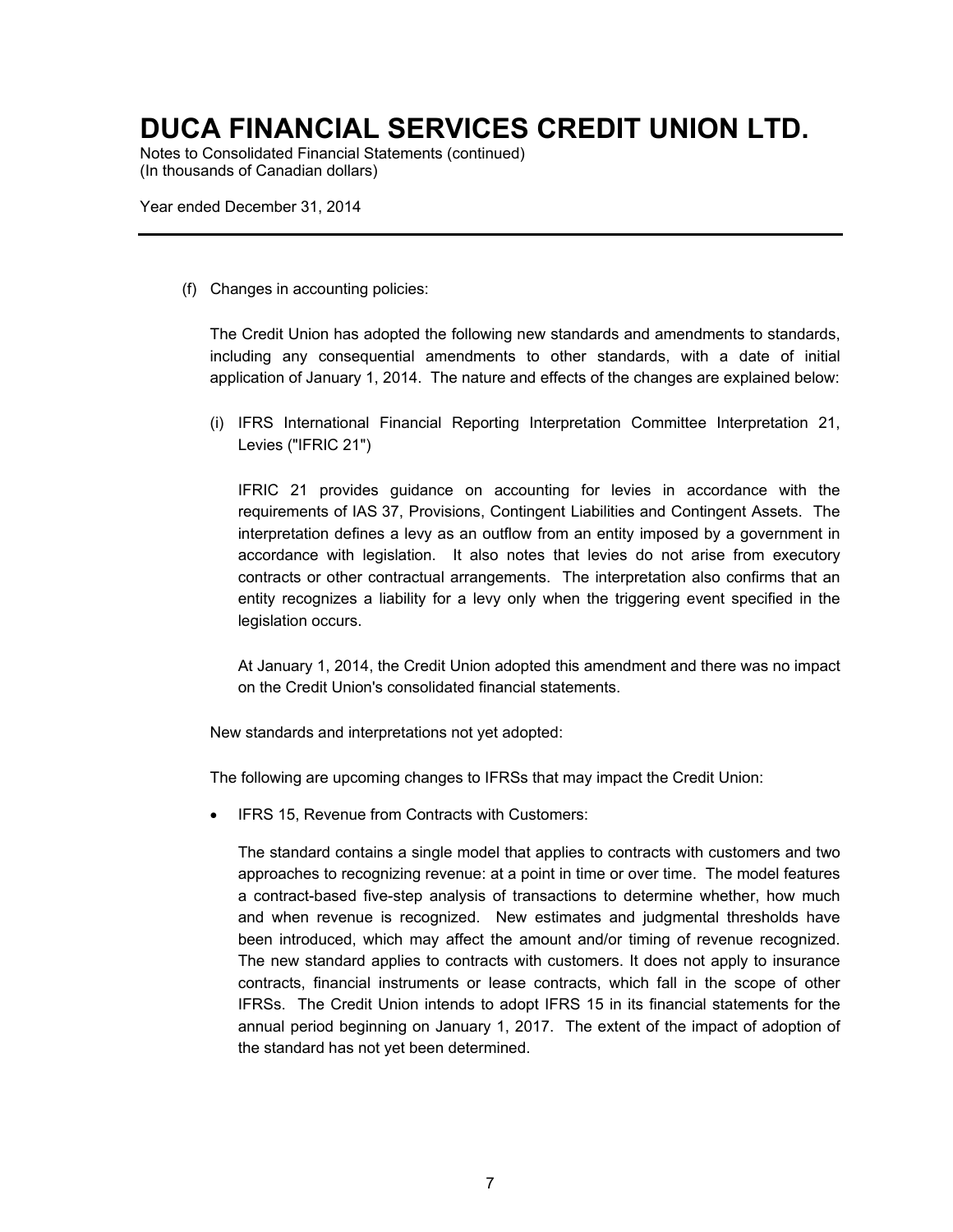(f) Changes in accounting policies:

The Credit Union has adopted the following new standards and amendments to standards, including any consequential amendments to other standards, with a date of initial application of January 1, 2014. The nature and effects of the changes are explained below:

(i) IFRS International Financial Reporting Interpretation Committee Interpretation 21, Levies ("IFRIC 21")

IFRIC 21 provides guidance on accounting for levies in accordance with the requirements of IAS 37, Provisions, Contingent Liabilities and Contingent Assets. The interpretation defines a levy as an outflow from an entity imposed by a government in accordance with legislation. It also notes that levies do not arise from executory contracts or other contractual arrangements. The interpretation also confirms that an entity recognizes a liability for a levy only when the triggering event specified in the legislation occurs.

At January 1, 2014, the Credit Union adopted this amendment and there was no impact on the Credit Union's consolidated financial statements.

New standards and interpretations not yet adopted:

The following are upcoming changes to IFRSs that may impact the Credit Union:

- IFRS 15, Revenue from Contracts with Customers:

  The standard contains a single model that applies to contracts with customers and two approaches to recognizing revenue: at a point in time or over time. The model features a contract-based five-step analysis of transactions to determine whether, how much and when revenue is recognized. New estimates and judgmental thresholds have been introduced, which may affect the amount and/or timing of revenue recognized. The new standard applies to contracts with customers. It does not apply to insurance contracts, financial instruments or lease contracts, which fall in the scope of other IFRSs. The Credit Union intends to adopt IFRS 15 in its financial statements for the annual period beginning on January 1, 2017. The extent of the impact of adoption of the standard has not yet been determined.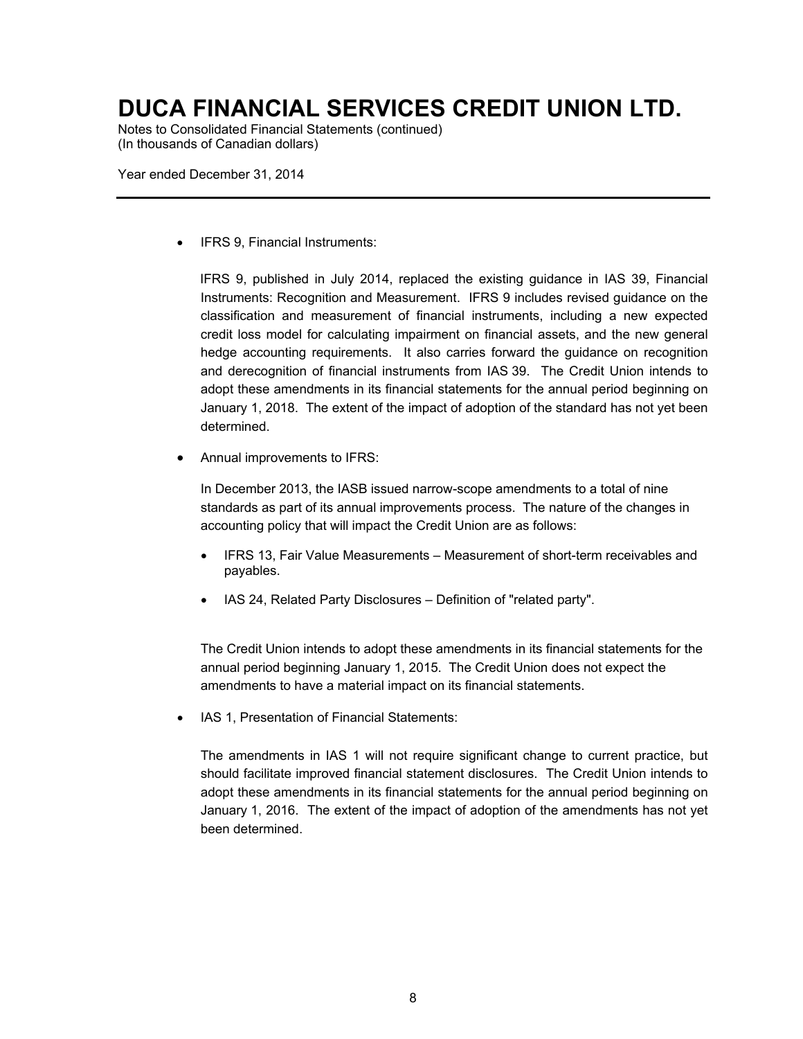- IFRS 9, Financial Instruments:

  IFRS 9, published in July 2014, replaced the existing guidance in IAS 39, Financial Instruments: Recognition and Measurement. IFRS 9 includes revised guidance on the classification and measurement of financial instruments, including a new expected credit loss model for calculating impairment on financial assets, and the new general hedge accounting requirements. It also carries forward the guidance on recognition and derecognition of financial instruments from IAS 39. The Credit Union intends to adopt these amendments in its financial statements for the annual period beginning on January 1, 2018. The extent of the impact of adoption of the standard has not yet been determined.

- Annual improvements to IFRS:

  In December 2013, the IASB issued narrow-scope amendments to a total of nine standards as part of its annual improvements process. The nature of the changes in accounting policy that will impact the Credit Union are as follows:

  - IFRS 13, Fair Value Measurements – Measurement of short-term receivables and payables.
  - IAS 24, Related Party Disclosures – Definition of "related party".

  The Credit Union intends to adopt these amendments in its financial statements for the annual period beginning January 1, 2015. The Credit Union does not expect the amendments to have a material impact on its financial statements.

- IAS 1, Presentation of Financial Statements:

  The amendments in IAS 1 will not require significant change to current practice, but should facilitate improved financial statement disclosures. The Credit Union intends to adopt these amendments in its financial statements for the annual period beginning on January 1, 2016. The extent of the impact of adoption of the amendments has not yet been determined.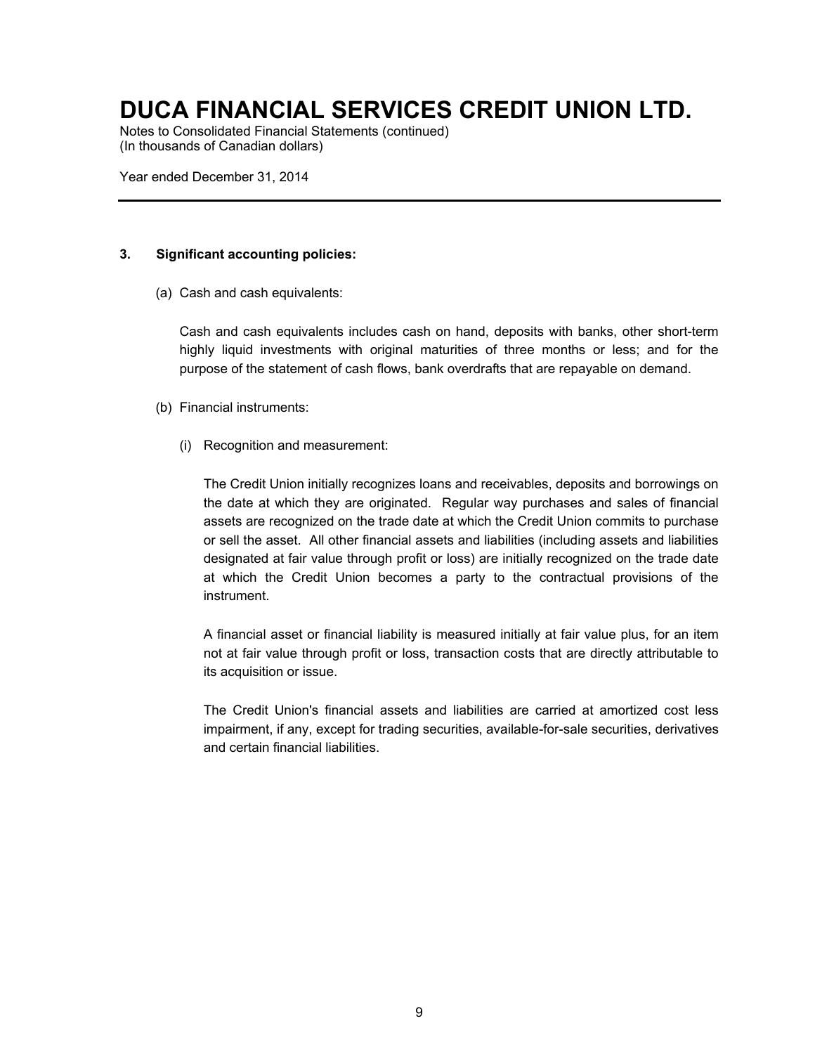### 3. Significant accounting policies:

(a) Cash and cash equivalents:

Cash and cash equivalents includes cash on hand, deposits with banks, other short-term highly liquid investments with original maturities of three months or less; and for the purpose of the statement of cash flows, bank overdrafts that are repayable on demand.

(b) Financial instruments:

(i) Recognition and measurement:

The Credit Union initially recognizes loans and receivables, deposits and borrowings on the date at which they are originated. Regular way purchases and sales of financial assets are recognized on the trade date at which the Credit Union commits to purchase or sell the asset. All other financial assets and liabilities (including assets and liabilities designated at fair value through profit or loss) are initially recognized on the trade date at which the Credit Union becomes a party to the contractual provisions of the instrument.

A financial asset or financial liability is measured initially at fair value plus, for an item not at fair value through profit or loss, transaction costs that are directly attributable to its acquisition or issue.

The Credit Union's financial assets and liabilities are carried at amortized cost less impairment, if any, except for trading securities, available-for-sale securities, derivatives and certain financial liabilities.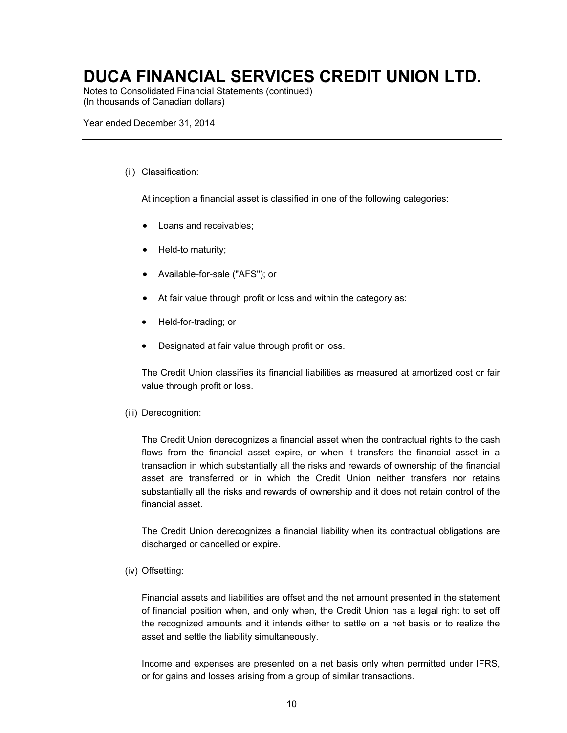(ii) Classification:

At inception a financial asset is classified in one of the following categories:

- Loans and receivables;
- Held-to maturity;
- Available-for-sale ("AFS"); or
- At fair value through profit or loss and within the category as:
- Held-for-trading; or
- Designated at fair value through profit or loss.

The Credit Union classifies its financial liabilities as measured at amortized cost or fair value through profit or loss.

(iii) Derecognition:

The Credit Union derecognizes a financial asset when the contractual rights to the cash flows from the financial asset expire, or when it transfers the financial asset in a transaction in which substantially all the risks and rewards of ownership of the financial asset are transferred or in which the Credit Union neither transfers nor retains substantially all the risks and rewards of ownership and it does not retain control of the financial asset.

The Credit Union derecognizes a financial liability when its contractual obligations are discharged or cancelled or expire.

(iv) Offsetting:

Financial assets and liabilities are offset and the net amount presented in the statement of financial position when, and only when, the Credit Union has a legal right to set off the recognized amounts and it intends either to settle on a net basis or to realize the asset and settle the liability simultaneously.

Income and expenses are presented on a net basis only when permitted under IFRS, or for gains and losses arising from a group of similar transactions.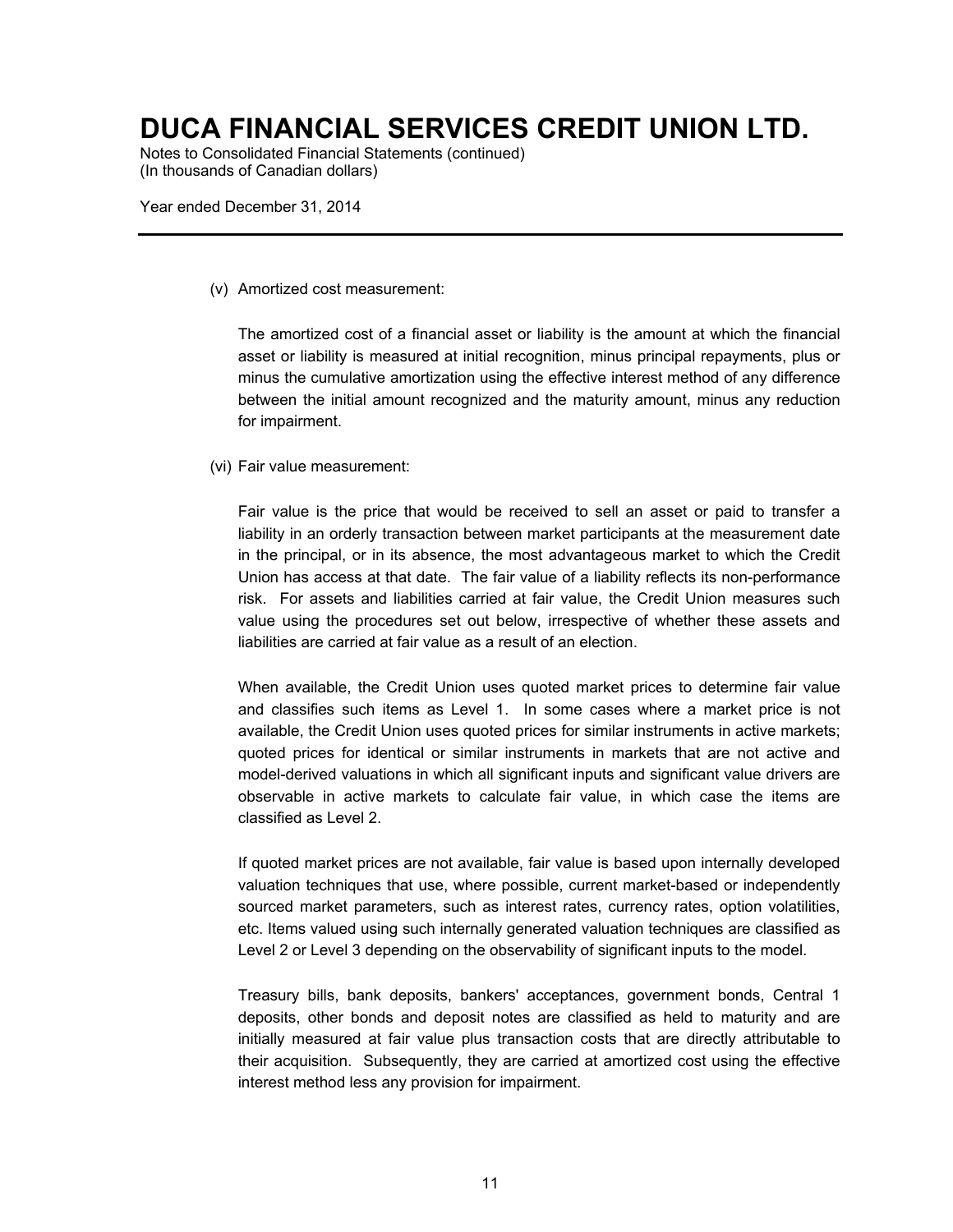(v) Amortized cost measurement:

The amortized cost of a financial asset or liability is the amount at which the financial asset or liability is measured at initial recognition, minus principal repayments, plus or minus the cumulative amortization using the effective interest method of any difference between the initial amount recognized and the maturity amount, minus any reduction for impairment.

(vi) Fair value measurement:

Fair value is the price that would be received to sell an asset or paid to transfer a liability in an orderly transaction between market participants at the measurement date in the principal, or in its absence, the most advantageous market to which the Credit Union has access at that date. The fair value of a liability reflects its non-performance risk. For assets and liabilities carried at fair value, the Credit Union measures such value using the procedures set out below, irrespective of whether these assets and liabilities are carried at fair value as a result of an election.

When available, the Credit Union uses quoted market prices to determine fair value and classifies such items as Level 1. In some cases where a market price is not available, the Credit Union uses quoted prices for similar instruments in active markets; quoted prices for identical or similar instruments in markets that are not active and model-derived valuations in which all significant inputs and significant value drivers are observable in active markets to calculate fair value, in which case the items are classified as Level 2.

If quoted market prices are not available, fair value is based upon internally developed valuation techniques that use, where possible, current market-based or independently sourced market parameters, such as interest rates, currency rates, option volatilities, etc. Items valued using such internally generated valuation techniques are classified as Level 2 or Level 3 depending on the observability of significant inputs to the model.

Treasury bills, bank deposits, bankers' acceptances, government bonds, Central 1 deposits, other bonds and deposit notes are classified as held to maturity and are initially measured at fair value plus transaction costs that are directly attributable to their acquisition. Subsequently, they are carried at amortized cost using the effective interest method less any provision for impairment.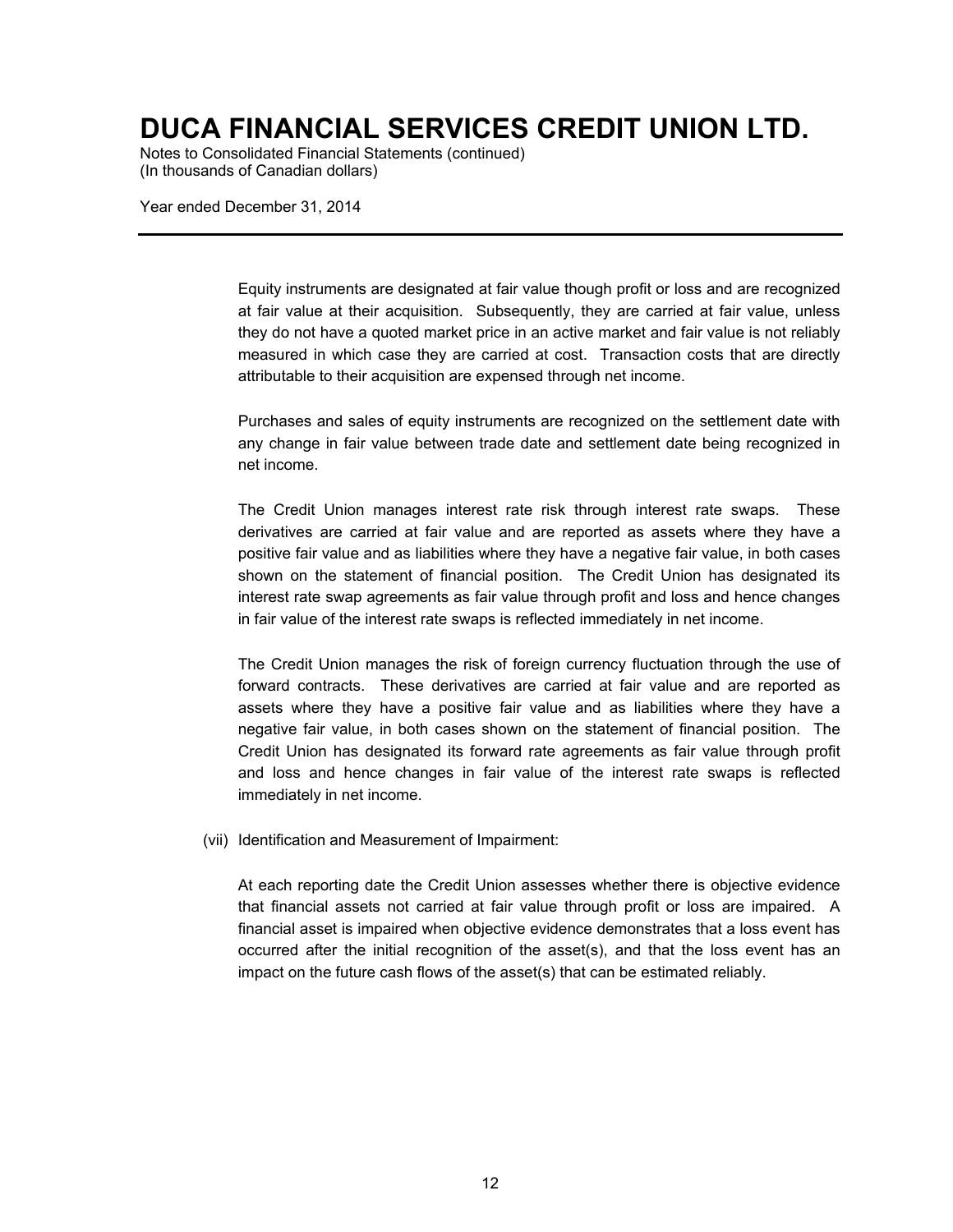Equity instruments are designated at fair value though profit or loss and are recognized at fair value at their acquisition. Subsequently, they are carried at fair value, unless they do not have a quoted market price in an active market and fair value is not reliably measured in which case they are carried at cost. Transaction costs that are directly attributable to their acquisition are expensed through net income.

Purchases and sales of equity instruments are recognized on the settlement date with any change in fair value between trade date and settlement date being recognized in net income.

The Credit Union manages interest rate risk through interest rate swaps. These derivatives are carried at fair value and are reported as assets where they have a positive fair value and as liabilities where they have a negative fair value, in both cases shown on the statement of financial position. The Credit Union has designated its interest rate swap agreements as fair value through profit and loss and hence changes in fair value of the interest rate swaps is reflected immediately in net income.

The Credit Union manages the risk of foreign currency fluctuation through the use of forward contracts. These derivatives are carried at fair value and are reported as assets where they have a positive fair value and as liabilities where they have a negative fair value, in both cases shown on the statement of financial position. The Credit Union has designated its forward rate agreements as fair value through profit and loss and hence changes in fair value of the interest rate swaps is reflected immediately in net income.

(vii) Identification and Measurement of Impairment:

At each reporting date the Credit Union assesses whether there is objective evidence that financial assets not carried at fair value through profit or loss are impaired. A financial asset is impaired when objective evidence demonstrates that a loss event has occurred after the initial recognition of the asset(s), and that the loss event has an impact on the future cash flows of the asset(s) that can be estimated reliably.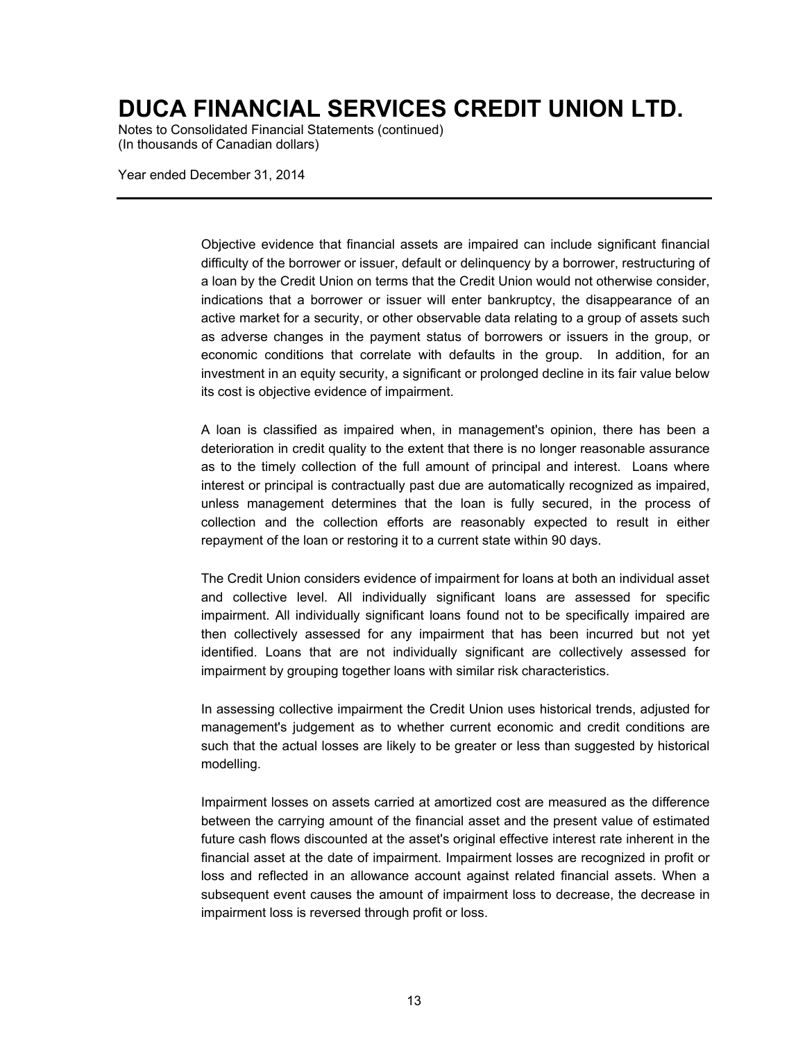Objective evidence that financial assets are impaired can include significant financial difficulty of the borrower or issuer, default or delinquency by a borrower, restructuring of a loan by the Credit Union on terms that the Credit Union would not otherwise consider, indications that a borrower or issuer will enter bankruptcy, the disappearance of an active market for a security, or other observable data relating to a group of assets such as adverse changes in the payment status of borrowers or issuers in the group, or economic conditions that correlate with defaults in the group. In addition, for an investment in an equity security, a significant or prolonged decline in its fair value below its cost is objective evidence of impairment.

A loan is classified as impaired when, in management's opinion, there has been a deterioration in credit quality to the extent that there is no longer reasonable assurance as to the timely collection of the full amount of principal and interest. Loans where interest or principal is contractually past due are automatically recognized as impaired, unless management determines that the loan is fully secured, in the process of collection and the collection efforts are reasonably expected to result in either repayment of the loan or restoring it to a current state within 90 days.

The Credit Union considers evidence of impairment for loans at both an individual asset and collective level. All individually significant loans are assessed for specific impairment. All individually significant loans found not to be specifically impaired are then collectively assessed for any impairment that has been incurred but not yet identified. Loans that are not individually significant are collectively assessed for impairment by grouping together loans with similar risk characteristics.

In assessing collective impairment the Credit Union uses historical trends, adjusted for management's judgement as to whether current economic and credit conditions are such that the actual losses are likely to be greater or less than suggested by historical modelling.

Impairment losses on assets carried at amortized cost are measured as the difference between the carrying amount of the financial asset and the present value of estimated future cash flows discounted at the asset's original effective interest rate inherent in the financial asset at the date of impairment. Impairment losses are recognized in profit or loss and reflected in an allowance account against related financial assets. When a subsequent event causes the amount of impairment loss to decrease, the decrease in impairment loss is reversed through profit or loss.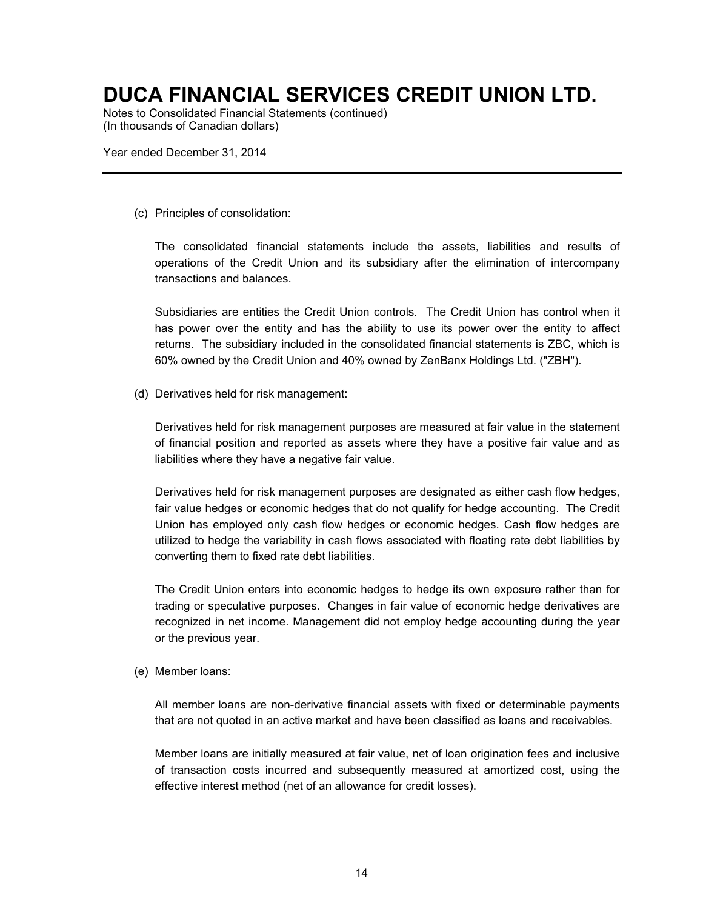(c) Principles of consolidation:

The consolidated financial statements include the assets, liabilities and results of operations of the Credit Union and its subsidiary after the elimination of intercompany transactions and balances.

Subsidiaries are entities the Credit Union controls. The Credit Union has control when it has power over the entity and has the ability to use its power over the entity to affect returns. The subsidiary included in the consolidated financial statements is ZBC, which is 60% owned by the Credit Union and 40% owned by ZenBanx Holdings Ltd. ("ZBH").

(d) Derivatives held for risk management:

Derivatives held for risk management purposes are measured at fair value in the statement of financial position and reported as assets where they have a positive fair value and as liabilities where they have a negative fair value.

Derivatives held for risk management purposes are designated as either cash flow hedges, fair value hedges or economic hedges that do not qualify for hedge accounting. The Credit Union has employed only cash flow hedges or economic hedges. Cash flow hedges are utilized to hedge the variability in cash flows associated with floating rate debt liabilities by converting them to fixed rate debt liabilities.

The Credit Union enters into economic hedges to hedge its own exposure rather than for trading or speculative purposes. Changes in fair value of economic hedge derivatives are recognized in net income. Management did not employ hedge accounting during the year or the previous year.

(e) Member loans:

All member loans are non-derivative financial assets with fixed or determinable payments that are not quoted in an active market and have been classified as loans and receivables.

Member loans are initially measured at fair value, net of loan origination fees and inclusive of transaction costs incurred and subsequently measured at amortized cost, using the effective interest method (net of an allowance for credit losses).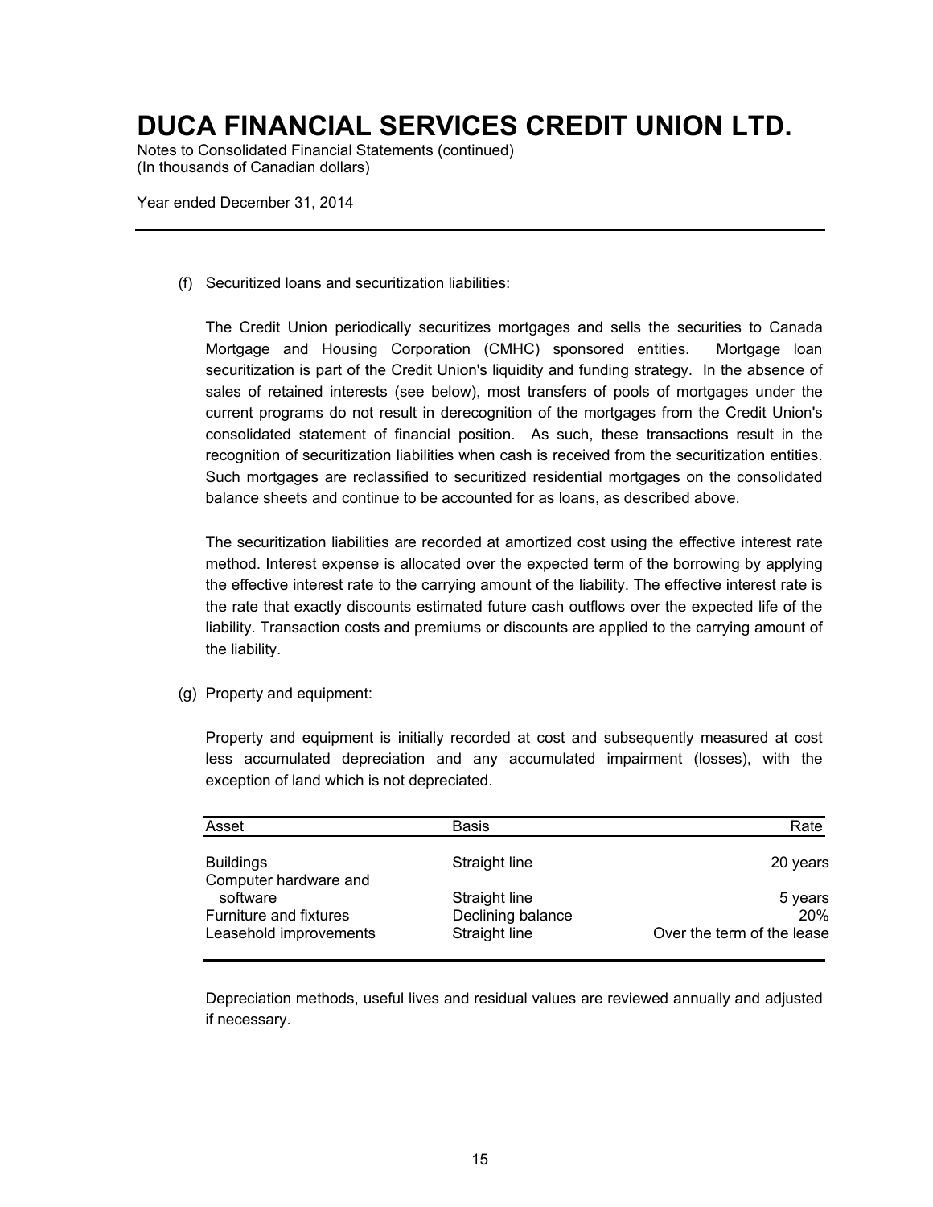(f) Securitized loans and securitization liabilities:

The Credit Union periodically securitizes mortgages and sells the securities to Canada Mortgage and Housing Corporation (CMHC) sponsored entities. Mortgage loan securitization is part of the Credit Union's liquidity and funding strategy. In the absence of sales of retained interests (see below), most transfers of pools of mortgages under the current programs do not result in derecognition of the mortgages from the Credit Union's consolidated statement of financial position. As such, these transactions result in the recognition of securitization liabilities when cash is received from the securitization entities. Such mortgages are reclassified to securitized residential mortgages on the consolidated balance sheets and continue to be accounted for as loans, as described above.

The securitization liabilities are recorded at amortized cost using the effective interest rate method. Interest expense is allocated over the expected term of the borrowing by applying the effective interest rate to the carrying amount of the liability. The effective interest rate is the rate that exactly discounts estimated future cash outflows over the expected life of the liability. Transaction costs and premiums or discounts are applied to the carrying amount of the liability.

(g) Property and equipment:

Property and equipment is initially recorded at cost and subsequently measured at cost less accumulated depreciation and any accumulated impairment (losses), with the exception of land which is not depreciated.

| Asset | Basis | Rate |
|---|---|---|
| Buildings | Straight line | 20 years |
| Computer hardware and software | Straight line | 5 years |
| Furniture and fixtures | Declining balance | 20% |
| Leasehold improvements | Straight line | Over the term of the lease |

Depreciation methods, useful lives and residual values are reviewed annually and adjusted if necessary.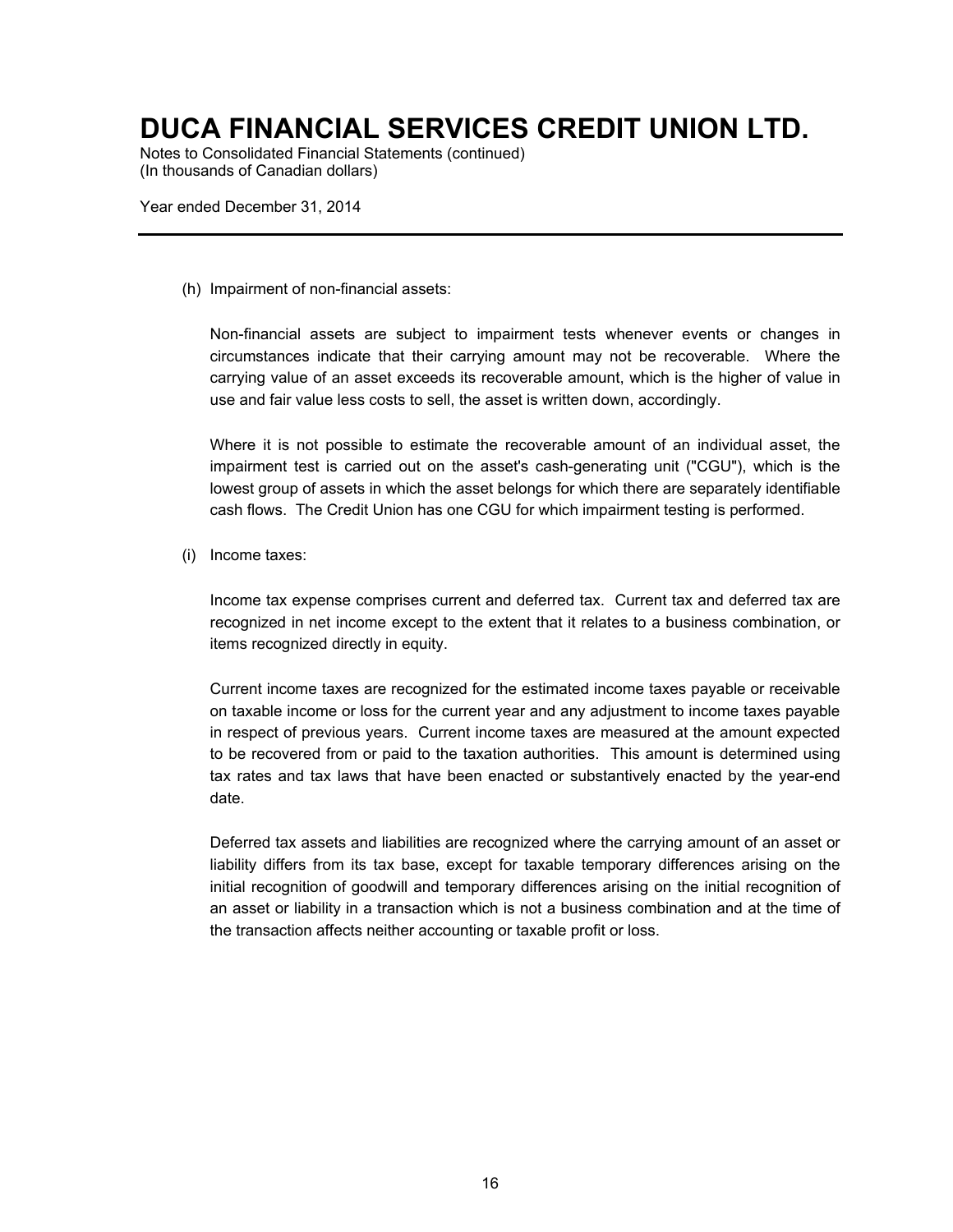(h) Impairment of non-financial assets:

Non-financial assets are subject to impairment tests whenever events or changes in circumstances indicate that their carrying amount may not be recoverable. Where the carrying value of an asset exceeds its recoverable amount, which is the higher of value in use and fair value less costs to sell, the asset is written down, accordingly.

Where it is not possible to estimate the recoverable amount of an individual asset, the impairment test is carried out on the asset's cash-generating unit ("CGU"), which is the lowest group of assets in which the asset belongs for which there are separately identifiable cash flows. The Credit Union has one CGU for which impairment testing is performed.

(i) Income taxes:

Income tax expense comprises current and deferred tax. Current tax and deferred tax are recognized in net income except to the extent that it relates to a business combination, or items recognized directly in equity.

Current income taxes are recognized for the estimated income taxes payable or receivable on taxable income or loss for the current year and any adjustment to income taxes payable in respect of previous years. Current income taxes are measured at the amount expected to be recovered from or paid to the taxation authorities. This amount is determined using tax rates and tax laws that have been enacted or substantively enacted by the year-end date.

Deferred tax assets and liabilities are recognized where the carrying amount of an asset or liability differs from its tax base, except for taxable temporary differences arising on the initial recognition of goodwill and temporary differences arising on the initial recognition of an asset or liability in a transaction which is not a business combination and at the time of the transaction affects neither accounting or taxable profit or loss.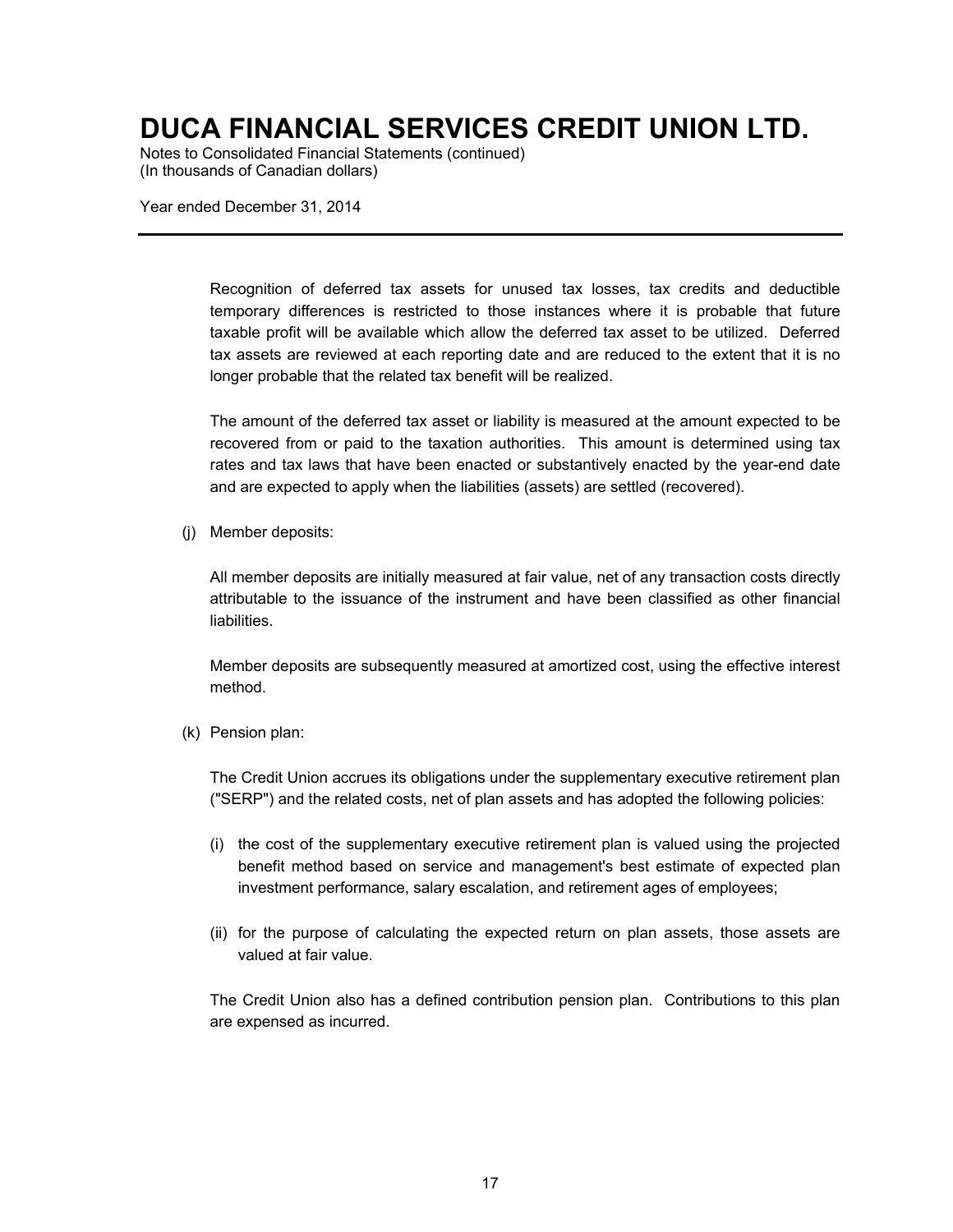Recognition of deferred tax assets for unused tax losses, tax credits and deductible temporary differences is restricted to those instances where it is probable that future taxable profit will be available which allow the deferred tax asset to be utilized. Deferred tax assets are reviewed at each reporting date and are reduced to the extent that it is no longer probable that the related tax benefit will be realized.

The amount of the deferred tax asset or liability is measured at the amount expected to be recovered from or paid to the taxation authorities. This amount is determined using tax rates and tax laws that have been enacted or substantively enacted by the year-end date and are expected to apply when the liabilities (assets) are settled (recovered).

(j) Member deposits:

All member deposits are initially measured at fair value, net of any transaction costs directly attributable to the issuance of the instrument and have been classified as other financial liabilities.

Member deposits are subsequently measured at amortized cost, using the effective interest method.

(k) Pension plan:

The Credit Union accrues its obligations under the supplementary executive retirement plan ("SERP") and the related costs, net of plan assets and has adopted the following policies:

(i) the cost of the supplementary executive retirement plan is valued using the projected benefit method based on service and management's best estimate of expected plan investment performance, salary escalation, and retirement ages of employees;

(ii) for the purpose of calculating the expected return on plan assets, those assets are valued at fair value.

The Credit Union also has a defined contribution pension plan. Contributions to this plan are expensed as incurred.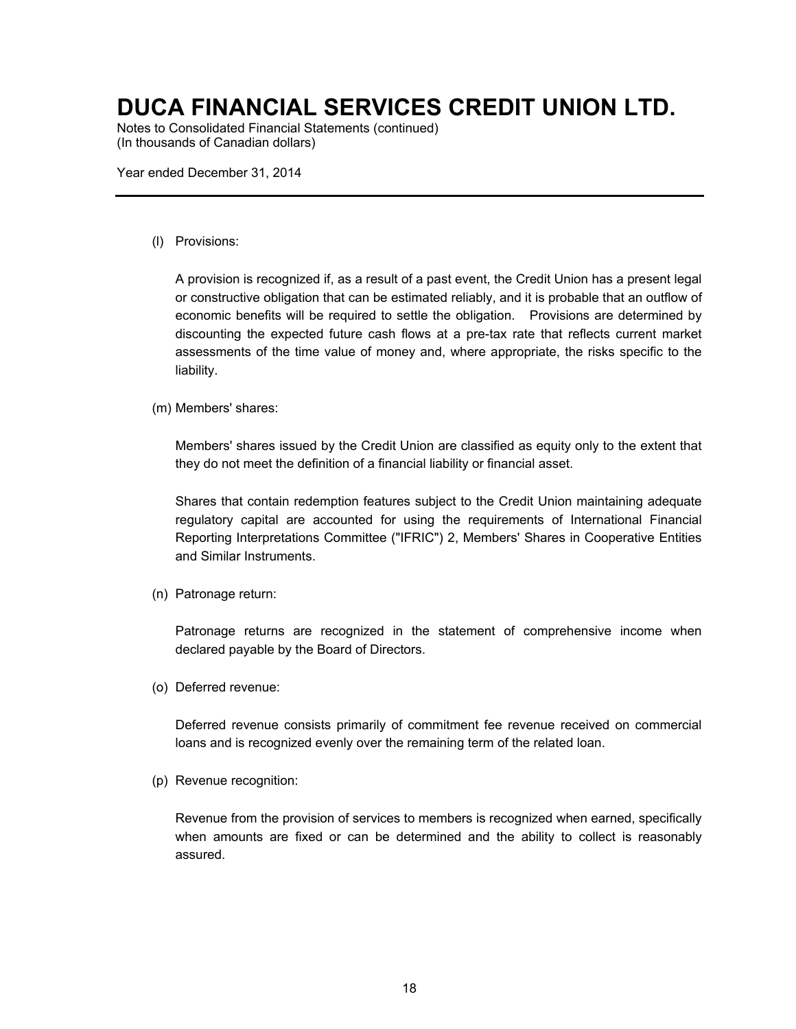(l) Provisions:

A provision is recognized if, as a result of a past event, the Credit Union has a present legal or constructive obligation that can be estimated reliably, and it is probable that an outflow of economic benefits will be required to settle the obligation. Provisions are determined by discounting the expected future cash flows at a pre-tax rate that reflects current market assessments of the time value of money and, where appropriate, the risks specific to the liability.

(m) Members' shares:

Members' shares issued by the Credit Union are classified as equity only to the extent that they do not meet the definition of a financial liability or financial asset.

Shares that contain redemption features subject to the Credit Union maintaining adequate regulatory capital are accounted for using the requirements of International Financial Reporting Interpretations Committee ("IFRIC") 2, Members' Shares in Cooperative Entities and Similar Instruments.

(n) Patronage return:

Patronage returns are recognized in the statement of comprehensive income when declared payable by the Board of Directors.

(o) Deferred revenue:

Deferred revenue consists primarily of commitment fee revenue received on commercial loans and is recognized evenly over the remaining term of the related loan.

(p) Revenue recognition:

Revenue from the provision of services to members is recognized when earned, specifically when amounts are fixed or can be determined and the ability to collect is reasonably assured.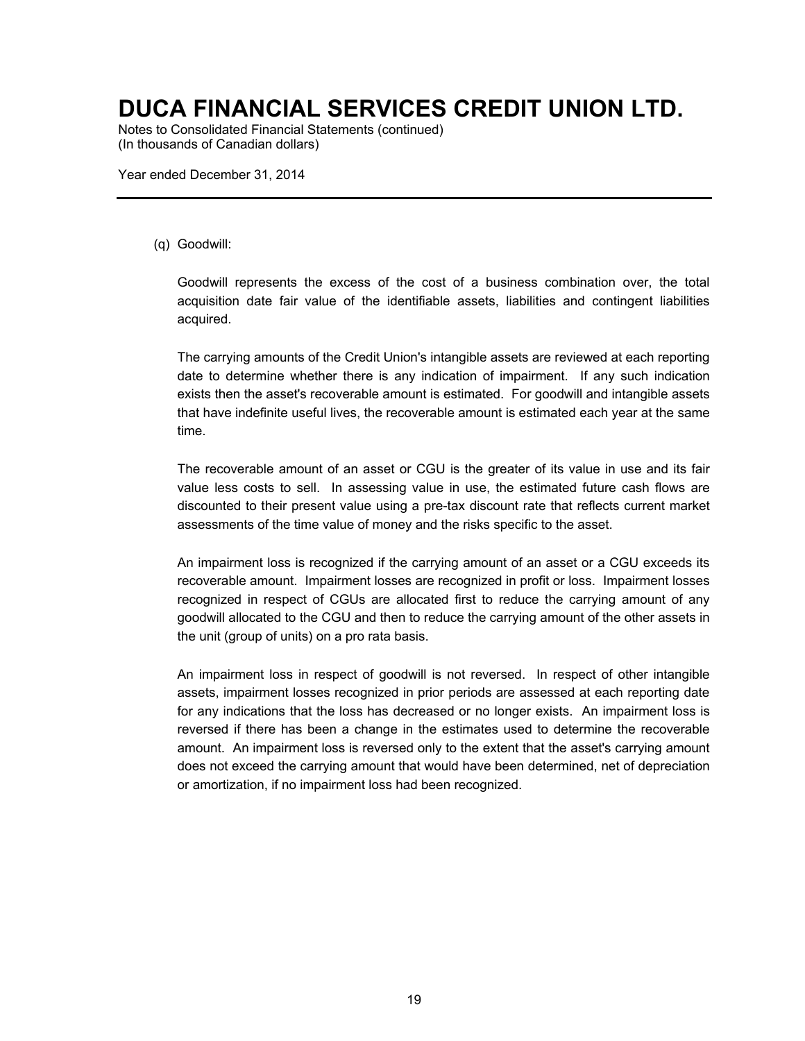(q) Goodwill:

Goodwill represents the excess of the cost of a business combination over, the total acquisition date fair value of the identifiable assets, liabilities and contingent liabilities acquired.

The carrying amounts of the Credit Union's intangible assets are reviewed at each reporting date to determine whether there is any indication of impairment. If any such indication exists then the asset's recoverable amount is estimated. For goodwill and intangible assets that have indefinite useful lives, the recoverable amount is estimated each year at the same time.

The recoverable amount of an asset or CGU is the greater of its value in use and its fair value less costs to sell. In assessing value in use, the estimated future cash flows are discounted to their present value using a pre-tax discount rate that reflects current market assessments of the time value of money and the risks specific to the asset.

An impairment loss is recognized if the carrying amount of an asset or a CGU exceeds its recoverable amount. Impairment losses are recognized in profit or loss. Impairment losses recognized in respect of CGUs are allocated first to reduce the carrying amount of any goodwill allocated to the CGU and then to reduce the carrying amount of the other assets in the unit (group of units) on a pro rata basis.

An impairment loss in respect of goodwill is not reversed. In respect of other intangible assets, impairment losses recognized in prior periods are assessed at each reporting date for any indications that the loss has decreased or no longer exists. An impairment loss is reversed if there has been a change in the estimates used to determine the recoverable amount. An impairment loss is reversed only to the extent that the asset's carrying amount does not exceed the carrying amount that would have been determined, net of depreciation or amortization, if no impairment loss had been recognized.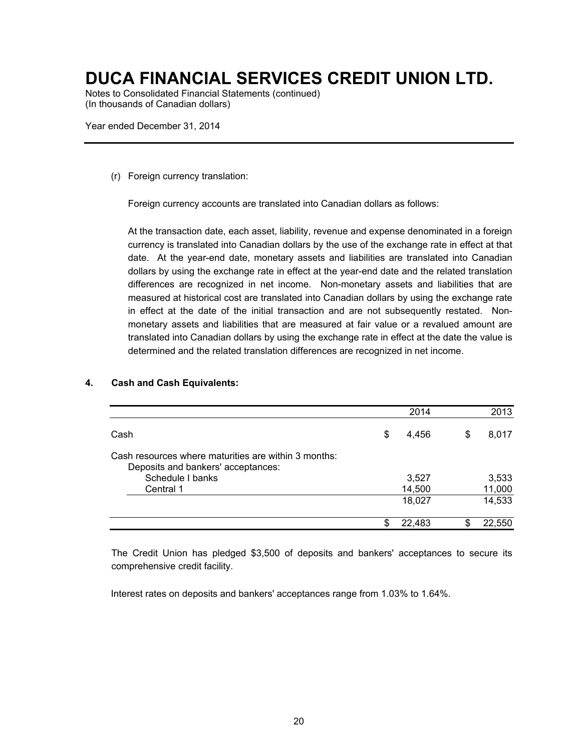(r) Foreign currency translation:

Foreign currency accounts are translated into Canadian dollars as follows:

At the transaction date, each asset, liability, revenue and expense denominated in a foreign currency is translated into Canadian dollars by the use of the exchange rate in effect at that date. At the year-end date, monetary assets and liabilities are translated into Canadian dollars by using the exchange rate in effect at the year-end date and the related translation differences are recognized in net income. Non-monetary assets and liabilities that are measured at historical cost are translated into Canadian dollars by using the exchange rate in effect at the date of the initial transaction and are not subsequently restated. Non-monetary assets and liabilities that are measured at fair value or a revalued amount are translated into Canadian dollars by using the exchange rate in effect at the date the value is determined and the related translation differences are recognized in net income.

## 4. Cash and Cash Equivalents:

| | 2014 | 2013 |
|---|---|---|
| Cash | $ 4,456 | $ 8,017 |
| Cash resources where maturities are within 3 months: | | |
| Deposits and bankers' acceptances: | | |
| Schedule I banks | 3,527 | 3,533 |
| Central 1 | 14,500 | 11,000 |
| | 18,027 | 14,533 |
| | $ 22,483 | $ 22,550 |

The Credit Union has pledged $3,500 of deposits and bankers' acceptances to secure its comprehensive credit facility.

Interest rates on deposits and bankers' acceptances range from 1.03% to 1.64%.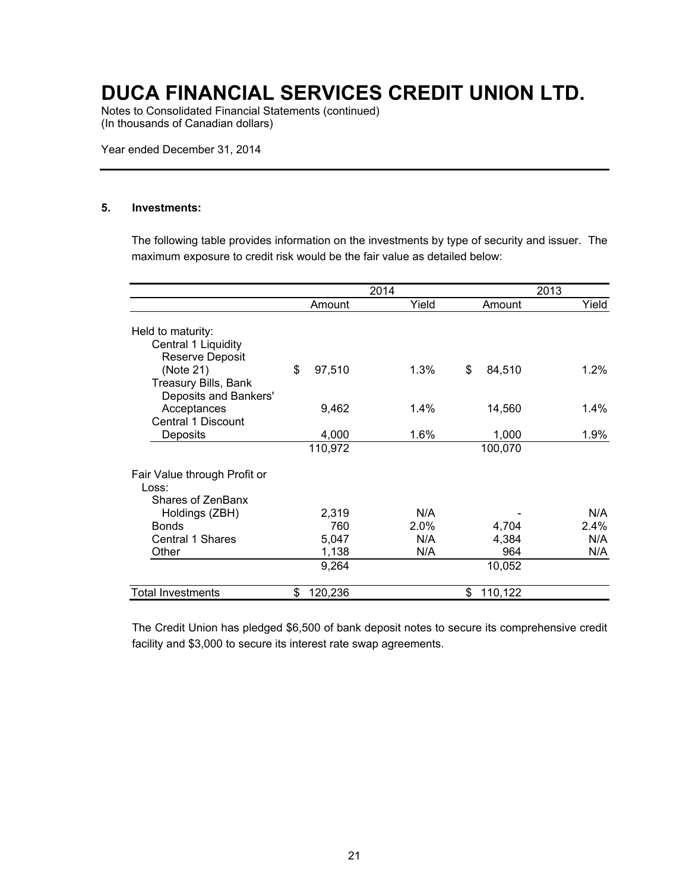# DUCA FINANCIAL SERVICES CREDIT UNION LTD.

Notes to Consolidated Financial Statements (continued)
(In thousands of Canadian dollars)

Year ended December 31, 2014

## 5. Investments:

The following table provides information on the investments by type of security and issuer. The maximum exposure to credit risk would be the fair value as detailed below:

| | 2014 | | 2013 | |
|---|---|---|---|---|
| | Amount | Yield | Amount | Yield |
| Held to maturity: | | | | |
| Central 1 Liquidity Reserve Deposit (Note 21) | $ 97,510 | 1.3% | $ 84,510 | 1.2% |
| Treasury Bills, Bank Deposits and Bankers' Acceptances | 9,462 | 1.4% | 14,560 | 1.4% |
| Central 1 Discount Deposits | 4,000 | 1.6% | 1,000 | 1.9% |
| | 110,972 | | 100,070 | |
| Fair Value through Profit or Loss: | | | | |
| Shares of ZenBanx Holdings (ZBH) | 2,319 | N/A | - | N/A |
| Bonds | 760 | 2.0% | 4,704 | 2.4% |
| Central 1 Shares | 5,047 | N/A | 4,384 | N/A |
| Other | 1,138 | N/A | 964 | N/A |
| | 9,264 | | 10,052 | |
| Total Investments | $ 120,236 | | $ 110,122 | |

The Credit Union has pledged $6,500 of bank deposit notes to secure its comprehensive credit facility and $3,000 to secure its interest rate swap agreements.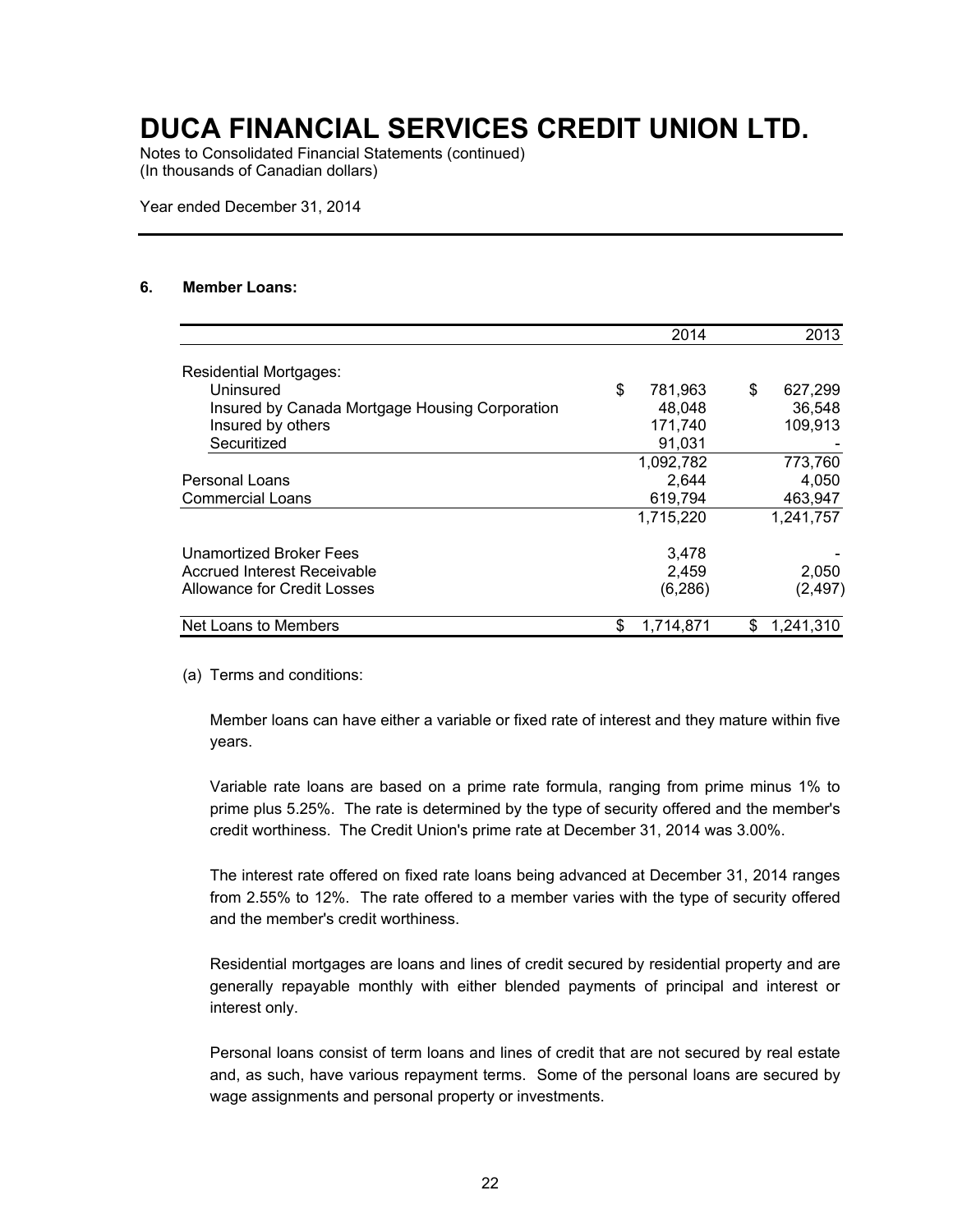# DUCA FINANCIAL SERVICES CREDIT UNION LTD.

Notes to Consolidated Financial Statements (continued)
(In thousands of Canadian dollars)

Year ended December 31, 2014

## 6. Member Loans:

| | 2014 | 2013 |
|---|---|---|
| Residential Mortgages: | | |
| Uninsured | $ 781,963 | $ 627,299 |
| Insured by Canada Mortgage Housing Corporation | 48,048 | 36,548 |
| Insured by others | 171,740 | 109,913 |
| Securitized | 91,031 | - |
| | 1,092,782 | 773,760 |
| Personal Loans | 2,644 | 4,050 |
| Commercial Loans | 619,794 | 463,947 |
| | 1,715,220 | 1,241,757 |
| Unamortized Broker Fees | 3,478 | - |
| Accrued Interest Receivable | 2,459 | 2,050 |
| Allowance for Credit Losses | (6,286) | (2,497) |
| Net Loans to Members | $ 1,714,871 | $ 1,241,310 |

(a) Terms and conditions:

Member loans can have either a variable or fixed rate of interest and they mature within five years.

Variable rate loans are based on a prime rate formula, ranging from prime minus 1% to prime plus 5.25%. The rate is determined by the type of security offered and the member's credit worthiness. The Credit Union's prime rate at December 31, 2014 was 3.00%.

The interest rate offered on fixed rate loans being advanced at December 31, 2014 ranges from 2.55% to 12%. The rate offered to a member varies with the type of security offered and the member's credit worthiness.

Residential mortgages are loans and lines of credit secured by residential property and are generally repayable monthly with either blended payments of principal and interest or interest only.

Personal loans consist of term loans and lines of credit that are not secured by real estate and, as such, have various repayment terms. Some of the personal loans are secured by wage assignments and personal property or investments.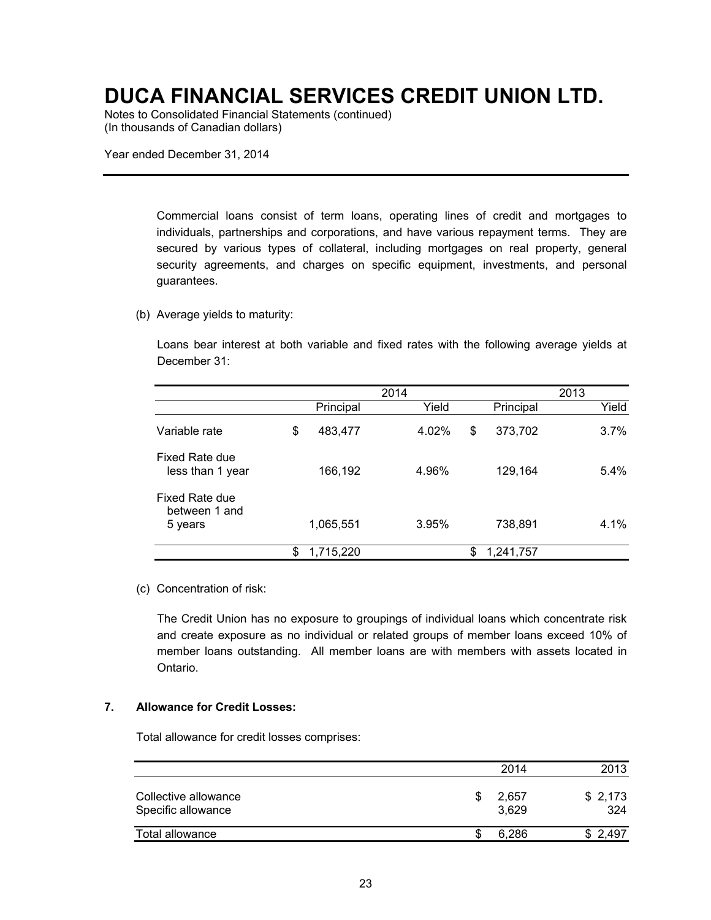Commercial loans consist of term loans, operating lines of credit and mortgages to individuals, partnerships and corporations, and have various repayment terms. They are secured by various types of collateral, including mortgages on real property, general security agreements, and charges on specific equipment, investments, and personal guarantees.

(b) Average yields to maturity:

Loans bear interest at both variable and fixed rates with the following average yields at December 31:

| | 2014 | | 2013 | |
|---|---|---|---|---|
| | Principal | Yield | Principal | Yield |
| Variable rate | $ 483,477 | 4.02% | $ 373,702 | 3.7% |
| Fixed Rate due less than 1 year | 166,192 | 4.96% | 129,164 | 5.4% |
| Fixed Rate due between 1 and 5 years | 1,065,551 | 3.95% | 738,891 | 4.1% |
| | $ 1,715,220 | | $ 1,241,757 | |

(c) Concentration of risk:

The Credit Union has no exposure to groupings of individual loans which concentrate risk and create exposure as no individual or related groups of member loans exceed 10% of member loans outstanding. All member loans are with members with assets located in Ontario.

## 7. Allowance for Credit Losses:

Total allowance for credit losses comprises:

| | 2014 | 2013 |
|---|---|---|
| Collective allowance | $ 2,657 | $ 2,173 |
| Specific allowance | 3,629 | 324 |
| Total allowance | $ 6,286 | $ 2,497 |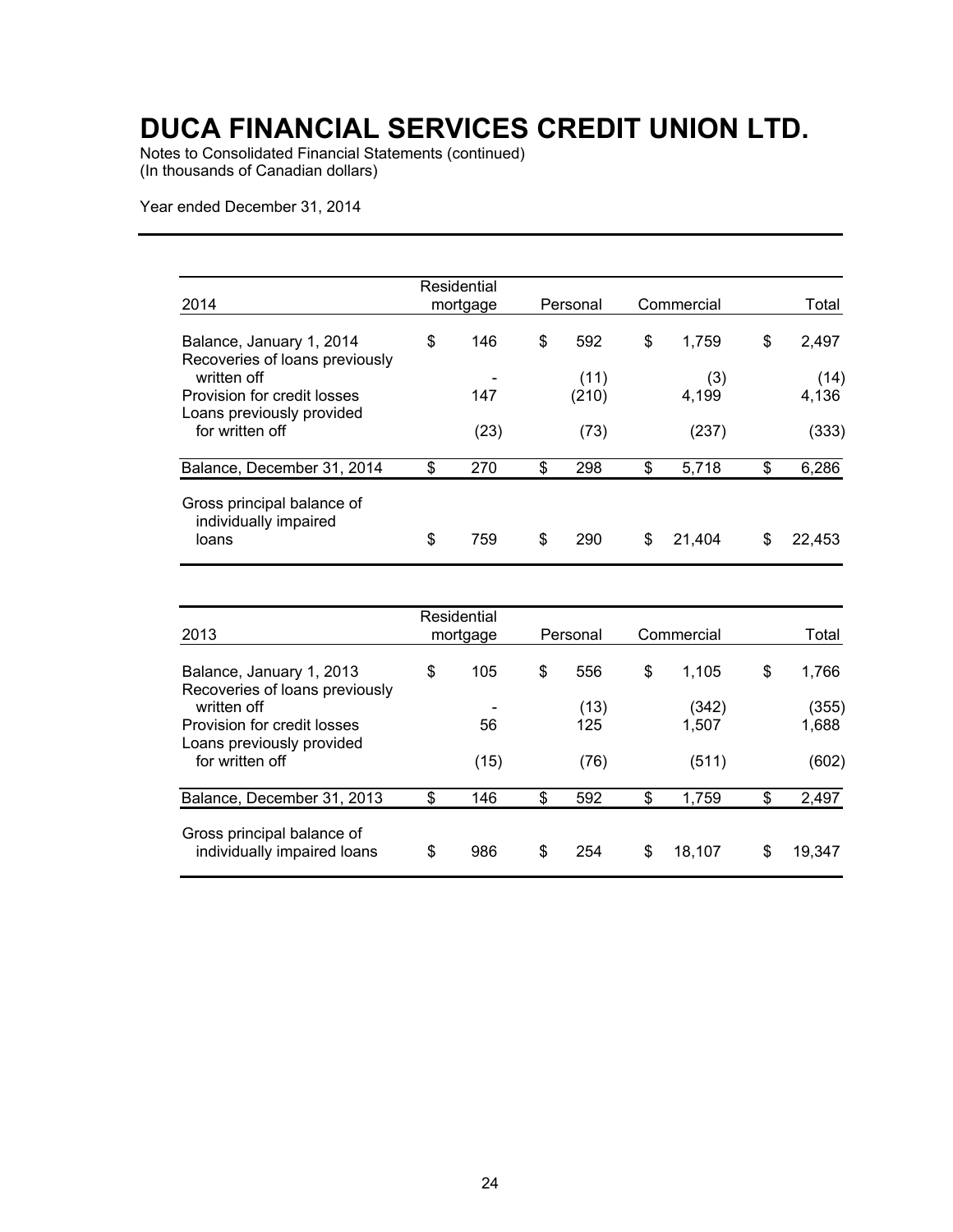# DUCA FINANCIAL SERVICES CREDIT UNION LTD.

Notes to Consolidated Financial Statements (continued)
(In thousands of Canadian dollars)

Year ended December 31, 2014

| 2014 | Residential mortgage | Personal | Commercial | Total |
|---|---|---|---|---|
| Balance, January 1, 2014 | $ 146 | $ 592 | $ 1,759 | $ 2,497 |
| Recoveries of loans previously written off | - | (11) | (3) | (14) |
| Provision for credit losses | 147 | (210) | 4,199 | 4,136 |
| Loans previously provided for written off | (23) | (73) | (237) | (333) |
| Balance, December 31, 2014 | $ 270 | $ 298 | $ 5,718 | $ 6,286 |
| Gross principal balance of individually impaired loans | $ 759 | $ 290 | $ 21,404 | $ 22,453 |

| 2013 | Residential mortgage | Personal | Commercial | Total |
|---|---|---|---|---|
| Balance, January 1, 2013 | $ 105 | $ 556 | $ 1,105 | $ 1,766 |
| Recoveries of loans previously written off | - | (13) | (342) | (355) |
| Provision for credit losses | 56 | 125 | 1,507 | 1,688 |
| Loans previously provided for written off | (15) | (76) | (511) | (602) |
| Balance, December 31, 2013 | $ 146 | $ 592 | $ 1,759 | $ 2,497 |
| Gross principal balance of individually impaired loans | $ 986 | $ 254 | $ 18,107 | $ 19,347 |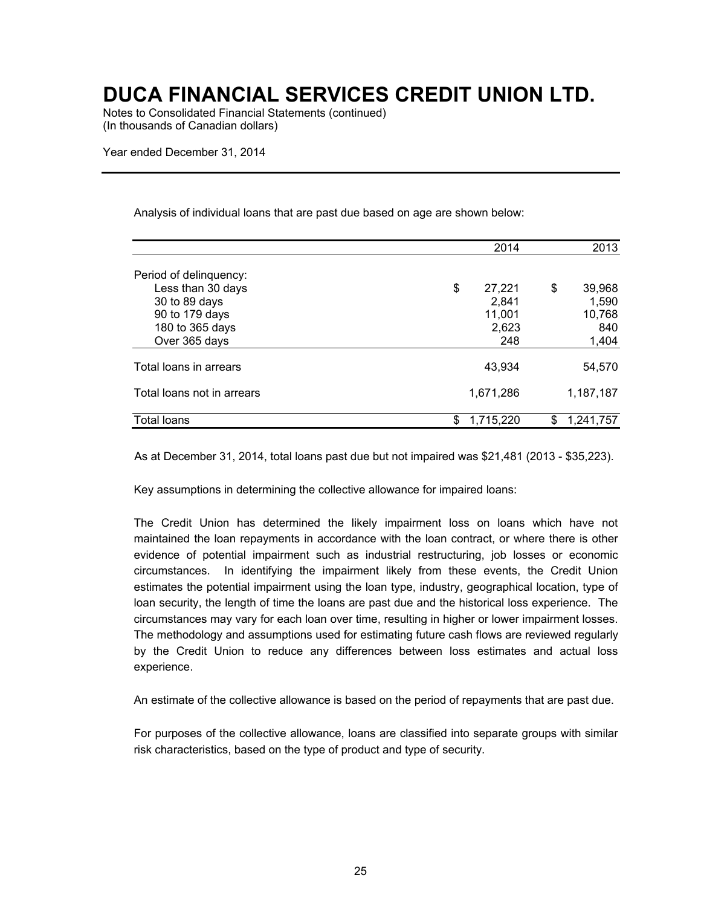# DUCA FINANCIAL SERVICES CREDIT UNION LTD.

Notes to Consolidated Financial Statements (continued)
(In thousands of Canadian dollars)

Year ended December 31, 2014

Analysis of individual loans that are past due based on age are shown below:

| | 2014 | 2013 |
|---|---|---|
| Period of delinquency: | | |
| Less than 30 days | $ 27,221 | $ 39,968 |
| 30 to 89 days | 2,841 | 1,590 |
| 90 to 179 days | 11,001 | 10,768 |
| 180 to 365 days | 2,623 | 840 |
| Over 365 days | 248 | 1,404 |
| Total loans in arrears | 43,934 | 54,570 |
| Total loans not in arrears | 1,671,286 | 1,187,187 |
| Total loans | $ 1,715,220 | $ 1,241,757 |

As at December 31, 2014, total loans past due but not impaired was $21,481 (2013 - $35,223).

Key assumptions in determining the collective allowance for impaired loans:

The Credit Union has determined the likely impairment loss on loans which have not maintained the loan repayments in accordance with the loan contract, or where there is other evidence of potential impairment such as industrial restructuring, job losses or economic circumstances. In identifying the impairment likely from these events, the Credit Union estimates the potential impairment using the loan type, industry, geographical location, type of loan security, the length of time the loans are past due and the historical loss experience. The circumstances may vary for each loan over time, resulting in higher or lower impairment losses. The methodology and assumptions used for estimating future cash flows are reviewed regularly by the Credit Union to reduce any differences between loss estimates and actual loss experience.

An estimate of the collective allowance is based on the period of repayments that are past due.

For purposes of the collective allowance, loans are classified into separate groups with similar risk characteristics, based on the type of product and type of security.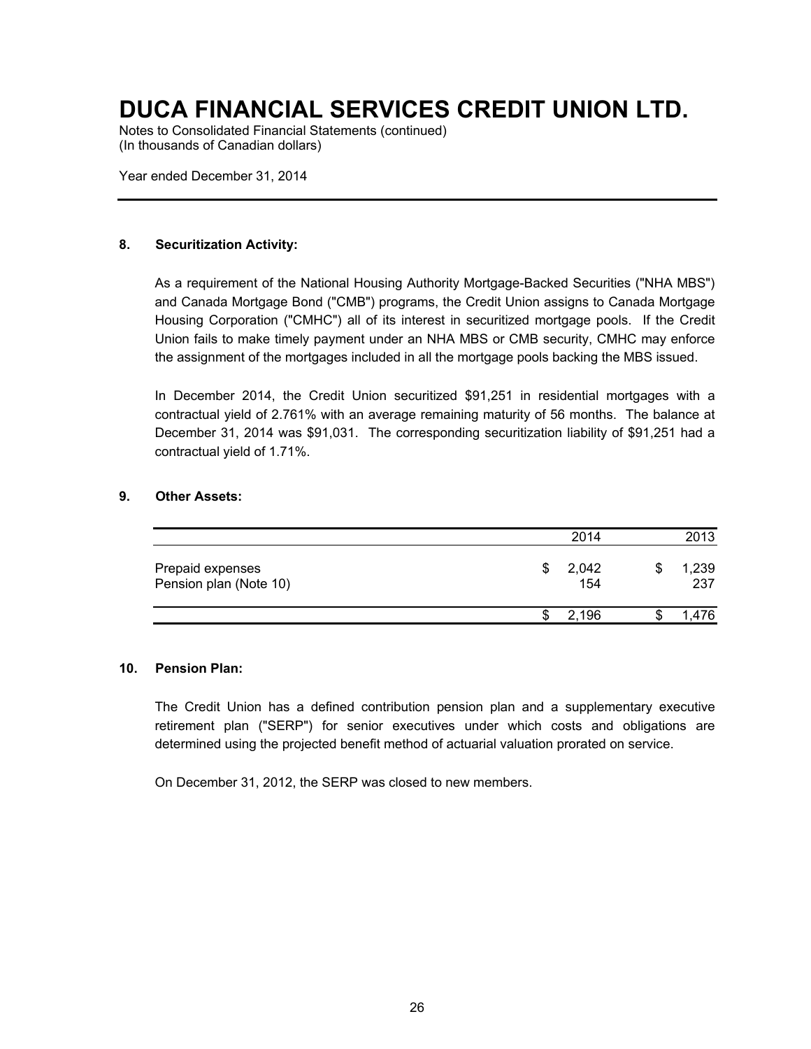# DUCA FINANCIAL SERVICES CREDIT UNION LTD.

Notes to Consolidated Financial Statements (continued)
(In thousands of Canadian dollars)

Year ended December 31, 2014

## 8. Securitization Activity:

As a requirement of the National Housing Authority Mortgage-Backed Securities ("NHA MBS") and Canada Mortgage Bond ("CMB") programs, the Credit Union assigns to Canada Mortgage Housing Corporation ("CMHC") all of its interest in securitized mortgage pools. If the Credit Union fails to make timely payment under an NHA MBS or CMB security, CMHC may enforce the assignment of the mortgages included in all the mortgage pools backing the MBS issued.

In December 2014, the Credit Union securitized $91,251 in residential mortgages with a contractual yield of 2.761% with an average remaining maturity of 56 months. The balance at December 31, 2014 was $91,031. The corresponding securitization liability of $91,251 had a contractual yield of 1.71%.

## 9. Other Assets:

| | 2014 | 2013 |
|---|---|---|
| Prepaid expenses | $ 2,042 | $ 1,239 |
| Pension plan (Note 10) | 154 | 237 |
| | $ 2,196 | $ 1,476 |

## 10. Pension Plan:

The Credit Union has a defined contribution pension plan and a supplementary executive retirement plan ("SERP") for senior executives under which costs and obligations are determined using the projected benefit method of actuarial valuation prorated on service.

On December 31, 2012, the SERP was closed to new members.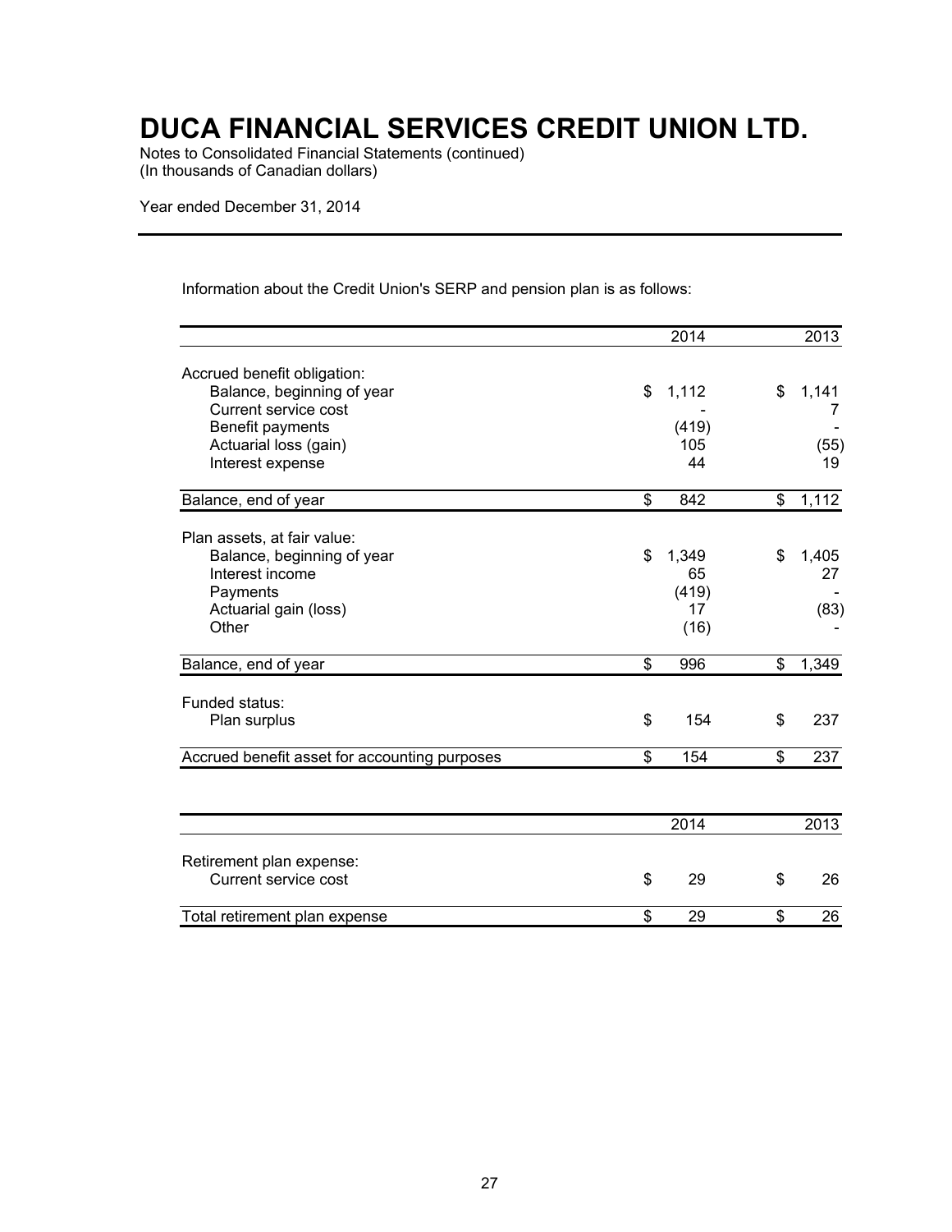# DUCA FINANCIAL SERVICES CREDIT UNION LTD.

Notes to Consolidated Financial Statements (continued)
(In thousands of Canadian dollars)

Year ended December 31, 2014

Information about the Credit Union's SERP and pension plan is as follows:

| | 2014 | 2013 |
|---|---|---|
| Accrued benefit obligation: | | |
| Balance, beginning of year | $ 1,112 | $ 1,141 |
| Current service cost | - | 7 |
| Benefit payments | (419) | - |
| Actuarial loss (gain) | 105 | (55) |
| Interest expense | 44 | 19 |
| Balance, end of year | $ 842 | $ 1,112 |
| Plan assets, at fair value: | | |
| Balance, beginning of year | $ 1,349 | $ 1,405 |
| Interest income | 65 | 27 |
| Payments | (419) | - |
| Actuarial gain (loss) | 17 | (83) |
| Other | (16) | - |
| Balance, end of year | $ 996 | $ 1,349 |
| Funded status: | | |
| Plan surplus | $ 154 | $ 237 |
| Accrued benefit asset for accounting purposes | $ 154 | $ 237 |

| | 2014 | 2013 |
|---|---|---|
| Retirement plan expense: | | |
| Current service cost | $ 29 | $ 26 |
| Total retirement plan expense | $ 29 | $ 26 |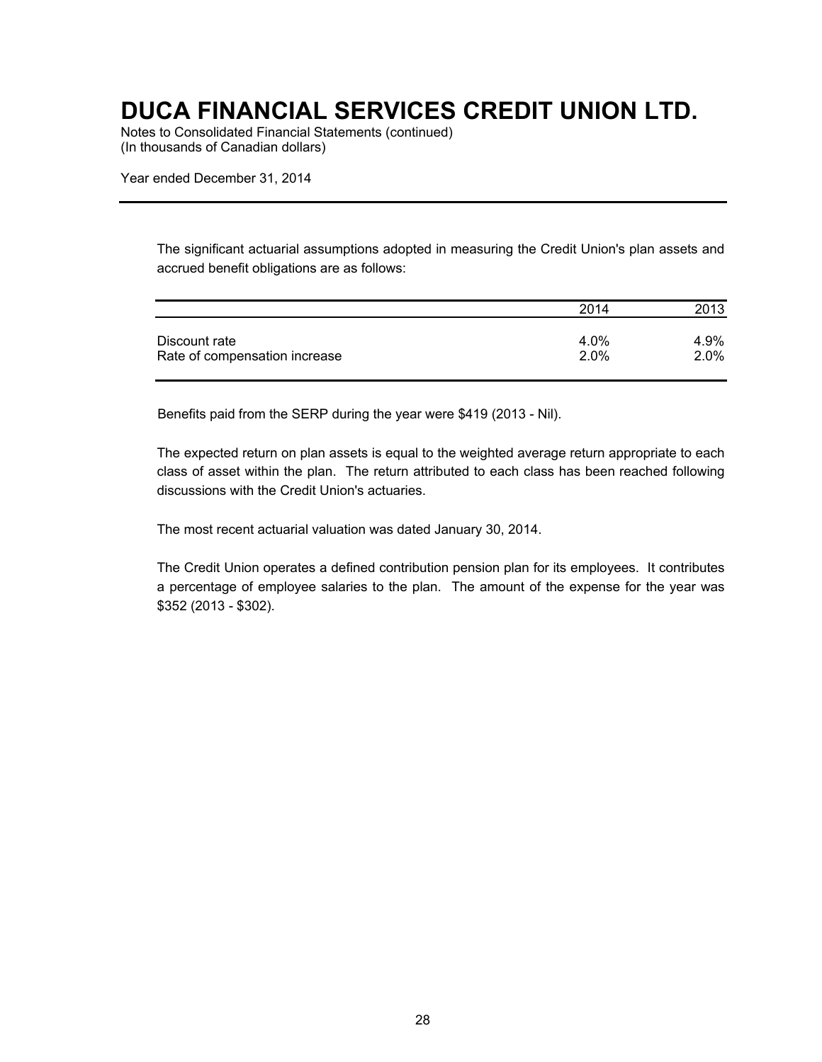# DUCA FINANCIAL SERVICES CREDIT UNION LTD.

Notes to Consolidated Financial Statements (continued)
(In thousands of Canadian dollars)

Year ended December 31, 2014

The significant actuarial assumptions adopted in measuring the Credit Union's plan assets and accrued benefit obligations are as follows:

| | 2014 | 2013 |
|---|---|---|
| Discount rate | 4.0% | 4.9% |
| Rate of compensation increase | 2.0% | 2.0% |

Benefits paid from the SERP during the year were $419 (2013 - Nil).

The expected return on plan assets is equal to the weighted average return appropriate to each class of asset within the plan. The return attributed to each class has been reached following discussions with the Credit Union's actuaries.

The most recent actuarial valuation was dated January 30, 2014.

The Credit Union operates a defined contribution pension plan for its employees. It contributes a percentage of employee salaries to the plan. The amount of the expense for the year was $352 (2013 - $302).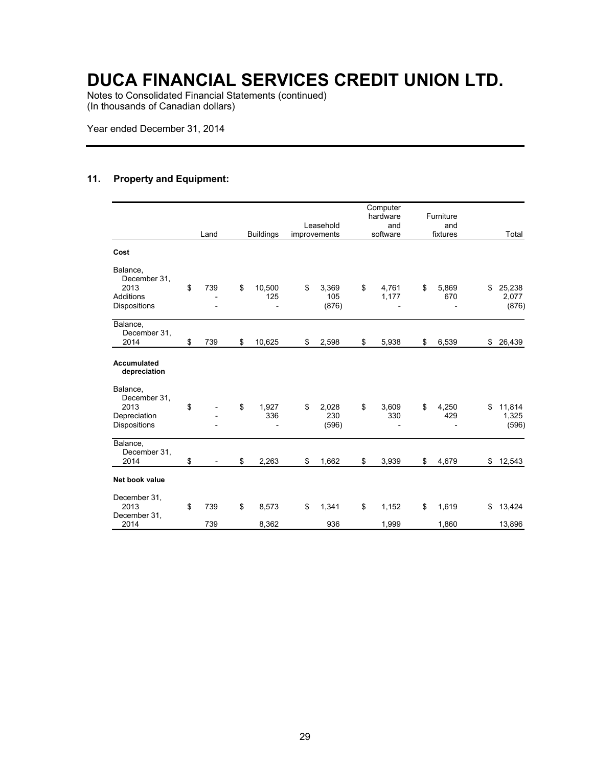# DUCA FINANCIAL SERVICES CREDIT UNION LTD.

Notes to Consolidated Financial Statements (continued)
(In thousands of Canadian dollars)

Year ended December 31, 2014

## 11. Property and Equipment:

| | Land | Buildings | Leasehold improvements | Computer hardware and software | Furniture and fixtures | Total |
|---|---|---|---|---|---|---|
| **Cost** | | | | | | |
| Balance, December 31, 2013 | $ 739 | $ 10,500 | $ 3,369 | $ 4,761 | $ 5,869 | $ 25,238 |
| Additions | - | 125 | 105 | 1,177 | 670 | 2,077 |
| Dispositions | - | - | (876) | - | - | (876) |
| Balance, December 31, 2014 | $ 739 | $ 10,625 | $ 2,598 | $ 5,938 | $ 6,539 | $ 26,439 |
| **Accumulated depreciation** | | | | | | |
| Balance, December 31, 2013 | $ - | $ 1,927 | $ 2,028 | $ 3,609 | $ 4,250 | $ 11,814 |
| Depreciation | - | 336 | 230 | 330 | 429 | 1,325 |
| Dispositions | - | - | (596) | - | - | (596) |
| Balance, December 31, 2014 | $ - | $ 2,263 | $ 1,662 | $ 3,939 | $ 4,679 | $ 12,543 |
| **Net book value** | | | | | | |
| December 31, 2013 | $ 739 | $ 8,573 | $ 1,341 | $ 1,152 | $ 1,619 | $ 13,424 |
| December 31, 2014 | 739 | 8,362 | 936 | 1,999 | 1,860 | 13,896 |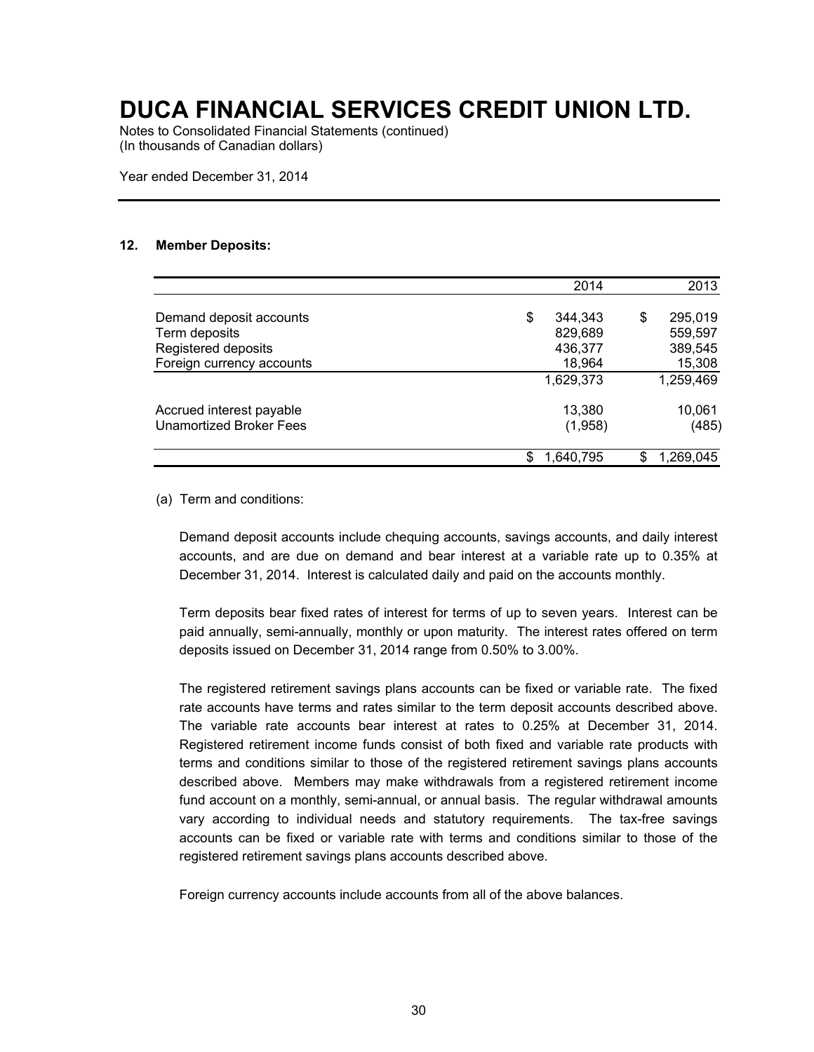# DUCA FINANCIAL SERVICES CREDIT UNION LTD.

Notes to Consolidated Financial Statements (continued)
(In thousands of Canadian dollars)

Year ended December 31, 2014

## 12. Member Deposits:

| | 2014 | 2013 |
|---|---|---|
| Demand deposit accounts | $ 344,343 | $ 295,019 |
| Term deposits | 829,689 | 559,597 |
| Registered deposits | 436,377 | 389,545 |
| Foreign currency accounts | 18,964 | 15,308 |
| | 1,629,373 | 1,259,469 |
| Accrued interest payable | 13,380 | 10,061 |
| Unamortized Broker Fees | (1,958) | (485) |
| | $ 1,640,795 | $ 1,269,045 |

(a) Term and conditions:

Demand deposit accounts include chequing accounts, savings accounts, and daily interest accounts, and are due on demand and bear interest at a variable rate up to 0.35% at December 31, 2014. Interest is calculated daily and paid on the accounts monthly.

Term deposits bear fixed rates of interest for terms of up to seven years. Interest can be paid annually, semi-annually, monthly or upon maturity. The interest rates offered on term deposits issued on December 31, 2014 range from 0.50% to 3.00%.

The registered retirement savings plans accounts can be fixed or variable rate. The fixed rate accounts have terms and rates similar to the term deposit accounts described above. The variable rate accounts bear interest at rates to 0.25% at December 31, 2014. Registered retirement income funds consist of both fixed and variable rate products with terms and conditions similar to those of the registered retirement savings plans accounts described above. Members may make withdrawals from a registered retirement income fund account on a monthly, semi-annual, or annual basis. The regular withdrawal amounts vary according to individual needs and statutory requirements. The tax-free savings accounts can be fixed or variable rate with terms and conditions similar to those of the registered retirement savings plans accounts described above.

Foreign currency accounts include accounts from all of the above balances.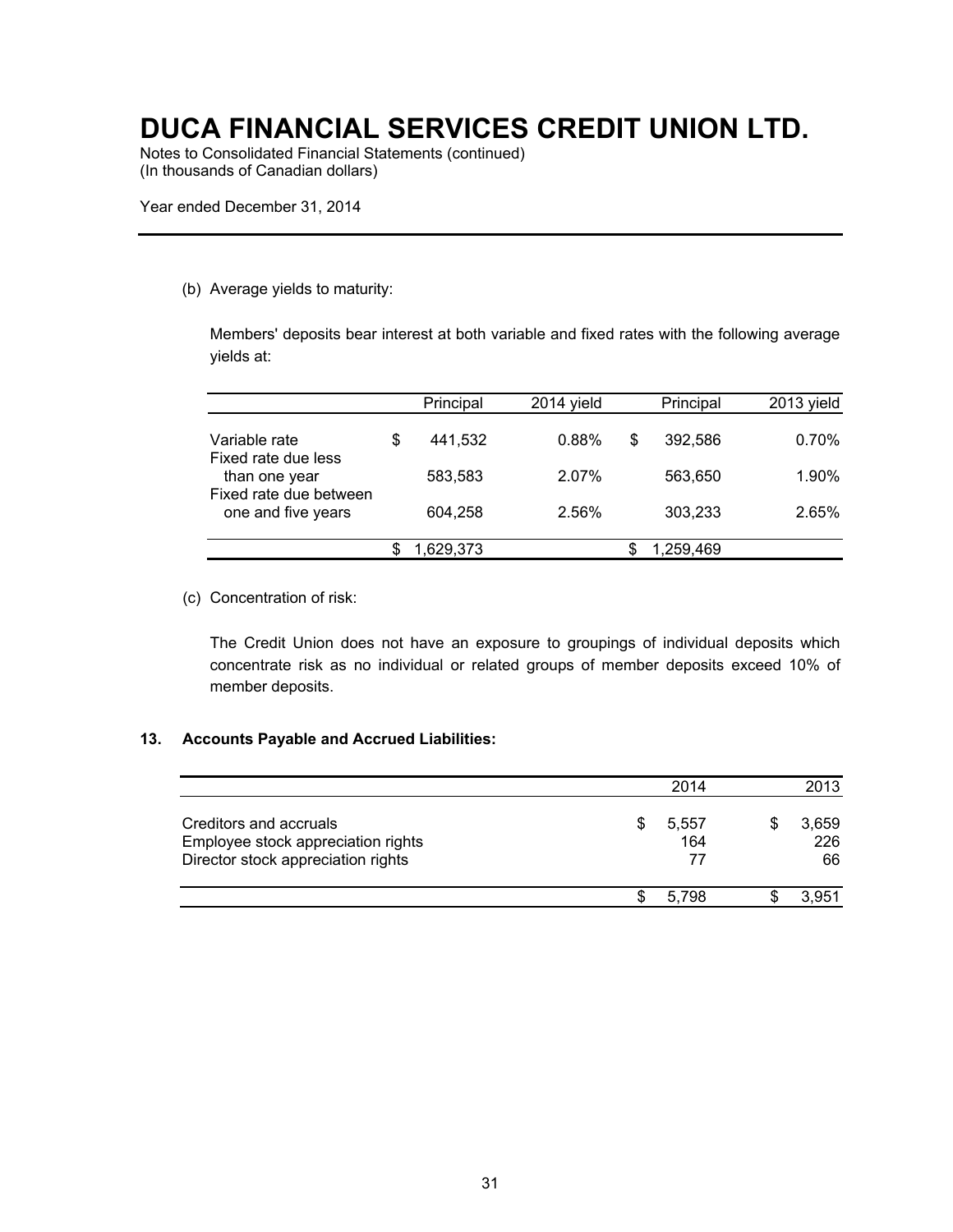(b) Average yields to maturity:

Members' deposits bear interest at both variable and fixed rates with the following average yields at:

| | Principal | 2014 yield | Principal | 2013 yield |
|---|---|---|---|---|
| Variable rate | $ 441,532 | 0.88% | $ 392,586 | 0.70% |
| Fixed rate due less than one year | 583,583 | 2.07% | 563,650 | 1.90% |
| Fixed rate due between one and five years | 604,258 | 2.56% | 303,233 | 2.65% |
| | $ 1,629,373 | | $ 1,259,469 | |

(c) Concentration of risk:

The Credit Union does not have an exposure to groupings of individual deposits which concentrate risk as no individual or related groups of member deposits exceed 10% of member deposits.

## 13. Accounts Payable and Accrued Liabilities:

| | 2014 | 2013 |
|---|---|---|
| Creditors and accruals | $ 5,557 | $ 3,659 |
| Employee stock appreciation rights | 164 | 226 |
| Director stock appreciation rights | 77 | 66 |
| | $ 5,798 | $ 3,951 |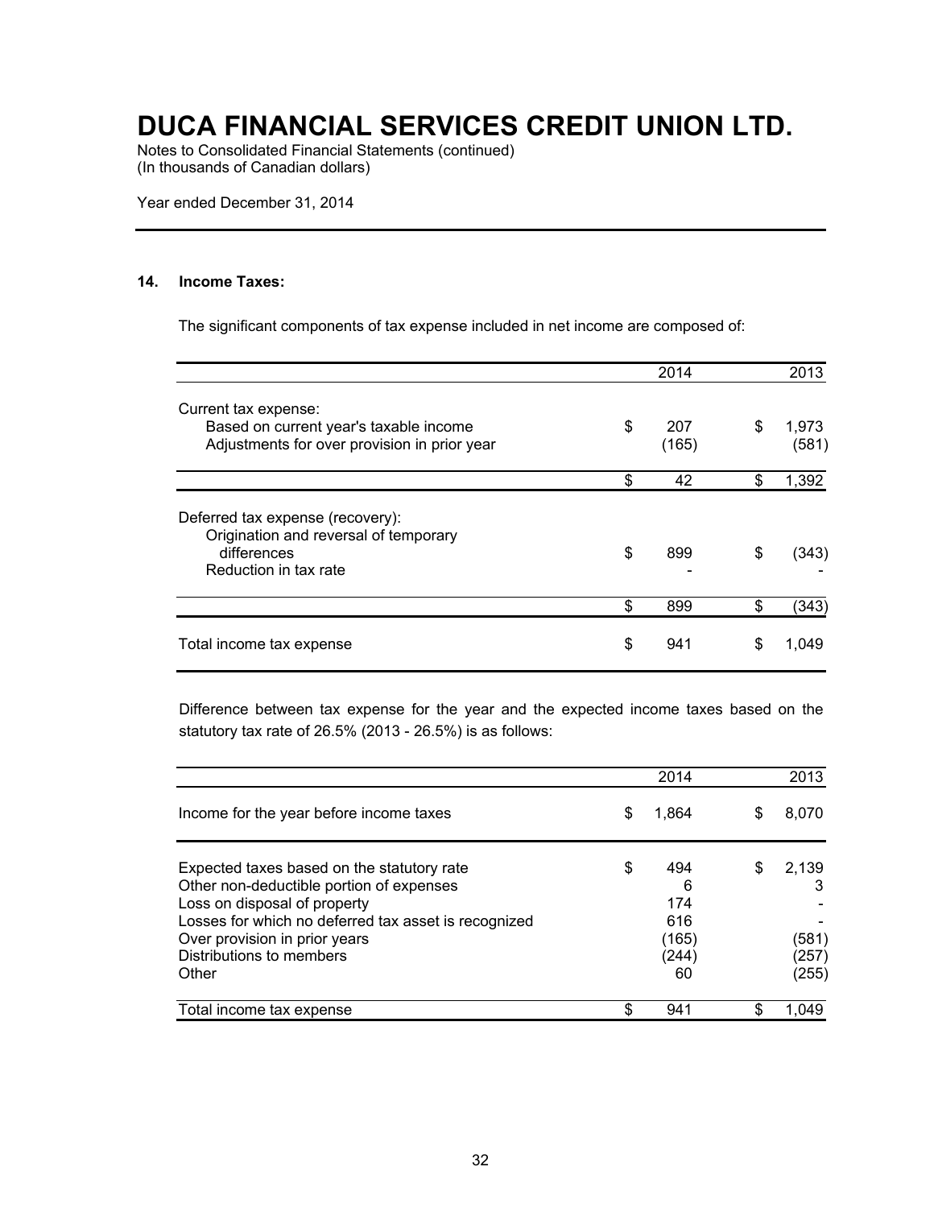# DUCA FINANCIAL SERVICES CREDIT UNION LTD.

Notes to Consolidated Financial Statements (continued)
(In thousands of Canadian dollars)

Year ended December 31, 2014

## 14. Income Taxes:

The significant components of tax expense included in net income are composed of:

| | 2014 | 2013 |
|---|---|---|
| Current tax expense: | | |
| Based on current year's taxable income | $ 207 | $ 1,973 |
| Adjustments for over provision in prior year | (165) | (581) |
| | $ 42 | $ 1,392 |
| Deferred tax expense (recovery): | | |
| Origination and reversal of temporary differences | $ 899 | $ (343) |
| Reduction in tax rate | - | - |
| | $ 899 | $ (343) |
| Total income tax expense | $ 941 | $ 1,049 |

Difference between tax expense for the year and the expected income taxes based on the statutory tax rate of 26.5% (2013 - 26.5%) is as follows:

| | 2014 | 2013 |
|---|---|---|
| Income for the year before income taxes | $ 1,864 | $ 8,070 |
| Expected taxes based on the statutory rate | $ 494 | $ 2,139 |
| Other non-deductible portion of expenses | 6 | 3 |
| Loss on disposal of property | 174 | - |
| Losses for which no deferred tax asset is recognized | 616 | - |
| Over provision in prior years | (165) | (581) |
| Distributions to members | (244) | (257) |
| Other | 60 | (255) |
| Total income tax expense | $ 941 | $ 1,049 |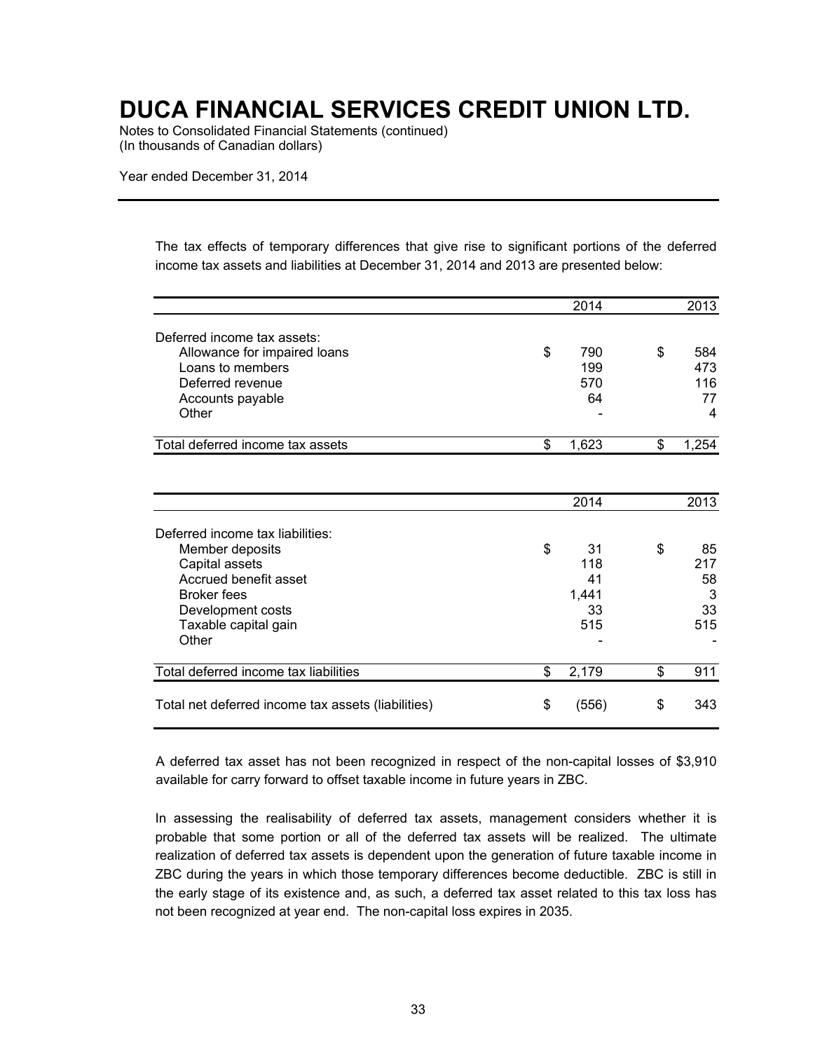# DUCA FINANCIAL SERVICES CREDIT UNION LTD.

Notes to Consolidated Financial Statements (continued)
(In thousands of Canadian dollars)

Year ended December 31, 2014

The tax effects of temporary differences that give rise to significant portions of the deferred income tax assets and liabilities at December 31, 2014 and 2013 are presented below:

| | 2014 | 2013 |
|---|---|---|
| Deferred income tax assets: | | |
| Allowance for impaired loans | $ 790 | $ 584 |
| Loans to members | 199 | 473 |
| Deferred revenue | 570 | 116 |
| Accounts payable | 64 | 77 |
| Other | - | 4 |
| Total deferred income tax assets | $ 1,623 | $ 1,254 |

| | 2014 | 2013 |
|---|---|---|
| Deferred income tax liabilities: | | |
| Member deposits | $ 31 | $ 85 |
| Capital assets | 118 | 217 |
| Accrued benefit asset | 41 | 58 |
| Broker fees | 1,441 | 3 |
| Development costs | 33 | 33 |
| Taxable capital gain | 515 | 515 |
| Other | - | - |
| Total deferred income tax liabilities | $ 2,179 | $ 911 |
| Total net deferred income tax assets (liabilities) | $ (556) | $ 343 |

A deferred tax asset has not been recognized in respect of the non-capital losses of $3,910 available for carry forward to offset taxable income in future years in ZBC.

In assessing the realisability of deferred tax assets, management considers whether it is probable that some portion or all of the deferred tax assets will be realized. The ultimate realization of deferred tax assets is dependent upon the generation of future taxable income in ZBC during the years in which those temporary differences become deductible. ZBC is still in the early stage of its existence and, as such, a deferred tax asset related to this tax loss has not been recognized at year end. The non-capital loss expires in 2035.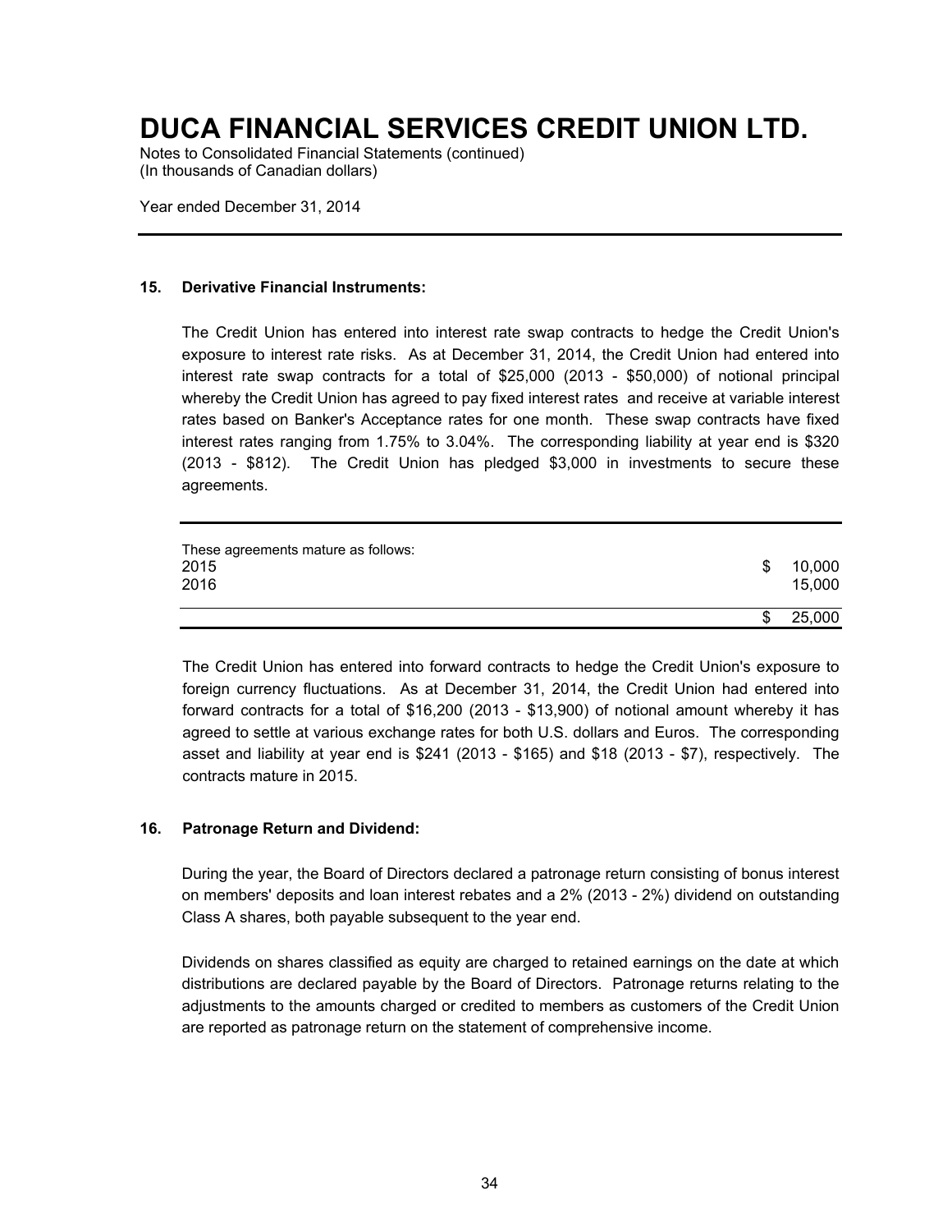# DUCA FINANCIAL SERVICES CREDIT UNION LTD.

Notes to Consolidated Financial Statements (continued)
(In thousands of Canadian dollars)

Year ended December 31, 2014

### 15. Derivative Financial Instruments:

The Credit Union has entered into interest rate swap contracts to hedge the Credit Union's exposure to interest rate risks. As at December 31, 2014, the Credit Union had entered into interest rate swap contracts for a total of $25,000 (2013 - $50,000) of notional principal whereby the Credit Union has agreed to pay fixed interest rates and receive at variable interest rates based on Banker's Acceptance rates for one month. These swap contracts have fixed interest rates ranging from 1.75% to 3.04%. The corresponding liability at year end is $320 (2013 - $812). The Credit Union has pledged $3,000 in investments to secure these agreements.

| These agreements mature as follows: | |
|---|---|
| 2015 | $ 10,000 |
| 2016 | 15,000 |
| | $ 25,000 |

The Credit Union has entered into forward contracts to hedge the Credit Union's exposure to foreign currency fluctuations. As at December 31, 2014, the Credit Union had entered into forward contracts for a total of $16,200 (2013 - $13,900) of notional amount whereby it has agreed to settle at various exchange rates for both U.S. dollars and Euros. The corresponding asset and liability at year end is $241 (2013 - $165) and $18 (2013 - $7), respectively. The contracts mature in 2015.

### 16. Patronage Return and Dividend:

During the year, the Board of Directors declared a patronage return consisting of bonus interest on members' deposits and loan interest rebates and a 2% (2013 - 2%) dividend on outstanding Class A shares, both payable subsequent to the year end.

Dividends on shares classified as equity are charged to retained earnings on the date at which distributions are declared payable by the Board of Directors. Patronage returns relating to the adjustments to the amounts charged or credited to members as customers of the Credit Union are reported as patronage return on the statement of comprehensive income.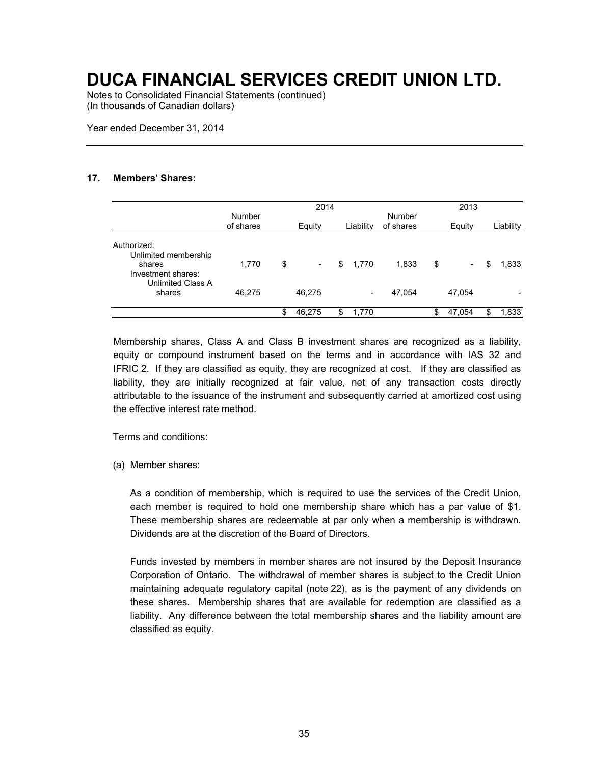# DUCA FINANCIAL SERVICES CREDIT UNION LTD.

Notes to Consolidated Financial Statements (continued)
(In thousands of Canadian dollars)

Year ended December 31, 2014

## 17. Members' Shares:

| | 2014 | | | 2013 | | |
|---|---|---|---|---|---|---|
| | Number of shares | Equity | Liability | Number of shares | Equity | Liability |
| Authorized: | | | | | | |
| Unlimited membership shares | 1,770 | $ - | $ 1,770 | 1,833 | $ - | $ 1,833 |
| Investment shares: Unlimited Class A shares | 46,275 | 46,275 | - | 47,054 | 47,054 | - |
| | | $ 46,275 | $ 1,770 | | $ 47,054 | $ 1,833 |

Membership shares, Class A and Class B investment shares are recognized as a liability, equity or compound instrument based on the terms and in accordance with IAS 32 and IFRIC 2. If they are classified as equity, they are recognized at cost. If they are classified as liability, they are initially recognized at fair value, net of any transaction costs directly attributable to the issuance of the instrument and subsequently carried at amortized cost using the effective interest rate method.

Terms and conditions:

(a) Member shares:

As a condition of membership, which is required to use the services of the Credit Union, each member is required to hold one membership share which has a par value of $1. These membership shares are redeemable at par only when a membership is withdrawn. Dividends are at the discretion of the Board of Directors.

Funds invested by members in member shares are not insured by the Deposit Insurance Corporation of Ontario. The withdrawal of member shares is subject to the Credit Union maintaining adequate regulatory capital (note 22), as is the payment of any dividends on these shares. Membership shares that are available for redemption are classified as a liability. Any difference between the total membership shares and the liability amount are classified as equity.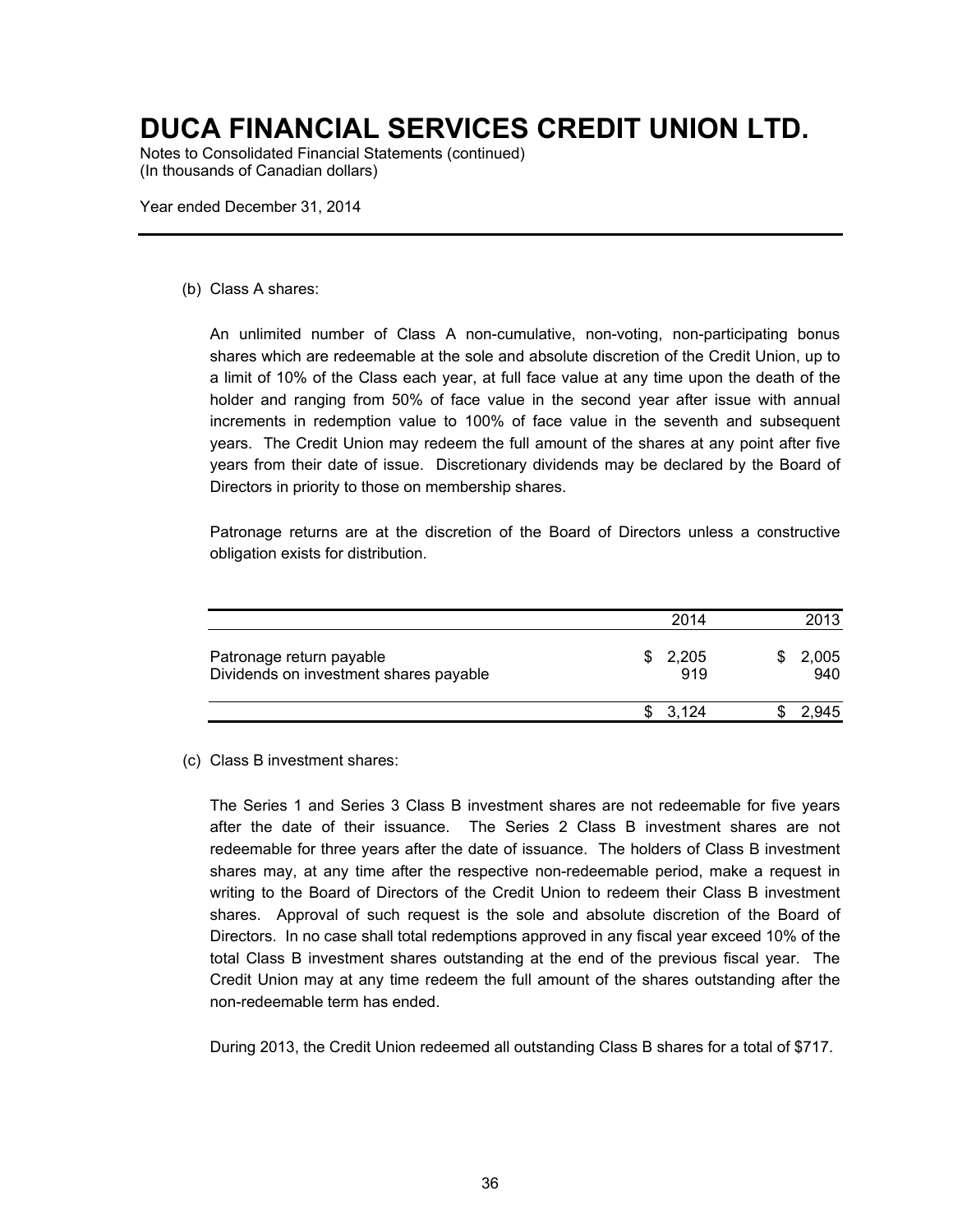# DUCA FINANCIAL SERVICES CREDIT UNION LTD.

Notes to Consolidated Financial Statements (continued)
(In thousands of Canadian dollars)

Year ended December 31, 2014

(b) Class A shares:

An unlimited number of Class A non-cumulative, non-voting, non-participating bonus shares which are redeemable at the sole and absolute discretion of the Credit Union, up to a limit of 10% of the Class each year, at full face value at any time upon the death of the holder and ranging from 50% of face value in the second year after issue with annual increments in redemption value to 100% of face value in the seventh and subsequent years. The Credit Union may redeem the full amount of the shares at any point after five years from their date of issue. Discretionary dividends may be declared by the Board of Directors in priority to those on membership shares.

Patronage returns are at the discretion of the Board of Directors unless a constructive obligation exists for distribution.

| | 2014 | 2013 |
|---|---|---|
| Patronage return payable | $ 2,205 | $ 2,005 |
| Dividends on investment shares payable | 919 | 940 |
| | $ 3,124 | $ 2,945 |

(c) Class B investment shares:

The Series 1 and Series 3 Class B investment shares are not redeemable for five years after the date of their issuance. The Series 2 Class B investment shares are not redeemable for three years after the date of issuance. The holders of Class B investment shares may, at any time after the respective non-redeemable period, make a request in writing to the Board of Directors of the Credit Union to redeem their Class B investment shares. Approval of such request is the sole and absolute discretion of the Board of Directors. In no case shall total redemptions approved in any fiscal year exceed 10% of the total Class B investment shares outstanding at the end of the previous fiscal year. The Credit Union may at any time redeem the full amount of the shares outstanding after the non-redeemable term has ended.

During 2013, the Credit Union redeemed all outstanding Class B shares for a total of $717.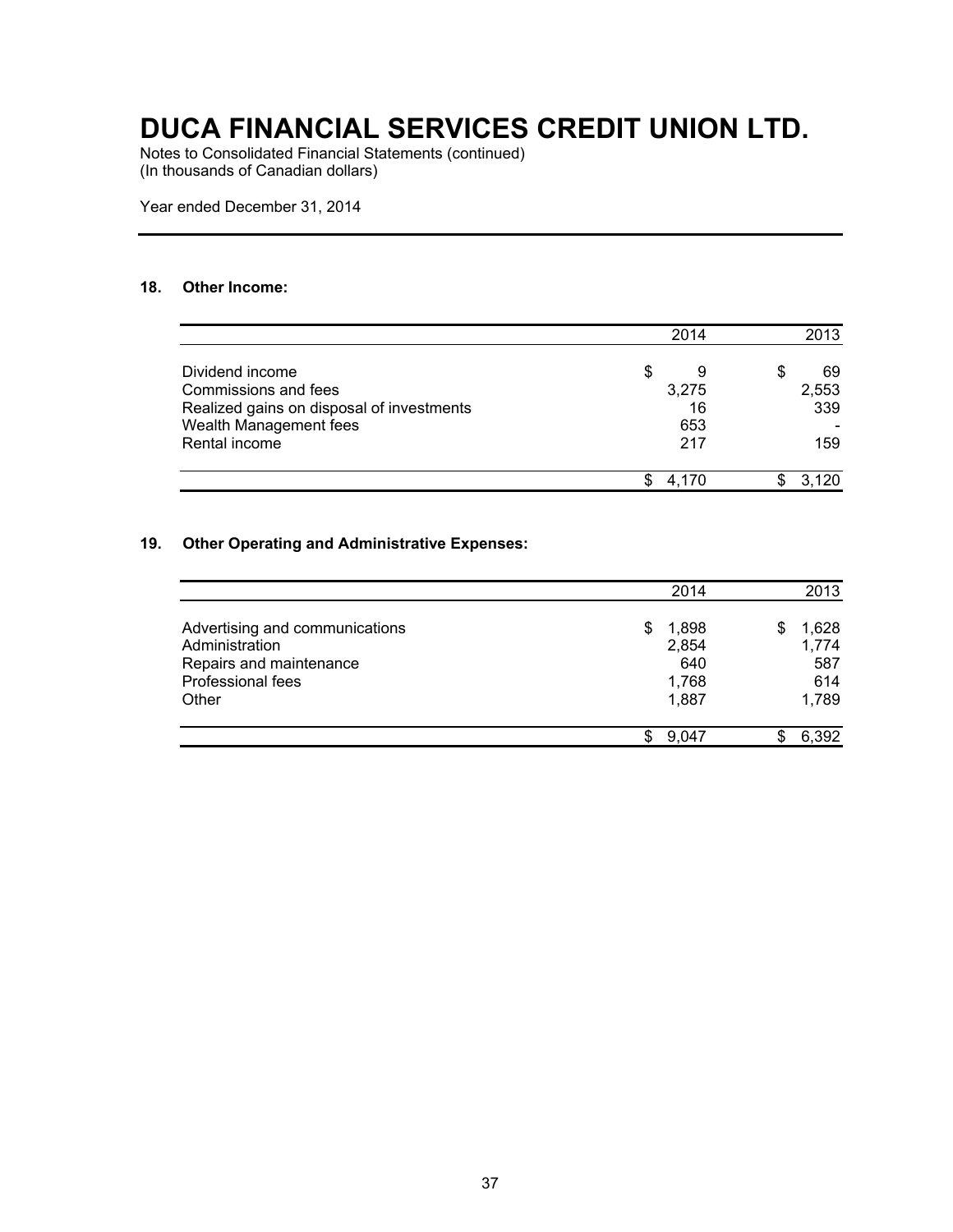# DUCA FINANCIAL SERVICES CREDIT UNION LTD.

Notes to Consolidated Financial Statements (continued)
(In thousands of Canadian dollars)

Year ended December 31, 2014

## 18. Other Income:

| | 2014 | 2013 |
|---|---|---|
| Dividend income | $ 9 | $ 69 |
| Commissions and fees | 3,275 | 2,553 |
| Realized gains on disposal of investments | 16 | 339 |
| Wealth Management fees | 653 | - |
| Rental income | 217 | 159 |
| | $ 4,170 | $ 3,120 |

## 19. Other Operating and Administrative Expenses:

| | 2014 | 2013 |
|---|---|---|
| Advertising and communications | $ 1,898 | $ 1,628 |
| Administration | 2,854 | 1,774 |
| Repairs and maintenance | 640 | 587 |
| Professional fees | 1,768 | 614 |
| Other | 1,887 | 1,789 |
| | $ 9,047 | $ 6,392 |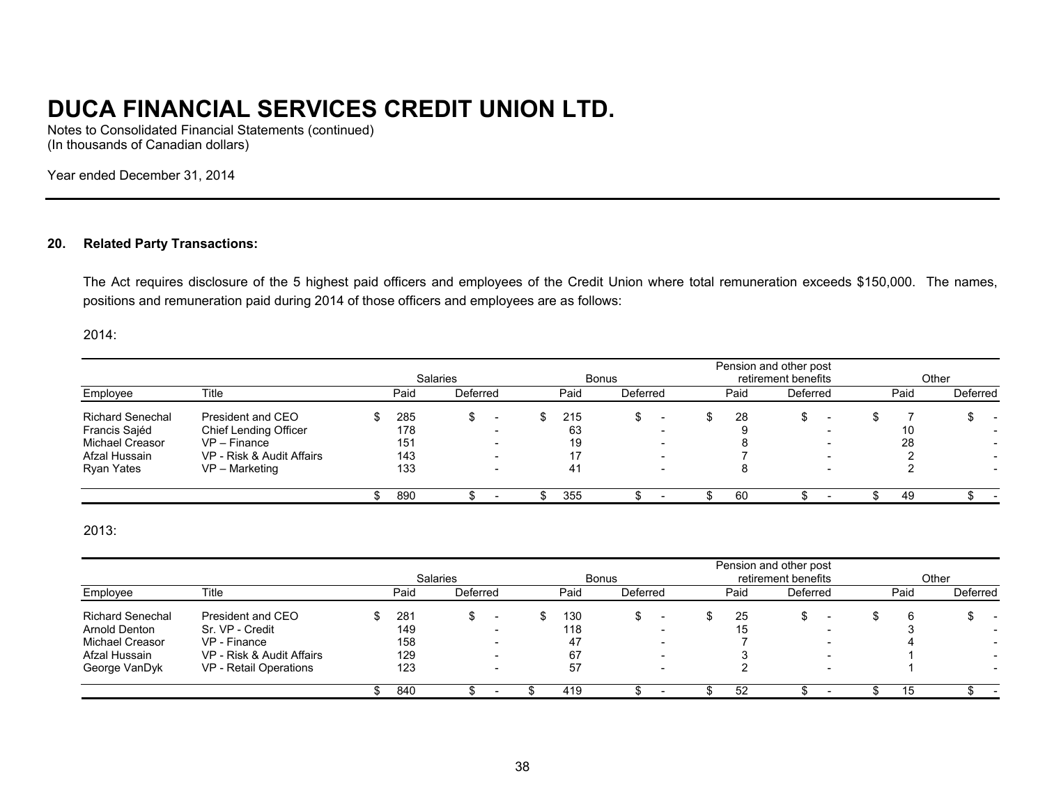# DUCA FINANCIAL SERVICES CREDIT UNION LTD.

Notes to Consolidated Financial Statements (continued)
(In thousands of Canadian dollars)

Year ended December 31, 2014

## 20. Related Party Transactions:

The Act requires disclosure of the 5 highest paid officers and employees of the Credit Union where total remuneration exceeds $150,000. The names, positions and remuneration paid during 2014 of those officers and employees are as follows:

2014:

| | | Salaries | | Bonus | | Pension and other post retirement benefits | | Other | |
|---|---|---|---|---|---|---|---|---|---|
| Employee | Title | Paid | Deferred | Paid | Deferred | Paid | Deferred | Paid | Deferred |
| Richard Senechal | President and CEO | $ 285 | $ - | $ 215 | $ - | $ 28 | $ - | $ 7 | $ - |
| Francis Sajéd | Chief Lending Officer | 178 | - | 63 | - | 9 | - | 10 | - |
| Michael Creasor | VP – Finance | 151 | - | 19 | - | 8 | - | 28 | - |
| Afzal Hussain | VP - Risk & Audit Affairs | 143 | - | 17 | - | 7 | - | 2 | - |
| Ryan Yates | VP – Marketing | 133 | - | 41 | - | 8 | - | 2 | - |
| | | $ 890 | $ - | $ 355 | $ - | $ 60 | $ - | $ 49 | $ - |

2013:

| | | Salaries | | Bonus | | Pension and other post retirement benefits | | Other | |
|---|---|---|---|---|---|---|---|---|---|
| Employee | Title | Paid | Deferred | Paid | Deferred | Paid | Deferred | Paid | Deferred |
| Richard Senechal | President and CEO | $ 281 | $ - | $ 130 | $ - | $ 25 | $ - | $ 6 | $ - |
| Arnold Denton | Sr. VP - Credit | 149 | - | 118 | - | 15 | - | 3 | - |
| Michael Creasor | VP - Finance | 158 | - | 47 | - | 7 | - | 4 | - |
| Afzal Hussain | VP - Risk & Audit Affairs | 129 | - | 67 | - | 3 | - | 1 | - |
| George VanDyk | VP - Retail Operations | 123 | - | 57 | - | 2 | - | 1 | - |
| | | $ 840 | $ - | $ 419 | $ - | $ 52 | $ - | $ 15 | $ - |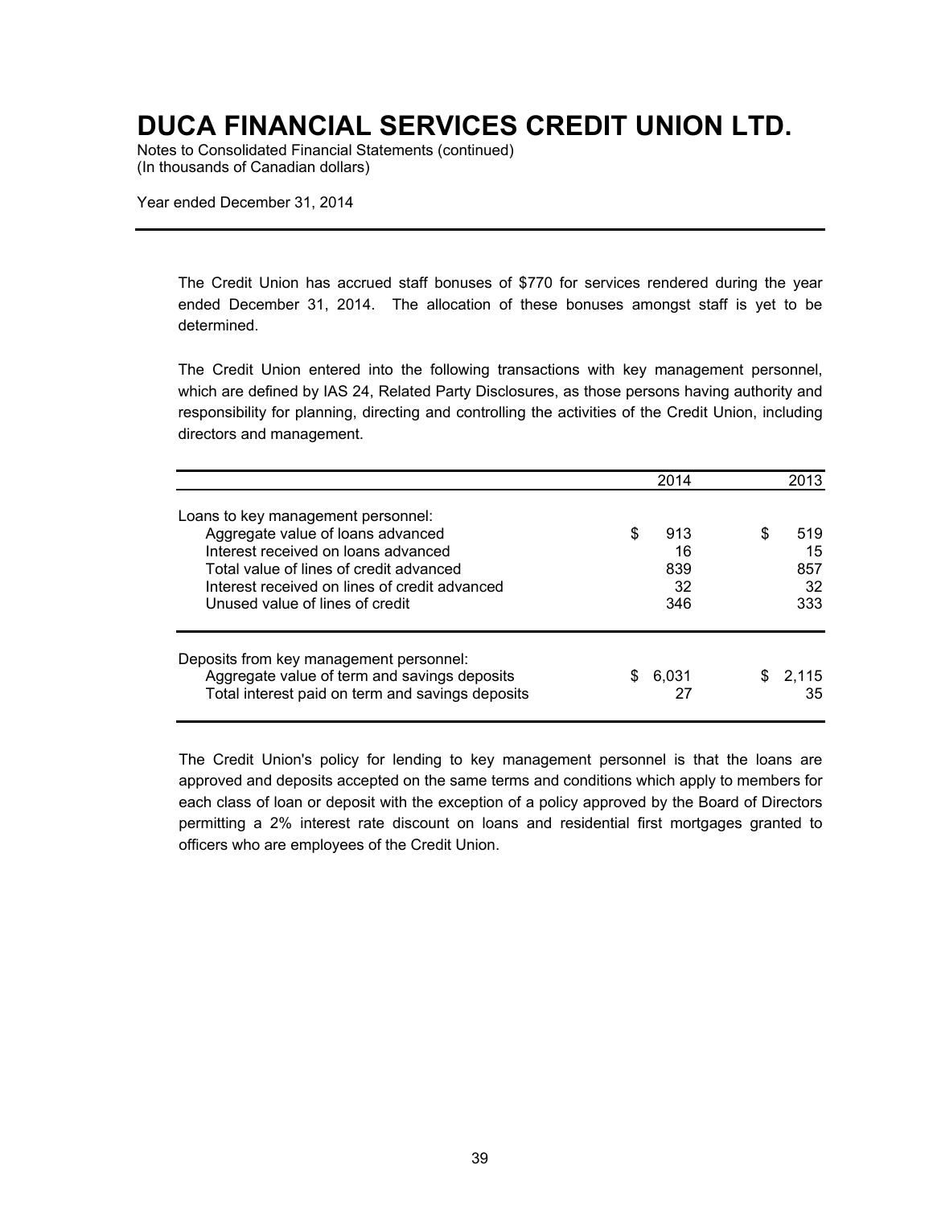# DUCA FINANCIAL SERVICES CREDIT UNION LTD.

Notes to Consolidated Financial Statements (continued)
(In thousands of Canadian dollars)

Year ended December 31, 2014

The Credit Union has accrued staff bonuses of $770 for services rendered during the year ended December 31, 2014. The allocation of these bonuses amongst staff is yet to be determined.

The Credit Union entered into the following transactions with key management personnel, which are defined by IAS 24, Related Party Disclosures, as those persons having authority and responsibility for planning, directing and controlling the activities of the Credit Union, including directors and management.

| | 2014 | 2013 |
|---|---|---|
| Loans to key management personnel: | | |
| Aggregate value of loans advanced | $ 913 | $ 519 |
| Interest received on loans advanced | 16 | 15 |
| Total value of lines of credit advanced | 839 | 857 |
| Interest received on lines of credit advanced | 32 | 32 |
| Unused value of lines of credit | 346 | 333 |
| Deposits from key management personnel: | | |
| Aggregate value of term and savings deposits | $ 6,031 | $ 2,115 |
| Total interest paid on term and savings deposits | 27 | 35 |

The Credit Union's policy for lending to key management personnel is that the loans are approved and deposits accepted on the same terms and conditions which apply to members for each class of loan or deposit with the exception of a policy approved by the Board of Directors permitting a 2% interest rate discount on loans and residential first mortgages granted to officers who are employees of the Credit Union.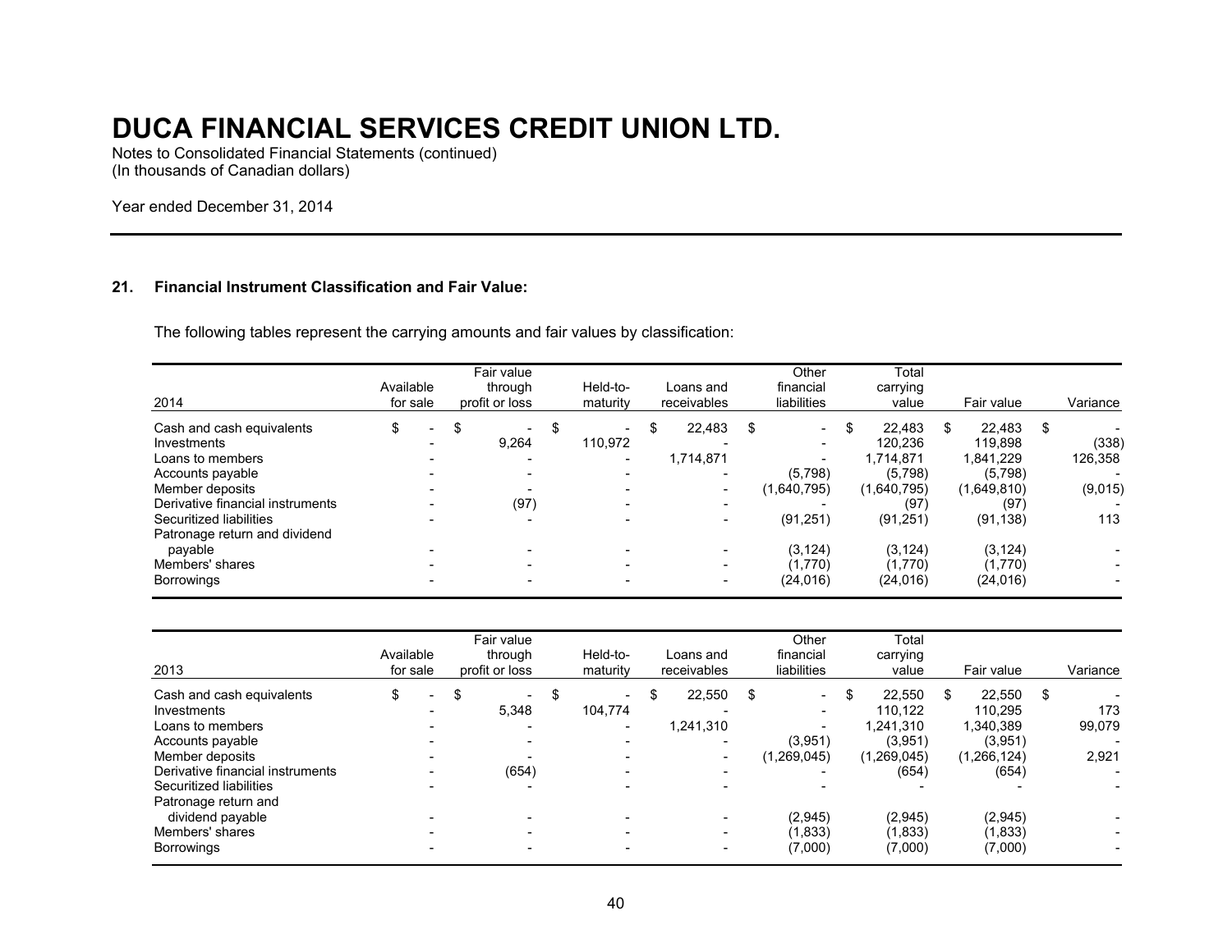# DUCA FINANCIAL SERVICES CREDIT UNION LTD.

Notes to Consolidated Financial Statements (continued)
(In thousands of Canadian dollars)

Year ended December 31, 2014

---

**21. Financial Instrument Classification and Fair Value:**

The following tables represent the carrying amounts and fair values by classification:

| 2014 | Available for sale | Fair value through profit or loss | Held-to-maturity | Loans and receivables | Other financial liabilities | Total carrying value | Fair value | Variance |
|---|---|---|---|---|---|---|---|---|
| Cash and cash equivalents | $ - | $ - | $ - | $ 22,483 | $ - | $ 22,483 | $ 22,483 | $ - |
| Investments | - | 9,264 | 110,972 | - | - | 120,236 | 119,898 | (338) |
| Loans to members | - | - | - | 1,714,871 | - | 1,714,871 | 1,841,229 | 126,358 |
| Accounts payable | - | - | - | - | (5,798) | (5,798) | (5,798) | - |
| Member deposits | - | - | - | - | (1,640,795) | (1,640,795) | (1,649,810) | (9,015) |
| Derivative financial instruments | - | (97) | - | - | - | (97) | (97) | - |
| Securitized liabilities | - | - | - | - | (91,251) | (91,251) | (91,138) | 113 |
| Patronage return and dividend payable | - | - | - | - | (3,124) | (3,124) | (3,124) | - |
| Members' shares | - | - | - | - | (1,770) | (1,770) | (1,770) | - |
| Borrowings | - | - | - | - | (24,016) | (24,016) | (24,016) | - |

| 2013 | Available for sale | Fair value through profit or loss | Held-to-maturity | Loans and receivables | Other financial liabilities | Total carrying value | Fair value | Variance |
|---|---|---|---|---|---|---|---|---|
| Cash and cash equivalents | $ - | $ - | $ - | $ 22,550 | $ - | $ 22,550 | $ 22,550 | $ - |
| Investments | - | 5,348 | 104,774 | - | - | 110,122 | 110,295 | 173 |
| Loans to members | - | - | - | 1,241,310 | - | 1,241,310 | 1,340,389 | 99,079 |
| Accounts payable | - | - | - | - | (3,951) | (3,951) | (3,951) | - |
| Member deposits | - | - | - | - | (1,269,045) | (1,269,045) | (1,266,124) | 2,921 |
| Derivative financial instruments | - | (654) | - | - | - | (654) | (654) | - |
| Securitized liabilities | - | - | - | - | - | - | - | - |
| Patronage return and dividend payable | - | - | - | - | (2,945) | (2,945) | (2,945) | - |
| Members' shares | - | - | - | - | (1,833) | (1,833) | (1,833) | - |
| Borrowings | - | - | - | - | (7,000) | (7,000) | (7,000) | - |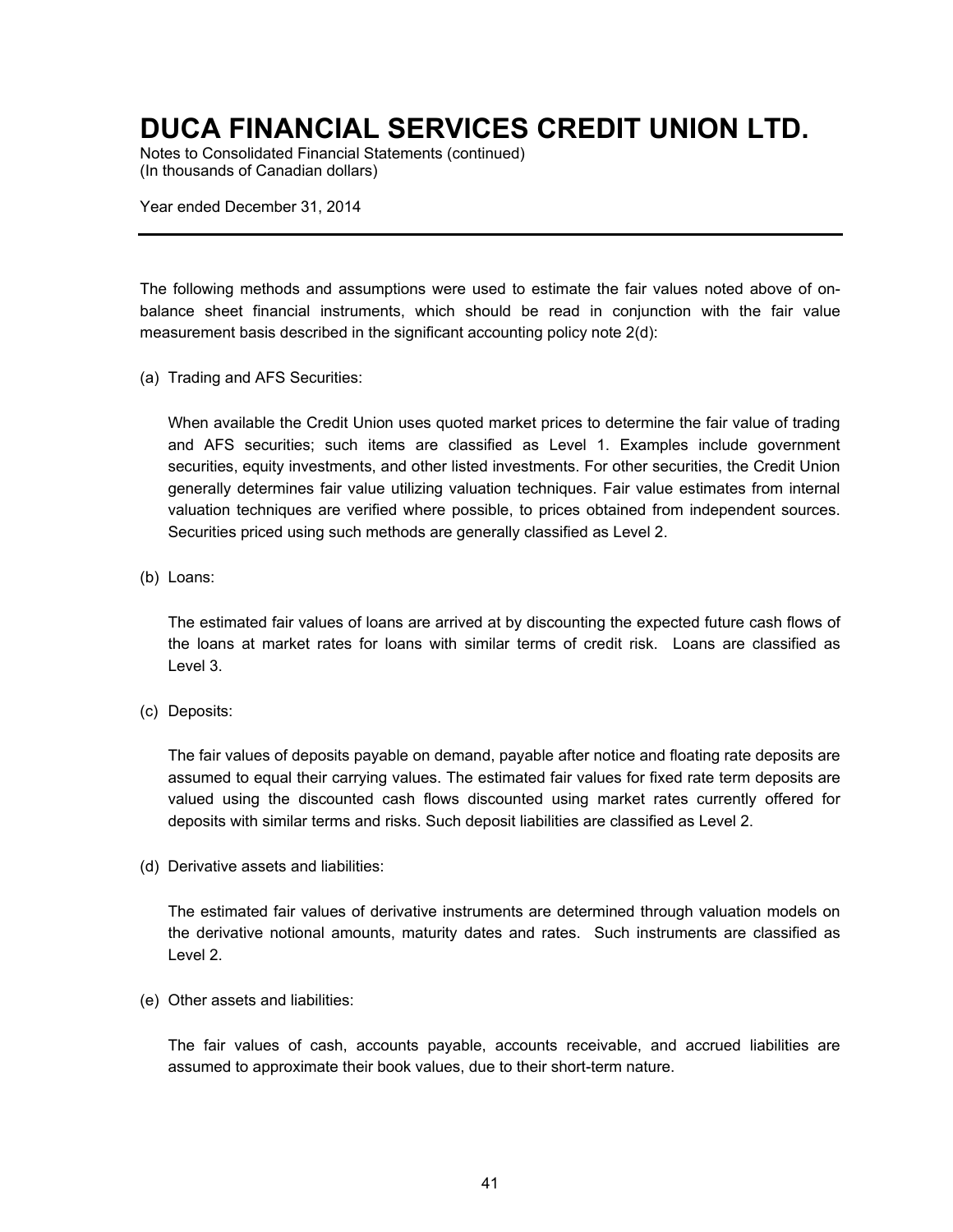The following methods and assumptions were used to estimate the fair values noted above of on-balance sheet financial instruments, which should be read in conjunction with the fair value measurement basis described in the significant accounting policy note 2(d):

(a) Trading and AFS Securities:

When available the Credit Union uses quoted market prices to determine the fair value of trading and AFS securities; such items are classified as Level 1. Examples include government securities, equity investments, and other listed investments. For other securities, the Credit Union generally determines fair value utilizing valuation techniques. Fair value estimates from internal valuation techniques are verified where possible, to prices obtained from independent sources. Securities priced using such methods are generally classified as Level 2.

(b) Loans:

The estimated fair values of loans are arrived at by discounting the expected future cash flows of the loans at market rates for loans with similar terms of credit risk. Loans are classified as Level 3.

(c) Deposits:

The fair values of deposits payable on demand, payable after notice and floating rate deposits are assumed to equal their carrying values. The estimated fair values for fixed rate term deposits are valued using the discounted cash flows discounted using market rates currently offered for deposits with similar terms and risks. Such deposit liabilities are classified as Level 2.

(d) Derivative assets and liabilities:

The estimated fair values of derivative instruments are determined through valuation models on the derivative notional amounts, maturity dates and rates. Such instruments are classified as Level 2.

(e) Other assets and liabilities:

The fair values of cash, accounts payable, accounts receivable, and accrued liabilities are assumed to approximate their book values, due to their short-term nature.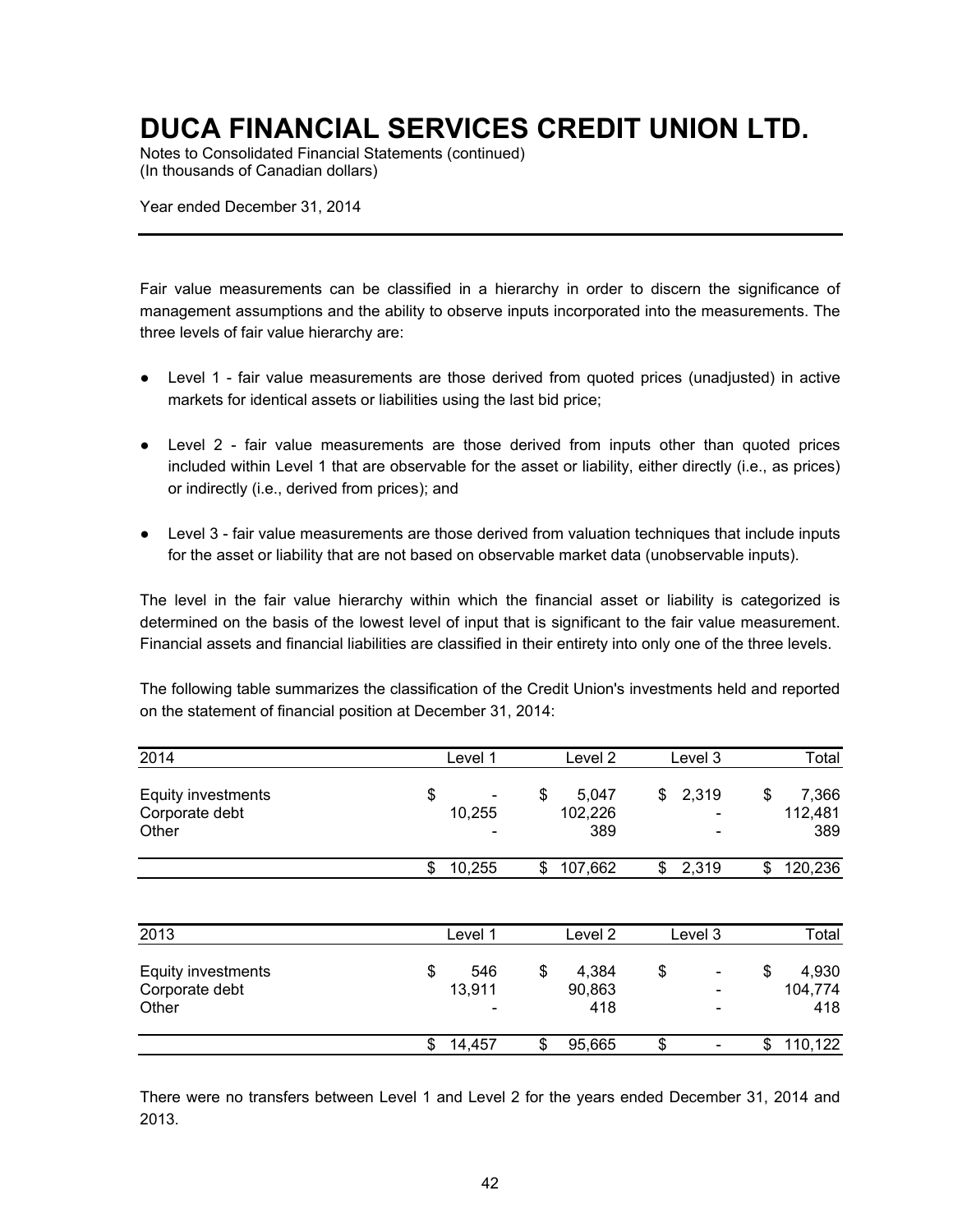# DUCA FINANCIAL SERVICES CREDIT UNION LTD.

Notes to Consolidated Financial Statements (continued)
(In thousands of Canadian dollars)

Year ended December 31, 2014

Fair value measurements can be classified in a hierarchy in order to discern the significance of management assumptions and the ability to observe inputs incorporated into the measurements. The three levels of fair value hierarchy are:

- Level 1 - fair value measurements are those derived from quoted prices (unadjusted) in active markets for identical assets or liabilities using the last bid price;
- Level 2 - fair value measurements are those derived from inputs other than quoted prices included within Level 1 that are observable for the asset or liability, either directly (i.e., as prices) or indirectly (i.e., derived from prices); and
- Level 3 - fair value measurements are those derived from valuation techniques that include inputs for the asset or liability that are not based on observable market data (unobservable inputs).

The level in the fair value hierarchy within which the financial asset or liability is categorized is determined on the basis of the lowest level of input that is significant to the fair value measurement. Financial assets and financial liabilities are classified in their entirety into only one of the three levels.

The following table summarizes the classification of the Credit Union's investments held and reported on the statement of financial position at December 31, 2014:

| 2014 | Level 1 | Level 2 | Level 3 | Total |
|---|---|---|---|---|
| Equity investments | $ - | $ 5,047 | $ 2,319 | $ 7,366 |
| Corporate debt | 10,255 | 102,226 | - | 112,481 |
| Other | - | 389 | - | 389 |
| | $ 10,255 | $ 107,662 | $ 2,319 | $ 120,236 |

| 2013 | Level 1 | Level 2 | Level 3 | Total |
|---|---|---|---|---|
| Equity investments | $ 546 | $ 4,384 | $ - | $ 4,930 |
| Corporate debt | 13,911 | 90,863 | - | 104,774 |
| Other | - | 418 | - | 418 |
| | $ 14,457 | $ 95,665 | $ - | $ 110,122 |

There were no transfers between Level 1 and Level 2 for the years ended December 31, 2014 and 2013.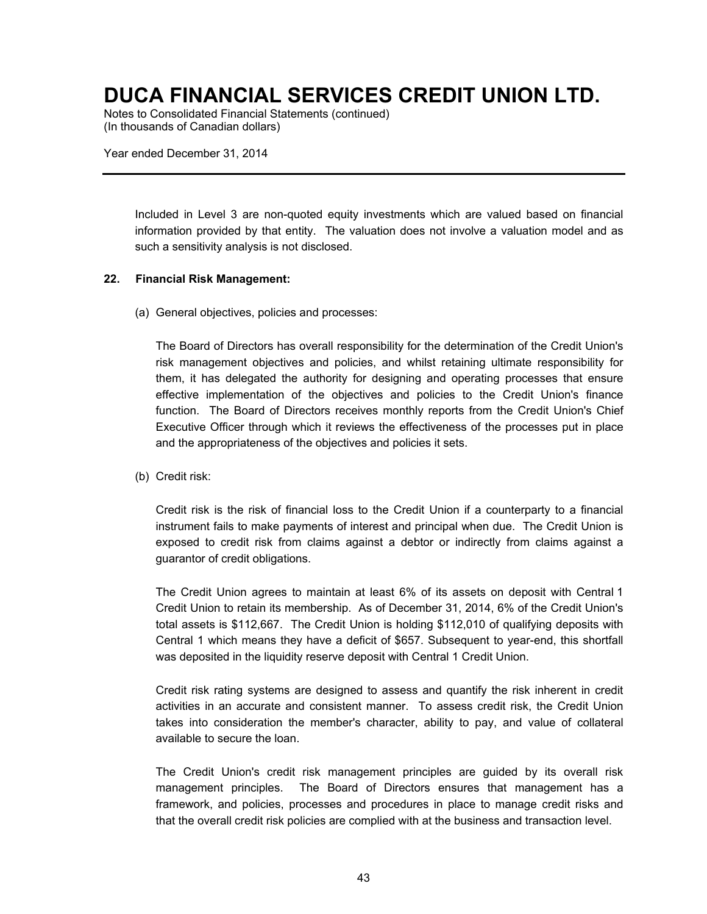Included in Level 3 are non-quoted equity investments which are valued based on financial information provided by that entity. The valuation does not involve a valuation model and as such a sensitivity analysis is not disclosed.

**22. Financial Risk Management:**

(a) General objectives, policies and processes:

The Board of Directors has overall responsibility for the determination of the Credit Union's risk management objectives and policies, and whilst retaining ultimate responsibility for them, it has delegated the authority for designing and operating processes that ensure effective implementation of the objectives and policies to the Credit Union's finance function. The Board of Directors receives monthly reports from the Credit Union's Chief Executive Officer through which it reviews the effectiveness of the processes put in place and the appropriateness of the objectives and policies it sets.

(b) Credit risk:

Credit risk is the risk of financial loss to the Credit Union if a counterparty to a financial instrument fails to make payments of interest and principal when due. The Credit Union is exposed to credit risk from claims against a debtor or indirectly from claims against a guarantor of credit obligations.

The Credit Union agrees to maintain at least 6% of its assets on deposit with Central 1 Credit Union to retain its membership. As of December 31, 2014, 6% of the Credit Union's total assets is $112,667. The Credit Union is holding $112,010 of qualifying deposits with Central 1 which means they have a deficit of $657. Subsequent to year-end, this shortfall was deposited in the liquidity reserve deposit with Central 1 Credit Union.

Credit risk rating systems are designed to assess and quantify the risk inherent in credit activities in an accurate and consistent manner. To assess credit risk, the Credit Union takes into consideration the member's character, ability to pay, and value of collateral available to secure the loan.

The Credit Union's credit risk management principles are guided by its overall risk management principles. The Board of Directors ensures that management has a framework, and policies, processes and procedures in place to manage credit risks and that the overall credit risk policies are complied with at the business and transaction level.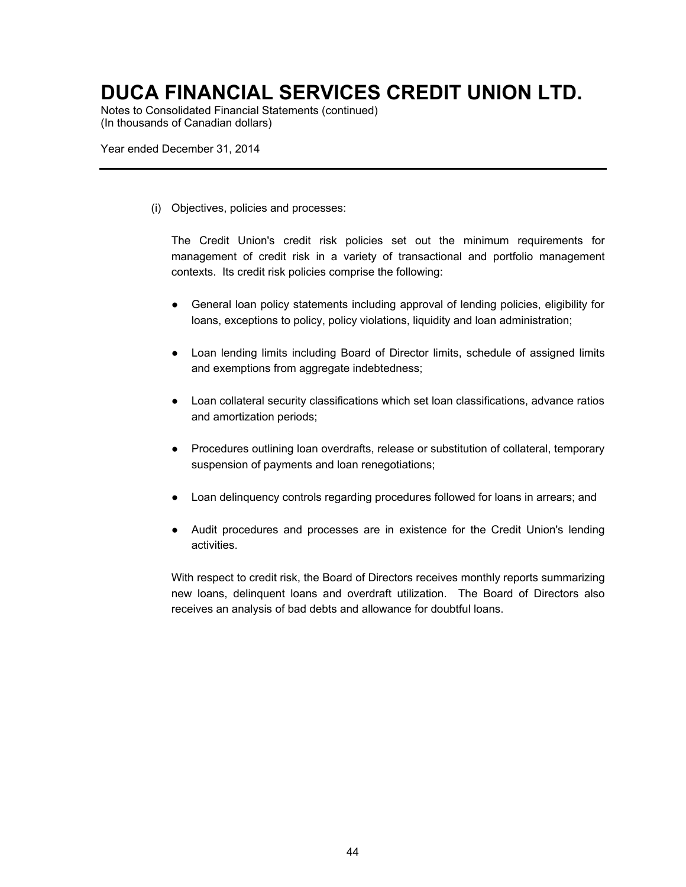(i) Objectives, policies and processes:

The Credit Union's credit risk policies set out the minimum requirements for management of credit risk in a variety of transactional and portfolio management contexts. Its credit risk policies comprise the following:

- General loan policy statements including approval of lending policies, eligibility for loans, exceptions to policy, policy violations, liquidity and loan administration;
- Loan lending limits including Board of Director limits, schedule of assigned limits and exemptions from aggregate indebtedness;
- Loan collateral security classifications which set loan classifications, advance ratios and amortization periods;
- Procedures outlining loan overdrafts, release or substitution of collateral, temporary suspension of payments and loan renegotiations;
- Loan delinquency controls regarding procedures followed for loans in arrears; and
- Audit procedures and processes are in existence for the Credit Union's lending activities.

With respect to credit risk, the Board of Directors receives monthly reports summarizing new loans, delinquent loans and overdraft utilization. The Board of Directors also receives an analysis of bad debts and allowance for doubtful loans.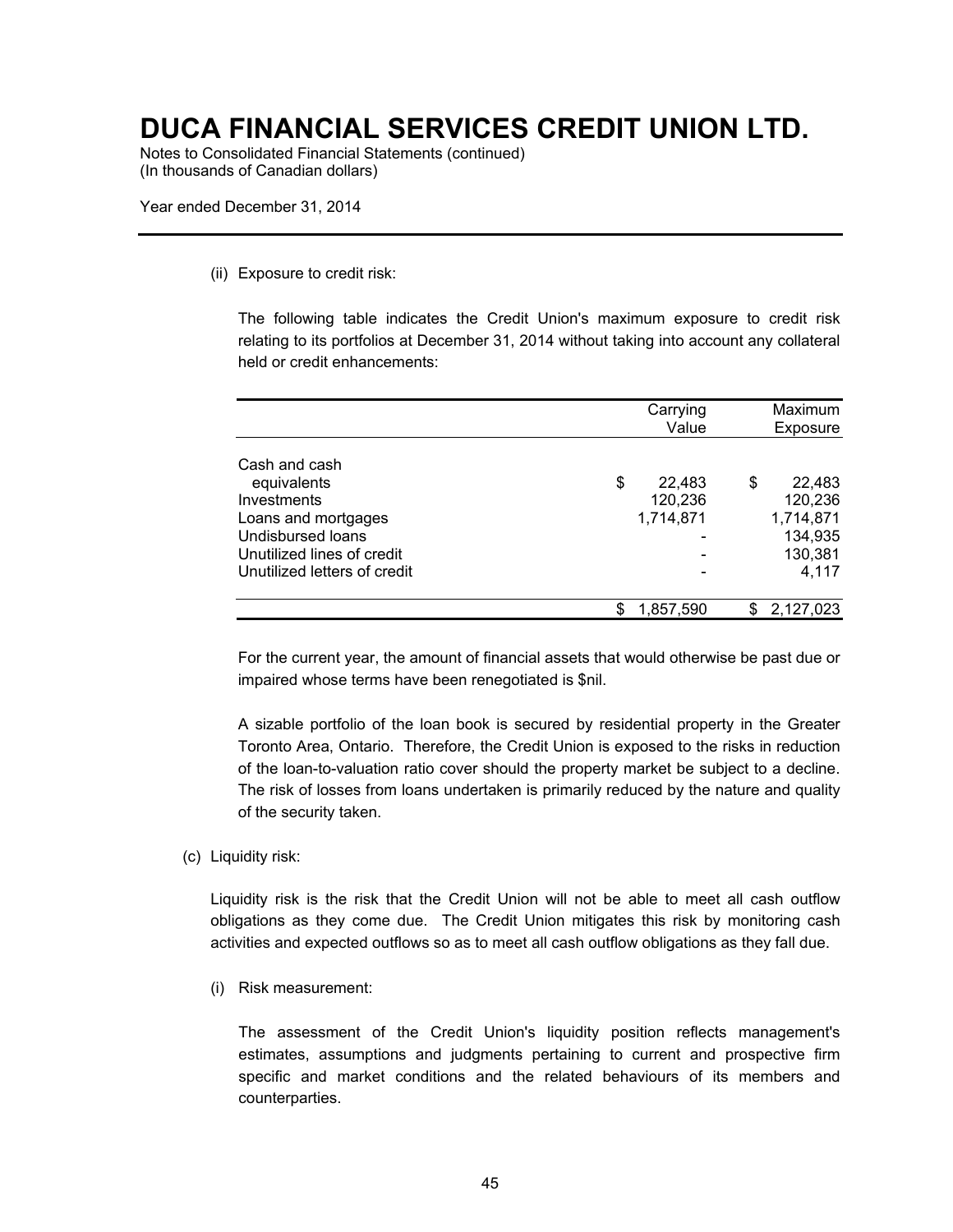(ii) Exposure to credit risk:

The following table indicates the Credit Union's maximum exposure to credit risk relating to its portfolios at December 31, 2014 without taking into account any collateral held or credit enhancements:

| | Carrying Value | Maximum Exposure |
|---|---|---|
| Cash and cash equivalents | $ 22,483 | $ 22,483 |
| Investments | 120,236 | 120,236 |
| Loans and mortgages | 1,714,871 | 1,714,871 |
| Undisbursed loans | - | 134,935 |
| Unutilized lines of credit | - | 130,381 |
| Unutilized letters of credit | - | 4,117 |
| | $ 1,857,590 | $ 2,127,023 |

For the current year, the amount of financial assets that would otherwise be past due or impaired whose terms have been renegotiated is $nil.

A sizable portfolio of the loan book is secured by residential property in the Greater Toronto Area, Ontario. Therefore, the Credit Union is exposed to the risks in reduction of the loan-to-valuation ratio cover should the property market be subject to a decline. The risk of losses from loans undertaken is primarily reduced by the nature and quality of the security taken.

(c) Liquidity risk:

Liquidity risk is the risk that the Credit Union will not be able to meet all cash outflow obligations as they come due. The Credit Union mitigates this risk by monitoring cash activities and expected outflows so as to meet all cash outflow obligations as they fall due.

(i) Risk measurement:

The assessment of the Credit Union's liquidity position reflects management's estimates, assumptions and judgments pertaining to current and prospective firm specific and market conditions and the related behaviours of its members and counterparties.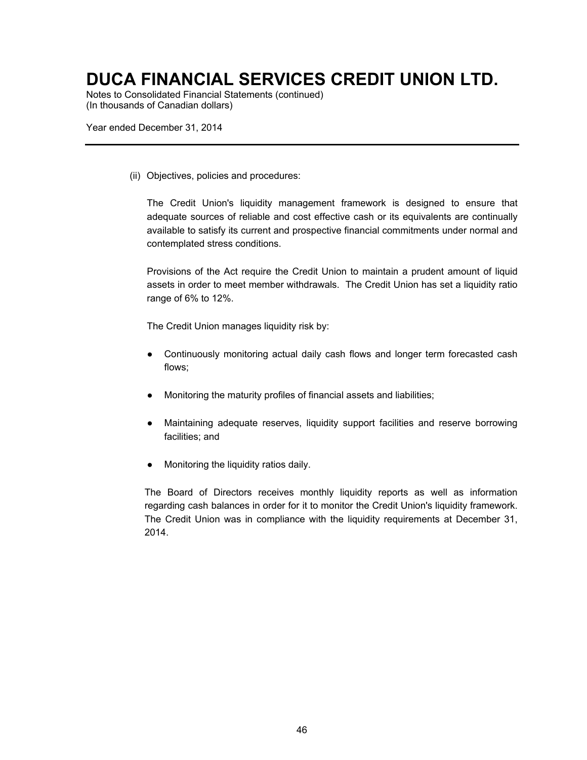(ii) Objectives, policies and procedures:

The Credit Union's liquidity management framework is designed to ensure that adequate sources of reliable and cost effective cash or its equivalents are continually available to satisfy its current and prospective financial commitments under normal and contemplated stress conditions.

Provisions of the Act require the Credit Union to maintain a prudent amount of liquid assets in order to meet member withdrawals. The Credit Union has set a liquidity ratio range of 6% to 12%.

The Credit Union manages liquidity risk by:

- Continuously monitoring actual daily cash flows and longer term forecasted cash flows;
- Monitoring the maturity profiles of financial assets and liabilities;
- Maintaining adequate reserves, liquidity support facilities and reserve borrowing facilities; and
- Monitoring the liquidity ratios daily.

The Board of Directors receives monthly liquidity reports as well as information regarding cash balances in order for it to monitor the Credit Union's liquidity framework. The Credit Union was in compliance with the liquidity requirements at December 31, 2014.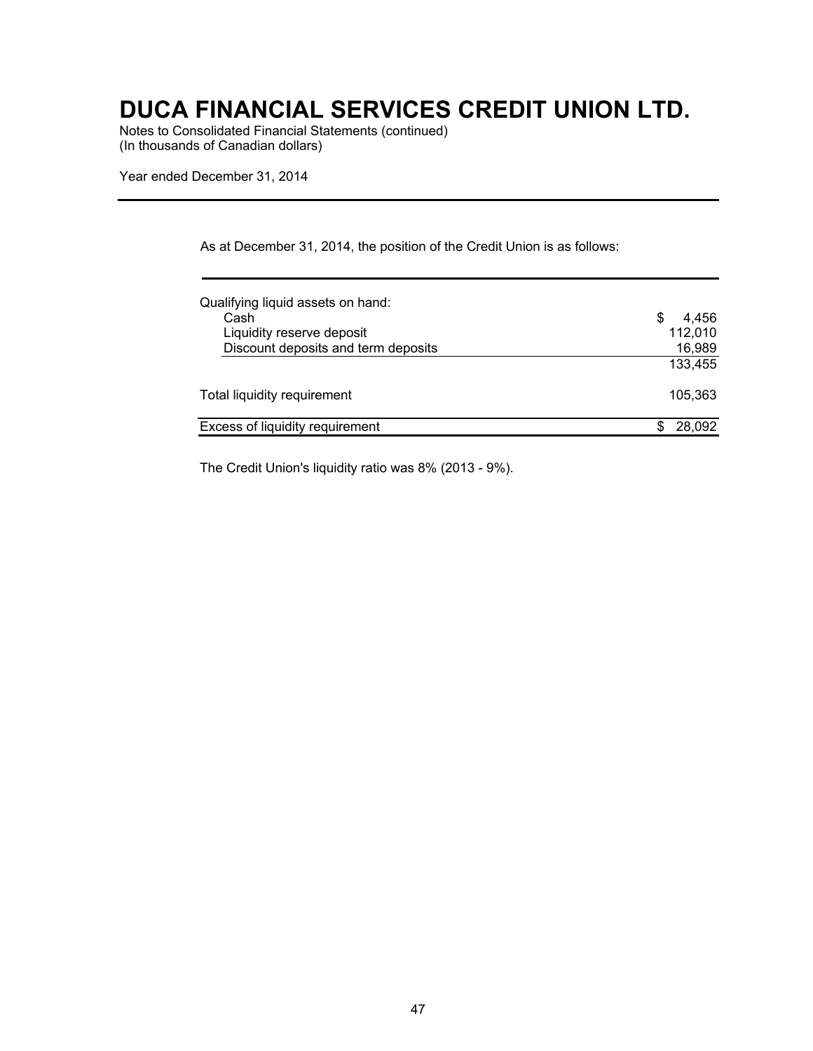# DUCA FINANCIAL SERVICES CREDIT UNION LTD.

Notes to Consolidated Financial Statements (continued)
(In thousands of Canadian dollars)

Year ended December 31, 2014

As at December 31, 2014, the position of the Credit Union is as follows:

| | |
|---|---|
| Qualifying liquid assets on hand: | |
| Cash | $ 4,456 |
| Liquidity reserve deposit | 112,010 |
| Discount deposits and term deposits | 16,989 |
| | 133,455 |
| Total liquidity requirement | 105,363 |
| Excess of liquidity requirement | $ 28,092 |

The Credit Union's liquidity ratio was 8% (2013 - 9%).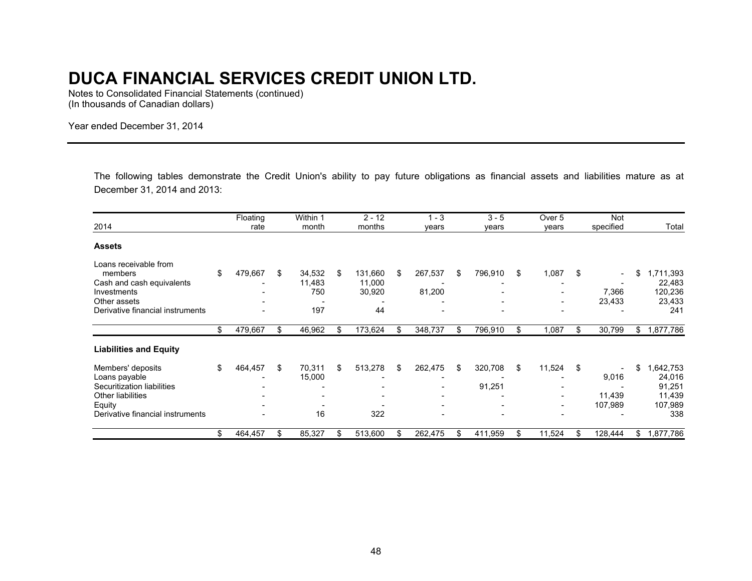# DUCA FINANCIAL SERVICES CREDIT UNION LTD.

Notes to Consolidated Financial Statements (continued)
(In thousands of Canadian dollars)

Year ended December 31, 2014

The following tables demonstrate the Credit Union's ability to pay future obligations as financial assets and liabilities mature as at December 31, 2014 and 2013:

| 2014 | Floating rate | Within 1 month | 2 - 12 months | 1 - 3 years | 3 - 5 years | Over 5 years | Not specified | Total |
|---|---|---|---|---|---|---|---|---|
| **Assets** | | | | | | | | |
| Loans receivable from members | $ 479,667 | $ 34,532 | $ 131,660 | $ 267,537 | $ 796,910 | $ 1,087 | $ - | $ 1,711,393 |
| Cash and cash equivalents | - | 11,483 | 11,000 | - | - | - | - | 22,483 |
| Investments | - | 750 | 30,920 | 81,200 | - | - | 7,366 | 120,236 |
| Other assets | - | - | - | - | - | - | 23,433 | 23,433 |
| Derivative financial instruments | - | 197 | 44 | - | - | - | - | 241 |
| | $ 479,667 | $ 46,962 | $ 173,624 | $ 348,737 | $ 796,910 | $ 1,087 | $ 30,799 | $ 1,877,786 |
| **Liabilities and Equity** | | | | | | | | |
| Members' deposits | $ 464,457 | $ 70,311 | $ 513,278 | $ 262,475 | $ 320,708 | $ 11,524 | $ - | $ 1,642,753 |
| Loans payable | - | 15,000 | - | - | - | - | 9,016 | 24,016 |
| Securitization liabilities | - | - | - | - | 91,251 | - | - | 91,251 |
| Other liabilities | - | - | - | - | - | - | 11,439 | 11,439 |
| Equity | - | - | - | - | - | - | 107,989 | 107,989 |
| Derivative financial instruments | - | 16 | 322 | - | - | - | - | 338 |
| | $ 464,457 | $ 85,327 | $ 513,600 | $ 262,475 | $ 411,959 | $ 11,524 | $ 128,444 | $ 1,877,786 |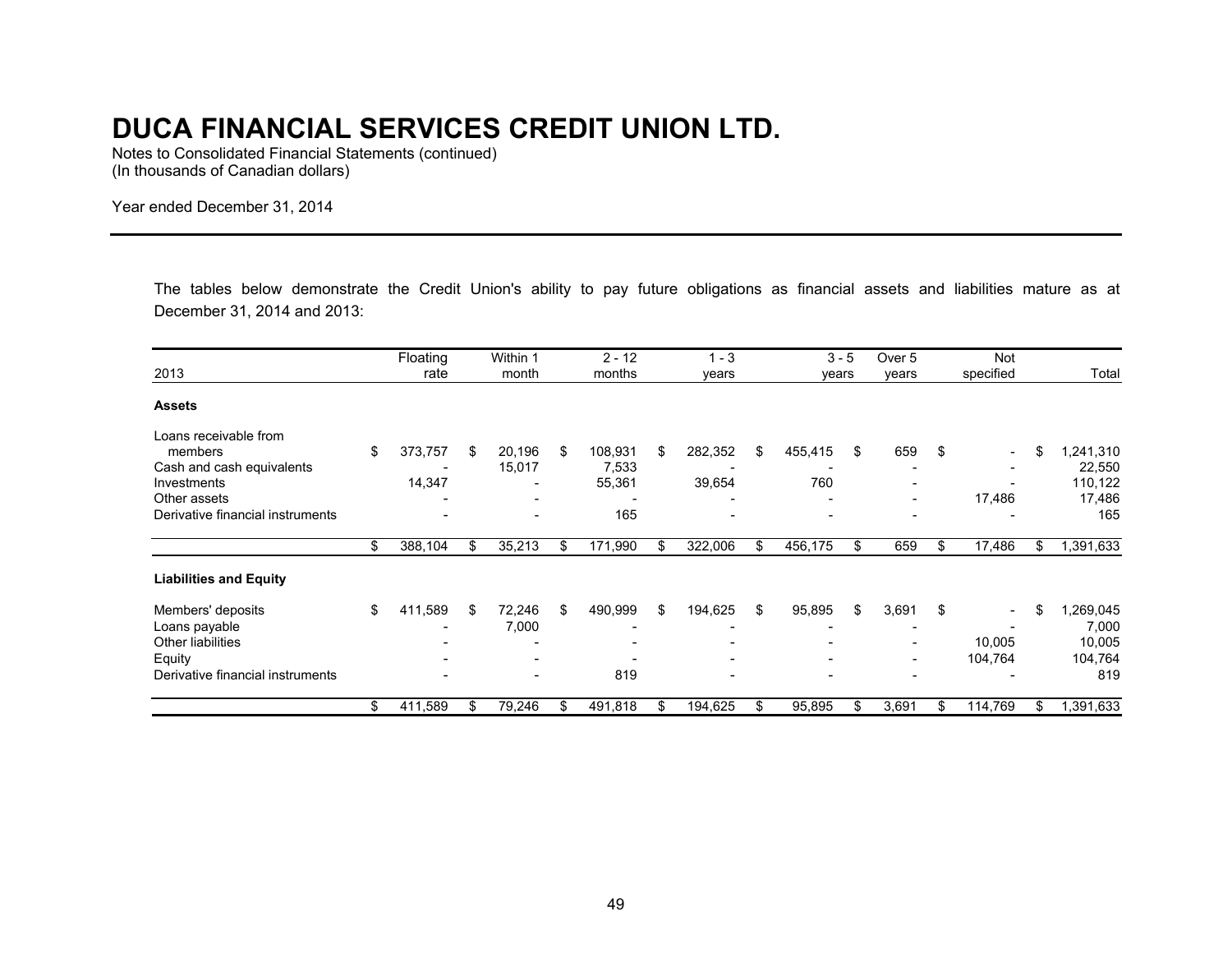# DUCA FINANCIAL SERVICES CREDIT UNION LTD.

Notes to Consolidated Financial Statements (continued)
(In thousands of Canadian dollars)

Year ended December 31, 2014

The tables below demonstrate the Credit Union's ability to pay future obligations as financial assets and liabilities mature as at December 31, 2014 and 2013:

| 2013 | Floating rate | Within 1 month | 2 - 12 months | 1 - 3 years | 3 - 5 years | Over 5 years | Not specified | Total |
|---|---|---|---|---|---|---|---|---|
| **Assets** | | | | | | | | |
| Loans receivable from members | $ 373,757 | $ 20,196 | $ 108,931 | $ 282,352 | $ 455,415 | $ 659 | $ - | $ 1,241,310 |
| Cash and cash equivalents | - | 15,017 | 7,533 | - | - | - | - | 22,550 |
| Investments | 14,347 | - | 55,361 | 39,654 | 760 | - | - | 110,122 |
| Other assets | - | - | - | - | - | - | 17,486 | 17,486 |
| Derivative financial instruments | - | - | 165 | - | - | - | - | 165 |
| | $ 388,104 | $ 35,213 | $ 171,990 | $ 322,006 | $ 456,175 | $ 659 | $ 17,486 | $ 1,391,633 |
| **Liabilities and Equity** | | | | | | | | |
| Members' deposits | $ 411,589 | $ 72,246 | $ 490,999 | $ 194,625 | $ 95,895 | $ 3,691 | $ - | $ 1,269,045 |
| Loans payable | - | 7,000 | - | - | - | - | - | 7,000 |
| Other liabilities | - | - | - | - | - | - | 10,005 | 10,005 |
| Equity | - | - | - | - | - | - | 104,764 | 104,764 |
| Derivative financial instruments | - | - | 819 | - | - | - | - | 819 |
| | $ 411,589 | $ 79,246 | $ 491,818 | $ 194,625 | $ 95,895 | $ 3,691 | $ 114,769 | $ 1,391,633 |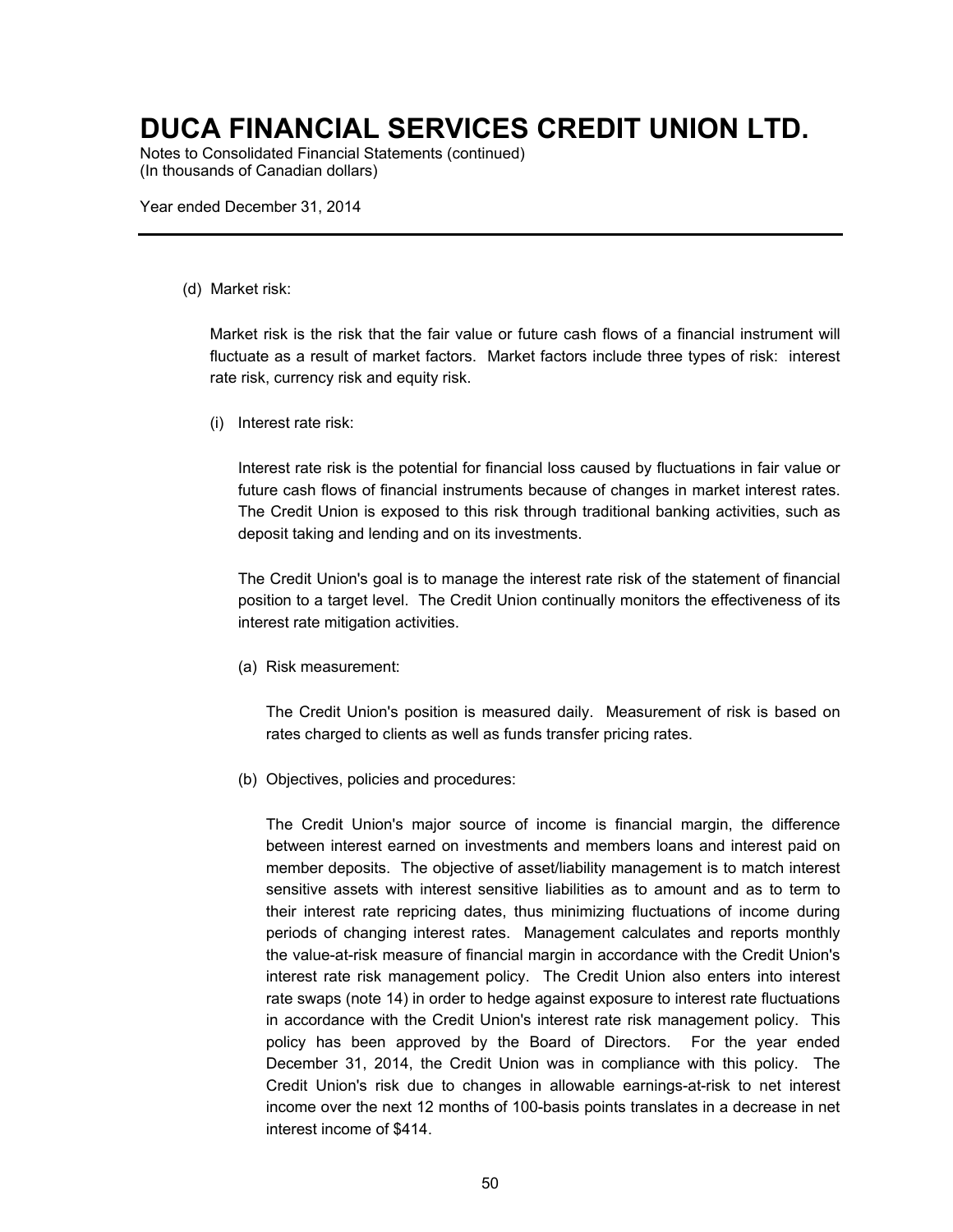(d) Market risk:

Market risk is the risk that the fair value or future cash flows of a financial instrument will fluctuate as a result of market factors. Market factors include three types of risk: interest rate risk, currency risk and equity risk.

(i) Interest rate risk:

Interest rate risk is the potential for financial loss caused by fluctuations in fair value or future cash flows of financial instruments because of changes in market interest rates. The Credit Union is exposed to this risk through traditional banking activities, such as deposit taking and lending and on its investments.

The Credit Union's goal is to manage the interest rate risk of the statement of financial position to a target level. The Credit Union continually monitors the effectiveness of its interest rate mitigation activities.

(a) Risk measurement:

The Credit Union's position is measured daily. Measurement of risk is based on rates charged to clients as well as funds transfer pricing rates.

(b) Objectives, policies and procedures:

The Credit Union's major source of income is financial margin, the difference between interest earned on investments and members loans and interest paid on member deposits. The objective of asset/liability management is to match interest sensitive assets with interest sensitive liabilities as to amount and as to term to their interest rate repricing dates, thus minimizing fluctuations of income during periods of changing interest rates. Management calculates and reports monthly the value-at-risk measure of financial margin in accordance with the Credit Union's interest rate risk management policy. The Credit Union also enters into interest rate swaps (note 14) in order to hedge against exposure to interest rate fluctuations in accordance with the Credit Union's interest rate risk management policy. This policy has been approved by the Board of Directors. For the year ended December 31, 2014, the Credit Union was in compliance with this policy. The Credit Union's risk due to changes in allowable earnings-at-risk to net interest income over the next 12 months of 100-basis points translates in a decrease in net interest income of $414.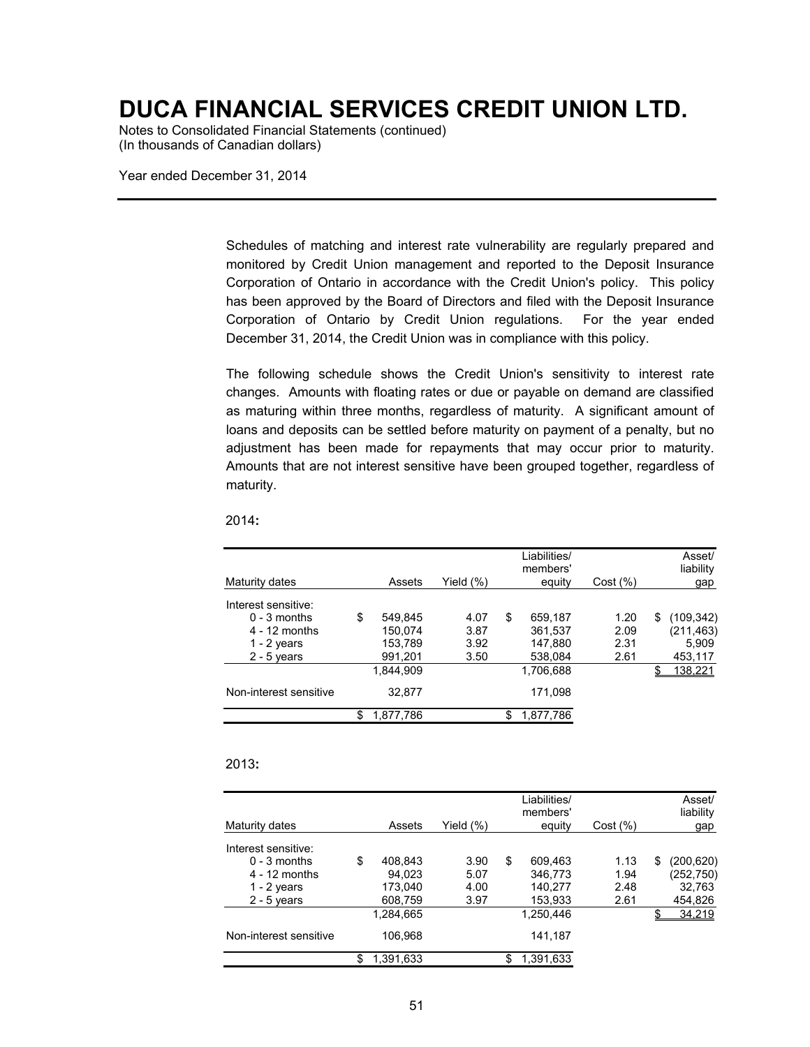# DUCA FINANCIAL SERVICES CREDIT UNION LTD.

Notes to Consolidated Financial Statements (continued)
(In thousands of Canadian dollars)

Year ended December 31, 2014

Schedules of matching and interest rate vulnerability are regularly prepared and monitored by Credit Union management and reported to the Deposit Insurance Corporation of Ontario in accordance with the Credit Union's policy. This policy has been approved by the Board of Directors and filed with the Deposit Insurance Corporation of Ontario by Credit Union regulations. For the year ended December 31, 2014, the Credit Union was in compliance with this policy.

The following schedule shows the Credit Union's sensitivity to interest rate changes. Amounts with floating rates or due or payable on demand are classified as maturing within three months, regardless of maturity. A significant amount of loans and deposits can be settled before maturity on payment of a penalty, but no adjustment has been made for repayments that may occur prior to maturity. Amounts that are not interest sensitive have been grouped together, regardless of maturity.

2014**:**

| Maturity dates | Assets | Yield (%) | Liabilities/ members' equity | Cost (%) | Asset/ liability gap |
|---|---|---|---|---|---|
| Interest sensitive: | | | | | |
| 0 - 3 months | $ 549,845 | 4.07 | $ 659,187 | 1.20 | $ (109,342) |
| 4 - 12 months | 150,074 | 3.87 | 361,537 | 2.09 | (211,463) |
| 1 - 2 years | 153,789 | 3.92 | 147,880 | 2.31 | 5,909 |
| 2 - 5 years | 991,201 | 3.50 | 538,084 | 2.61 | 453,117 |
| | 1,844,909 | | 1,706,688 | | $ 138,221 |
| Non-interest sensitive | 32,877 | | 171,098 | | |
| | $ 1,877,786 | | $ 1,877,786 | | |

2013**:**

| Maturity dates | Assets | Yield (%) | Liabilities/ members' equity | Cost (%) | Asset/ liability gap |
|---|---|---|---|---|---|
| Interest sensitive: | | | | | |
| 0 - 3 months | $ 408,843 | 3.90 | $ 609,463 | 1.13 | $ (200,620) |
| 4 - 12 months | 94,023 | 5.07 | 346,773 | 1.94 | (252,750) |
| 1 - 2 years | 173,040 | 4.00 | 140,277 | 2.48 | 32,763 |
| 2 - 5 years | 608,759 | 3.97 | 153,933 | 2.61 | 454,826 |
| | 1,284,665 | | 1,250,446 | | $ 34,219 |
| Non-interest sensitive | 106,968 | | 141,187 | | |
| | $ 1,391,633 | | $ 1,391,633 | | |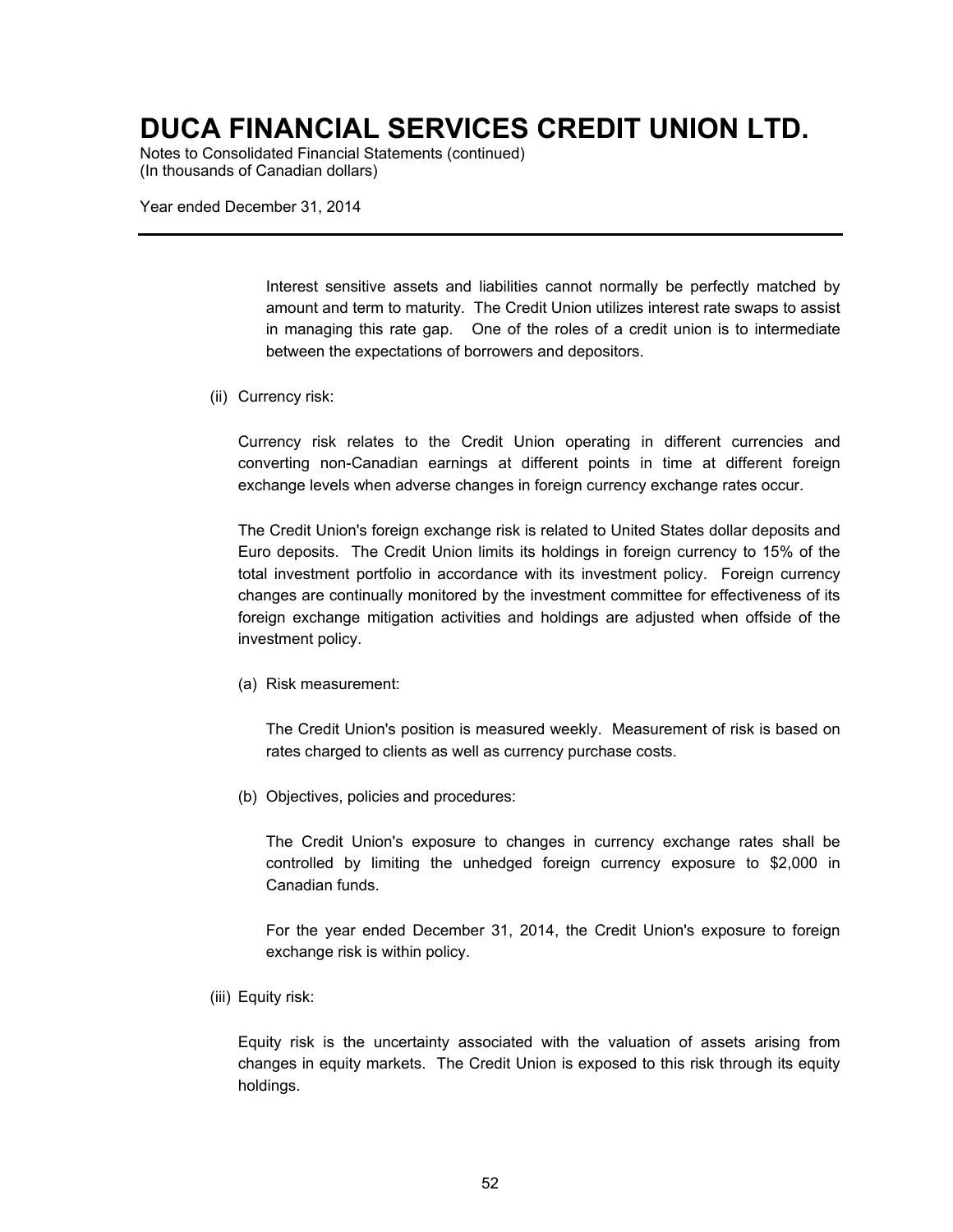Interest sensitive assets and liabilities cannot normally be perfectly matched by amount and term to maturity. The Credit Union utilizes interest rate swaps to assist in managing this rate gap. One of the roles of a credit union is to intermediate between the expectations of borrowers and depositors.

(ii) Currency risk:

Currency risk relates to the Credit Union operating in different currencies and converting non-Canadian earnings at different points in time at different foreign exchange levels when adverse changes in foreign currency exchange rates occur.

The Credit Union's foreign exchange risk is related to United States dollar deposits and Euro deposits. The Credit Union limits its holdings in foreign currency to 15% of the total investment portfolio in accordance with its investment policy. Foreign currency changes are continually monitored by the investment committee for effectiveness of its foreign exchange mitigation activities and holdings are adjusted when offside of the investment policy.

(a) Risk measurement:

The Credit Union's position is measured weekly. Measurement of risk is based on rates charged to clients as well as currency purchase costs.

(b) Objectives, policies and procedures:

The Credit Union's exposure to changes in currency exchange rates shall be controlled by limiting the unhedged foreign currency exposure to $2,000 in Canadian funds.

For the year ended December 31, 2014, the Credit Union's exposure to foreign exchange risk is within policy.

(iii) Equity risk:

Equity risk is the uncertainty associated with the valuation of assets arising from changes in equity markets. The Credit Union is exposed to this risk through its equity holdings.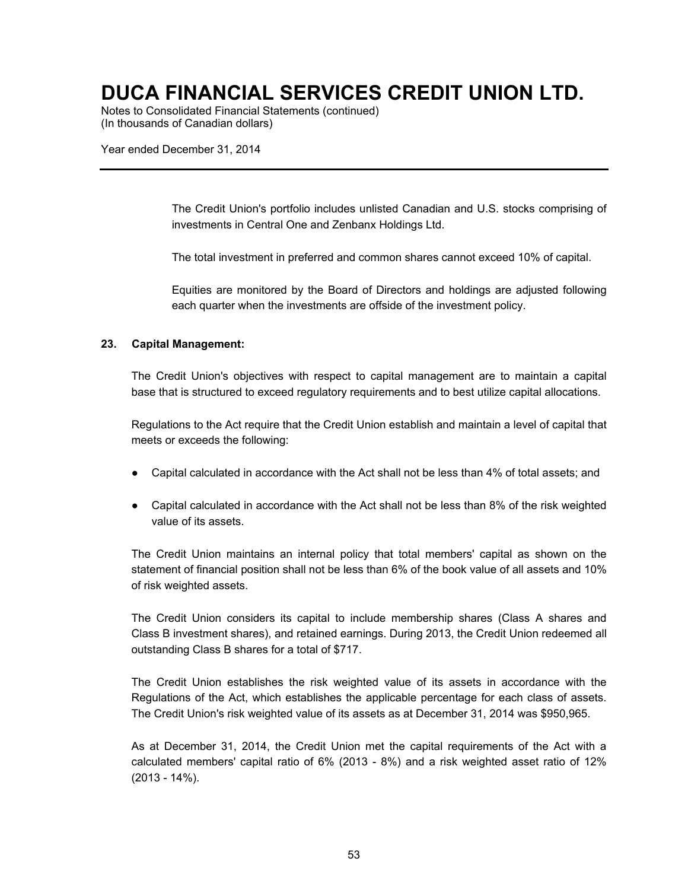The Credit Union's portfolio includes unlisted Canadian and U.S. stocks comprising of investments in Central One and Zenbanx Holdings Ltd.

The total investment in preferred and common shares cannot exceed 10% of capital.

Equities are monitored by the Board of Directors and holdings are adjusted following each quarter when the investments are offside of the investment policy.

## 23. Capital Management:

The Credit Union's objectives with respect to capital management are to maintain a capital base that is structured to exceed regulatory requirements and to best utilize capital allocations.

Regulations to the Act require that the Credit Union establish and maintain a level of capital that meets or exceeds the following:

- Capital calculated in accordance with the Act shall not be less than 4% of total assets; and
- Capital calculated in accordance with the Act shall not be less than 8% of the risk weighted value of its assets.

The Credit Union maintains an internal policy that total members' capital as shown on the statement of financial position shall not be less than 6% of the book value of all assets and 10% of risk weighted assets.

The Credit Union considers its capital to include membership shares (Class A shares and Class B investment shares), and retained earnings. During 2013, the Credit Union redeemed all outstanding Class B shares for a total of $717.

The Credit Union establishes the risk weighted value of its assets in accordance with the Regulations of the Act, which establishes the applicable percentage for each class of assets. The Credit Union's risk weighted value of its assets as at December 31, 2014 was $950,965.

As at December 31, 2014, the Credit Union met the capital requirements of the Act with a calculated members' capital ratio of 6% (2013 - 8%) and a risk weighted asset ratio of 12% (2013 - 14%).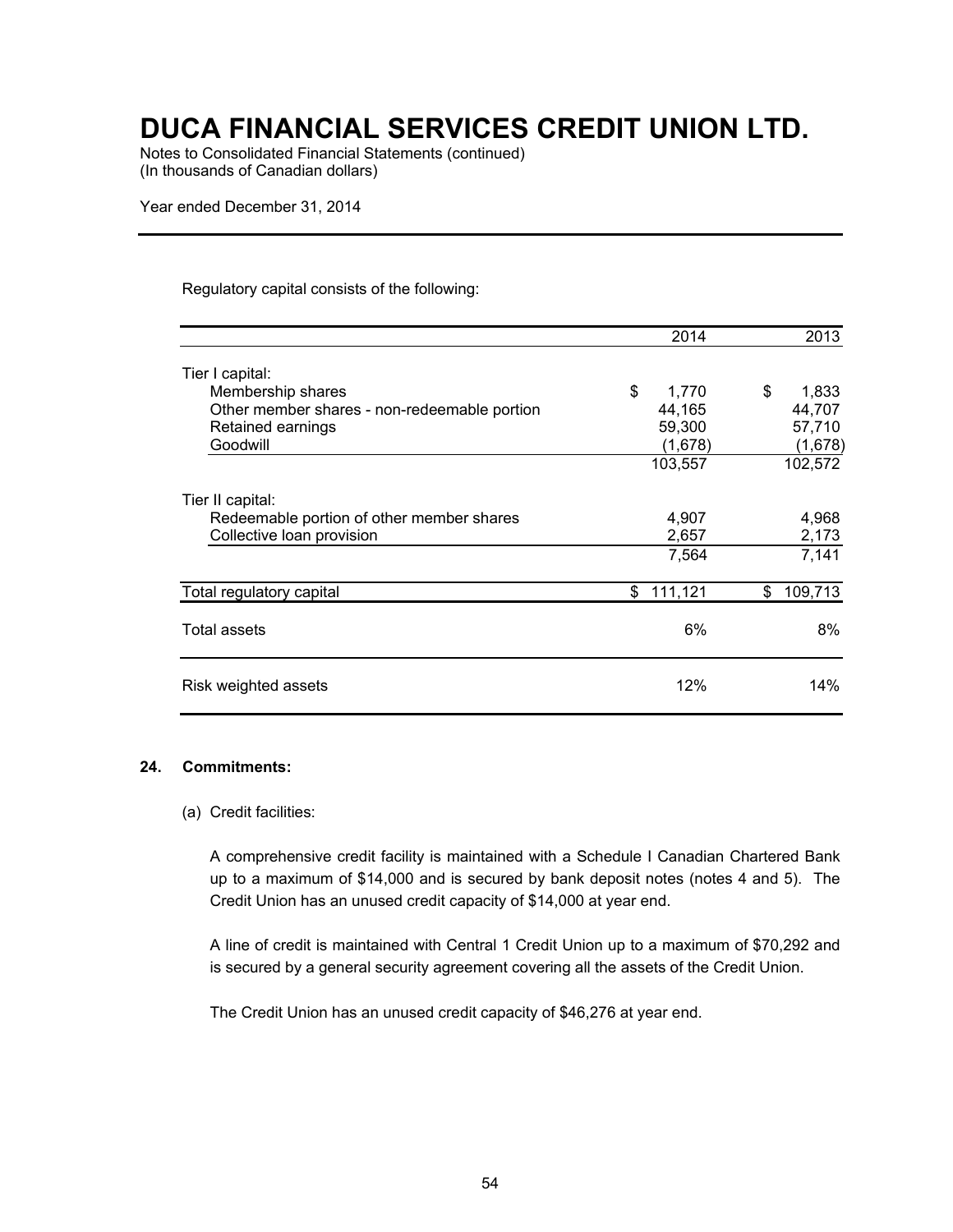Regulatory capital consists of the following:

| | 2014 | 2013 |
|---|---|---|
| Tier I capital: | | |
| Membership shares | $ 1,770 | $ 1,833 |
| Other member shares - non-redeemable portion | 44,165 | 44,707 |
| Retained earnings | 59,300 | 57,710 |
| Goodwill | (1,678) | (1,678) |
| | 103,557 | 102,572 |
| Tier II capital: | | |
| Redeemable portion of other member shares | 4,907 | 4,968 |
| Collective loan provision | 2,657 | 2,173 |
| | 7,564 | 7,141 |
| Total regulatory capital | $ 111,121 | $ 109,713 |
| Total assets | 6% | 8% |
| Risk weighted assets | 12% | 14% |

## 24. Commitments:

(a) Credit facilities:

A comprehensive credit facility is maintained with a Schedule I Canadian Chartered Bank up to a maximum of $14,000 and is secured by bank deposit notes (notes 4 and 5). The Credit Union has an unused credit capacity of $14,000 at year end.

A line of credit is maintained with Central 1 Credit Union up to a maximum of $70,292 and is secured by a general security agreement covering all the assets of the Credit Union.

The Credit Union has an unused credit capacity of $46,276 at year end.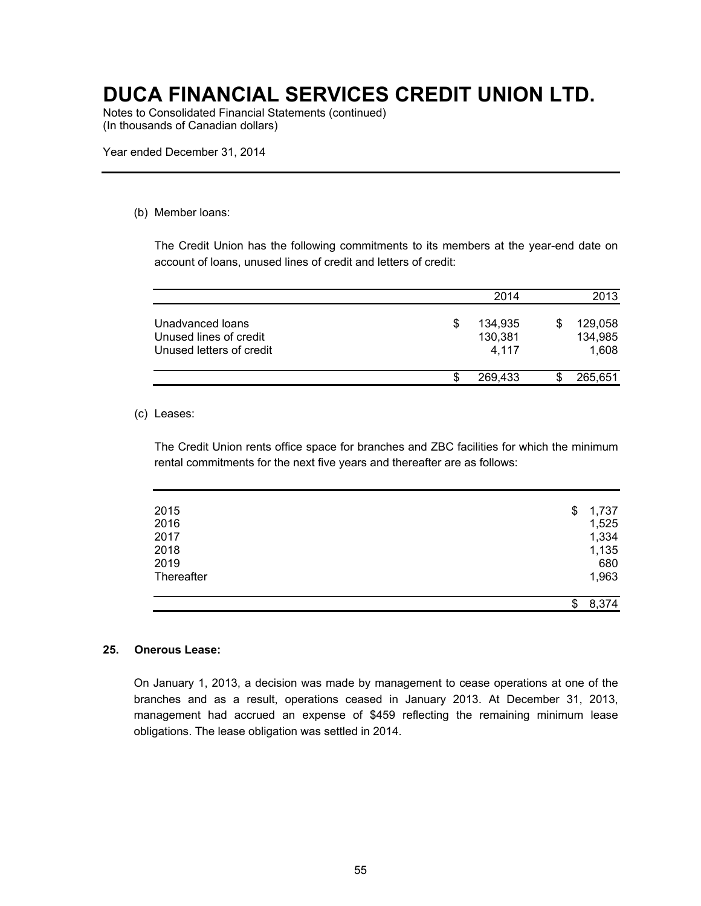# DUCA FINANCIAL SERVICES CREDIT UNION LTD.

Notes to Consolidated Financial Statements (continued)
(In thousands of Canadian dollars)

Year ended December 31, 2014

(b) Member loans:

The Credit Union has the following commitments to its members at the year-end date on account of loans, unused lines of credit and letters of credit:

| | 2014 | 2013 |
|---|---|---|
| Unadvanced loans | $ 134,935 | $ 129,058 |
| Unused lines of credit | 130,381 | 134,985 |
| Unused letters of credit | 4,117 | 1,608 |
| | $ 269,433 | $ 265,651 |

(c) Leases:

The Credit Union rents office space for branches and ZBC facilities for which the minimum rental commitments for the next five years and thereafter are as follows:

| | |
|---|---|
| 2015 | $ 1,737 |
| 2016 | 1,525 |
| 2017 | 1,334 |
| 2018 | 1,135 |
| 2019 | 680 |
| Thereafter | 1,963 |
| | $ 8,374 |

**25. Onerous Lease:**

On January 1, 2013, a decision was made by management to cease operations at one of the branches and as a result, operations ceased in January 2013. At December 31, 2013, management had accrued an expense of $459 reflecting the remaining minimum lease obligations. The lease obligation was settled in 2014.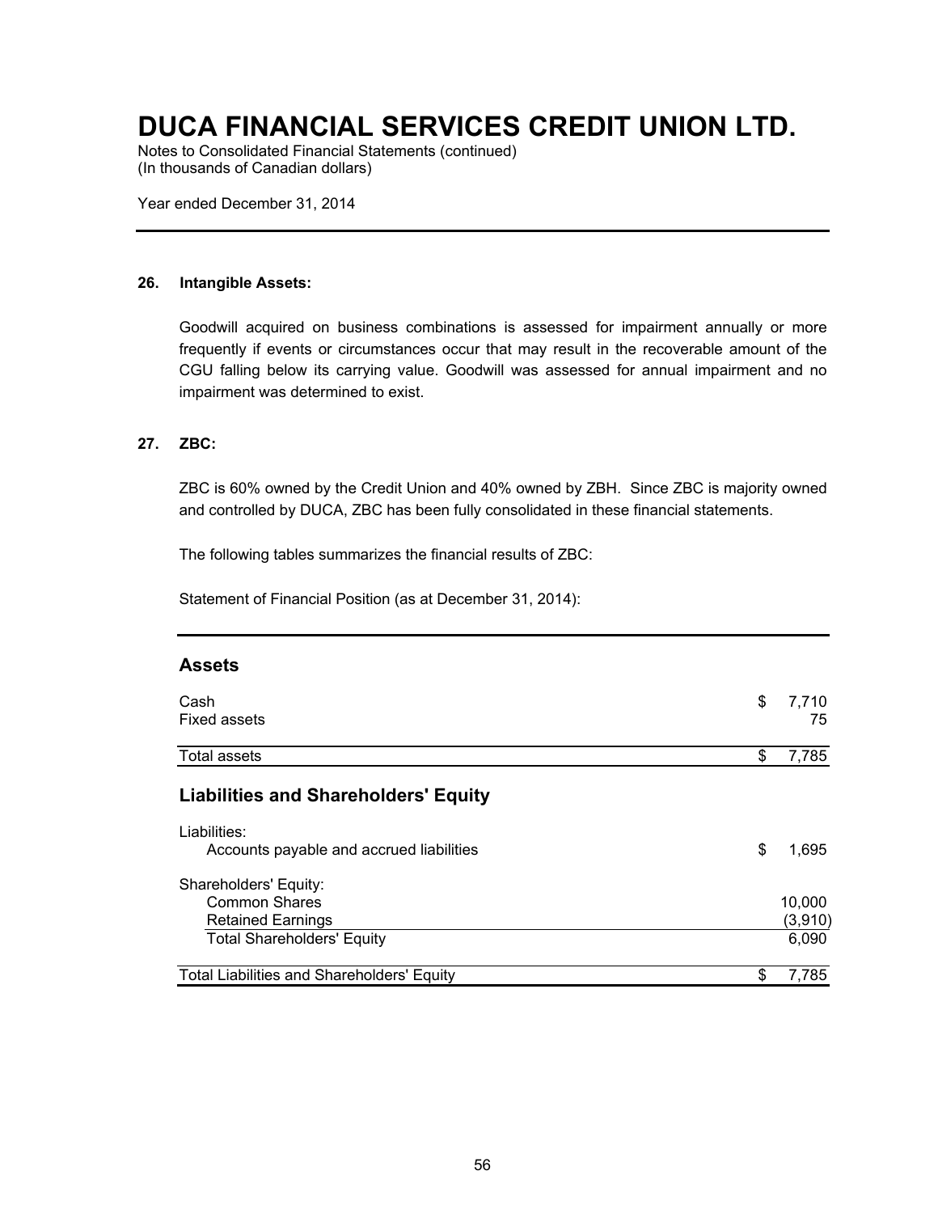# DUCA FINANCIAL SERVICES CREDIT UNION LTD.

Notes to Consolidated Financial Statements (continued)
(In thousands of Canadian dollars)

Year ended December 31, 2014

**26. Intangible Assets:**

Goodwill acquired on business combinations is assessed for impairment annually or more frequently if events or circumstances occur that may result in the recoverable amount of the CGU falling below its carrying value. Goodwill was assessed for annual impairment and no impairment was determined to exist.

**27. ZBC:**

ZBC is 60% owned by the Credit Union and 40% owned by ZBH. Since ZBC is majority owned and controlled by DUCA, ZBC has been fully consolidated in these financial statements.

The following tables summarizes the financial results of ZBC:

Statement of Financial Position (as at December 31, 2014):

| | |
|---|---|
| **Assets** | |
| Cash | $ 7,710 |
| Fixed assets | 75 |
| Total assets | $ 7,785 |
| **Liabilities and Shareholders' Equity** | |
| Liabilities: | |
| Accounts payable and accrued liabilities | $ 1,695 |
| Shareholders' Equity: | |
| Common Shares | 10,000 |
| Retained Earnings | (3,910) |
| Total Shareholders' Equity | 6,090 |
| Total Liabilities and Shareholders' Equity | $ 7,785 |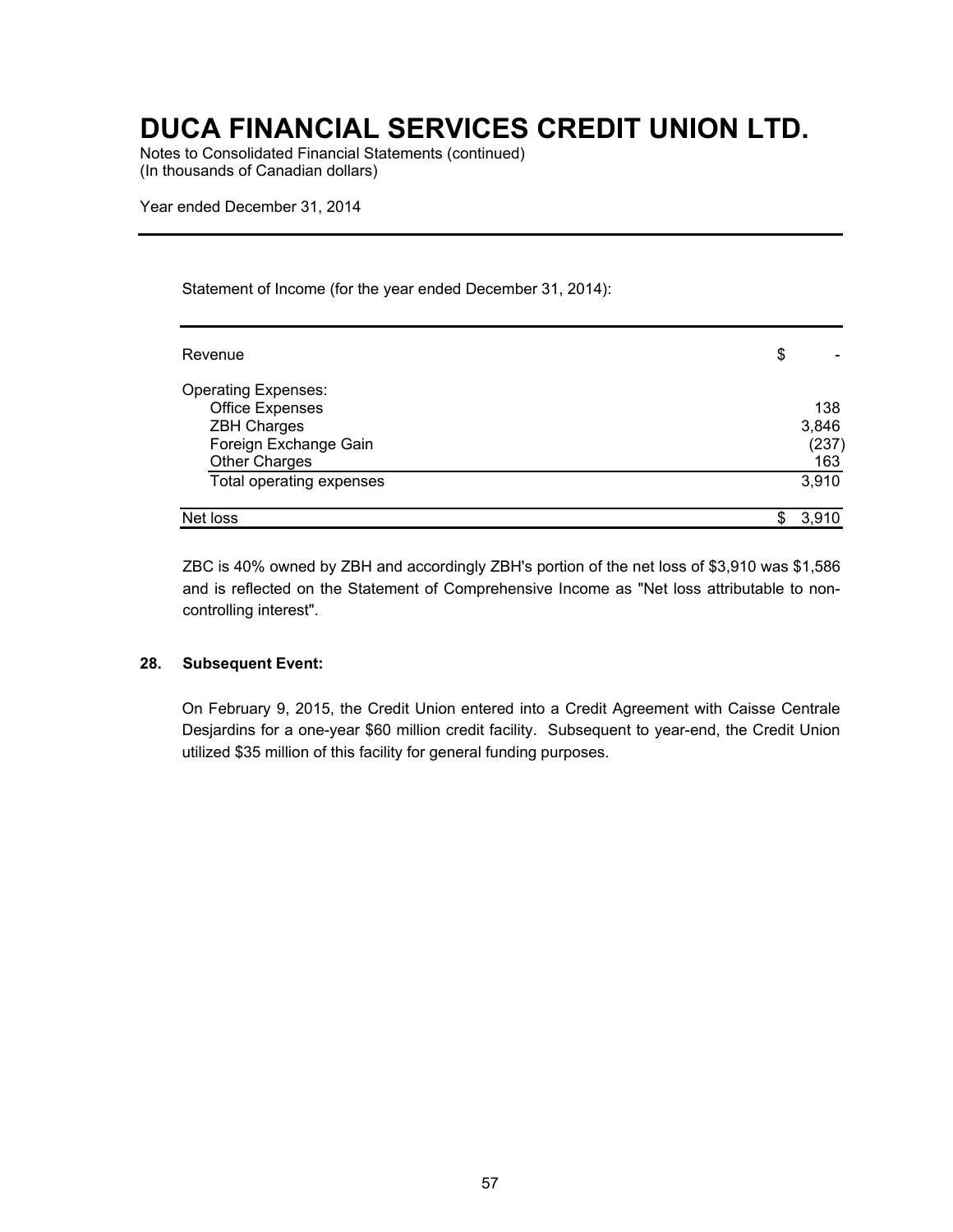# DUCA FINANCIAL SERVICES CREDIT UNION LTD.

Notes to Consolidated Financial Statements (continued)
(In thousands of Canadian dollars)

Year ended December 31, 2014

Statement of Income (for the year ended December 31, 2014):

| | |
|---|---|
| Revenue | $ - |
| Operating Expenses: | |
| Office Expenses | 138 |
| ZBH Charges | 3,846 |
| Foreign Exchange Gain | (237) |
| Other Charges | 163 |
| Total operating expenses | 3,910 |
| Net loss | $ 3,910 |

ZBC is 40% owned by ZBH and accordingly ZBH's portion of the net loss of $3,910 was $1,586 and is reflected on the Statement of Comprehensive Income as "Net loss attributable to non-controlling interest".

## 28. Subsequent Event:

On February 9, 2015, the Credit Union entered into a Credit Agreement with Caisse Centrale Desjardins for a one-year $60 million credit facility. Subsequent to year-end, the Credit Union utilized $35 million of this facility for general funding purposes.